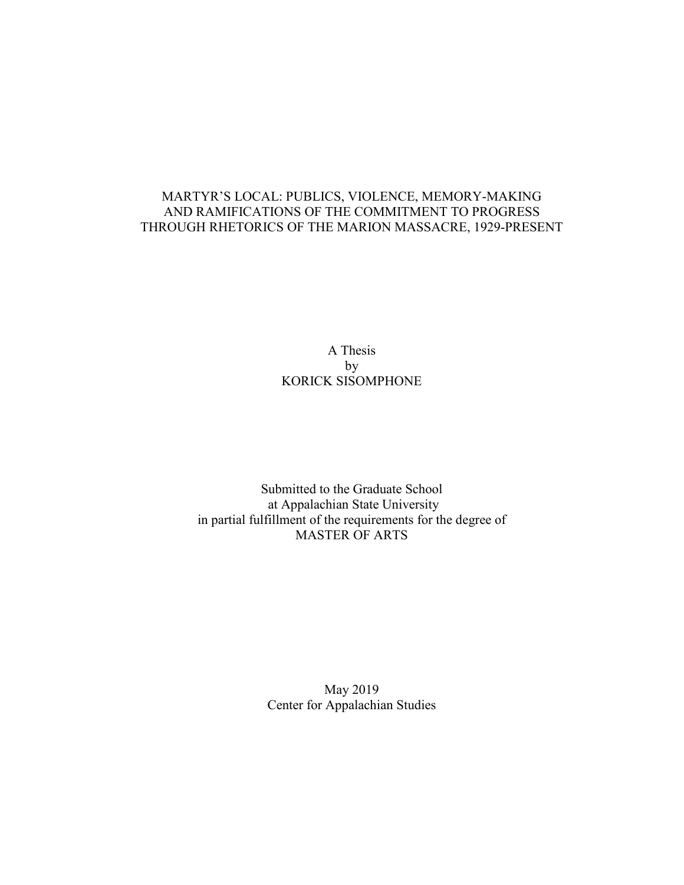# MARTYR'S LOCAL: PUBLICS, VIOLENCE, MEMORY-MAKING AND RAMIFICATIONS OF THE COMMITMENT TO PROGRESS THROUGH RHETORICS OF THE MARION MASSACRE, 1929-PRESENT

A Thesis
by
KORICK SISOMPHONE

Submitted to the Graduate School
at Appalachian State University
in partial fulfillment of the requirements for the degree of
MASTER OF ARTS

May 2019
Center for Appalachian Studies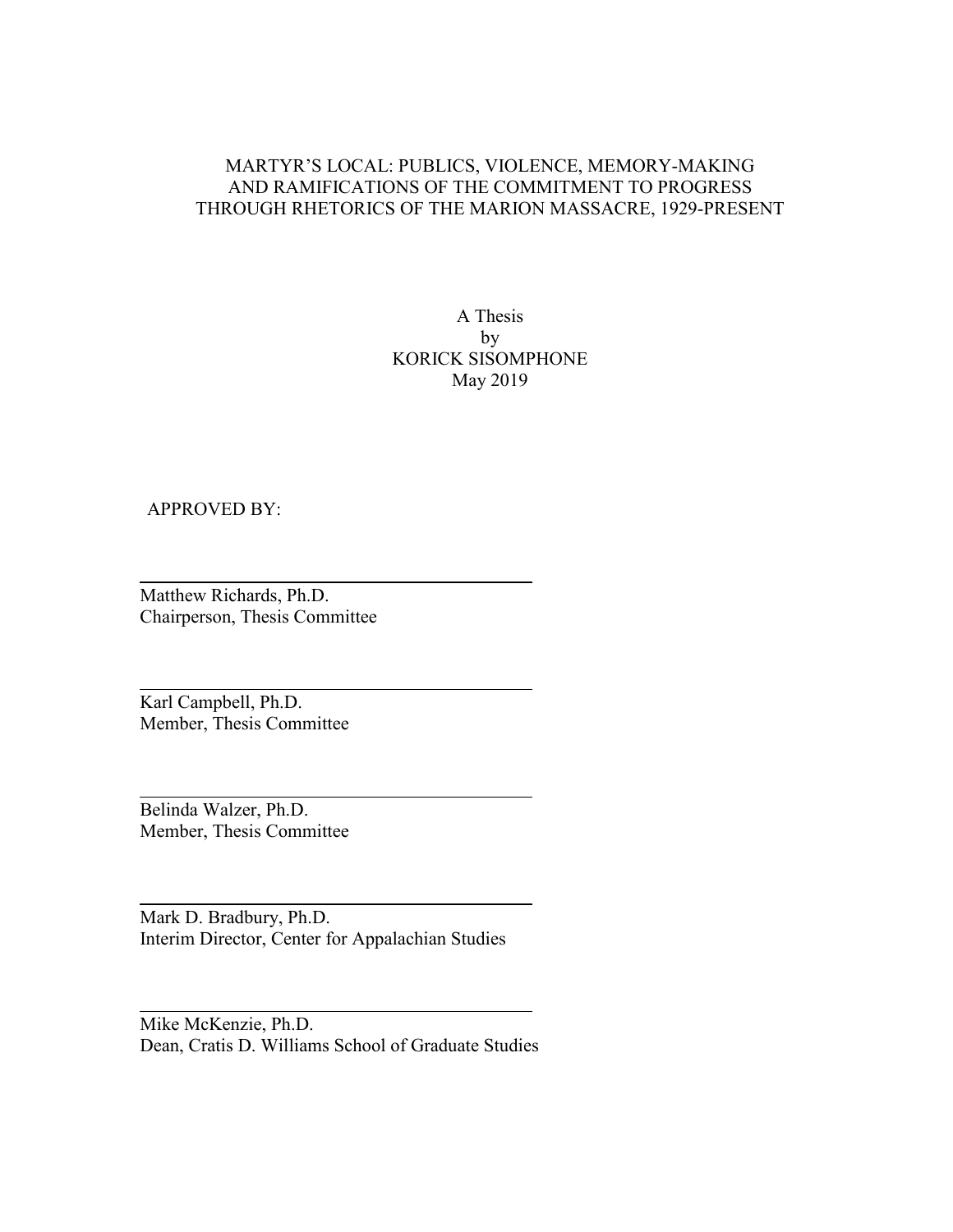MARTYR'S LOCAL: PUBLICS, VIOLENCE, MEMORY-MAKING
AND RAMIFICATIONS OF THE COMMITMENT TO PROGRESS
THROUGH RHETORICS OF THE MARION MASSACRE, 1929-PRESENT

A Thesis
by
KORICK SISOMPHONE
May 2019

APPROVED BY:

Matthew Richards, Ph.D.
Chairperson, Thesis Committee

Karl Campbell, Ph.D.
Member, Thesis Committee

Belinda Walzer, Ph.D.
Member, Thesis Committee

Mark D. Bradbury, Ph.D.
Interim Director, Center for Appalachian Studies

Mike McKenzie, Ph.D.
Dean, Cratis D. Williams School of Graduate Studies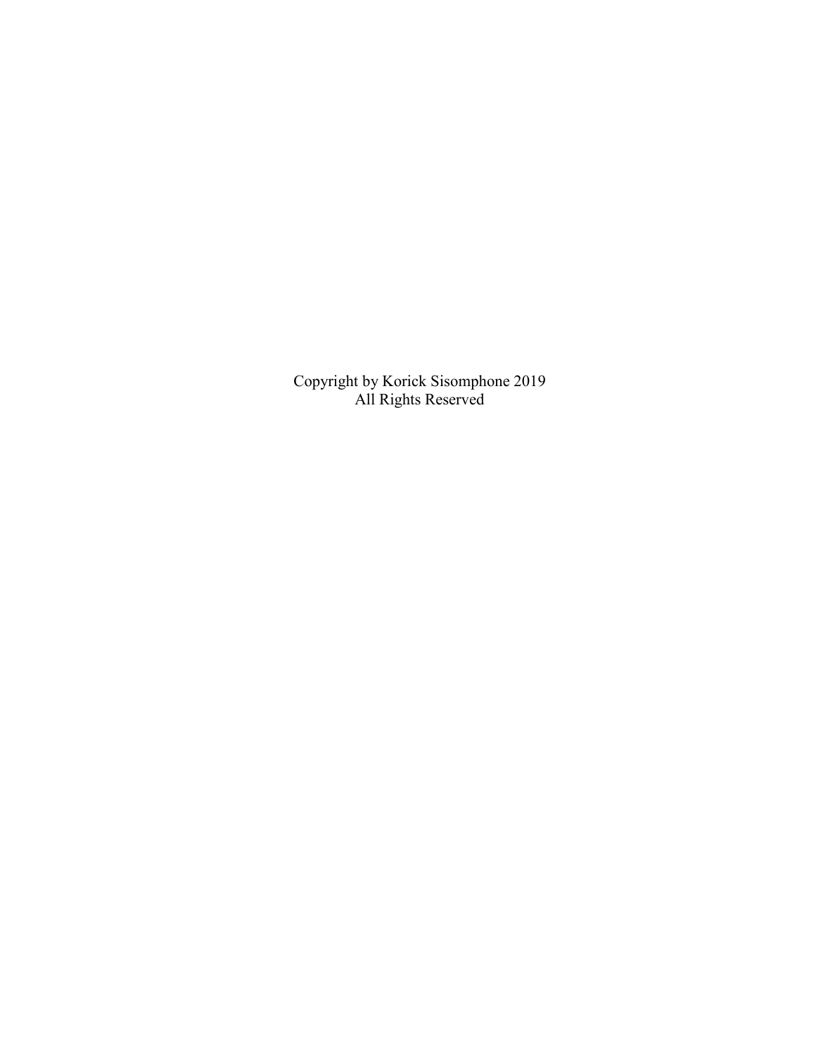Copyright by Korick Sisomphone 2019
All Rights Reserved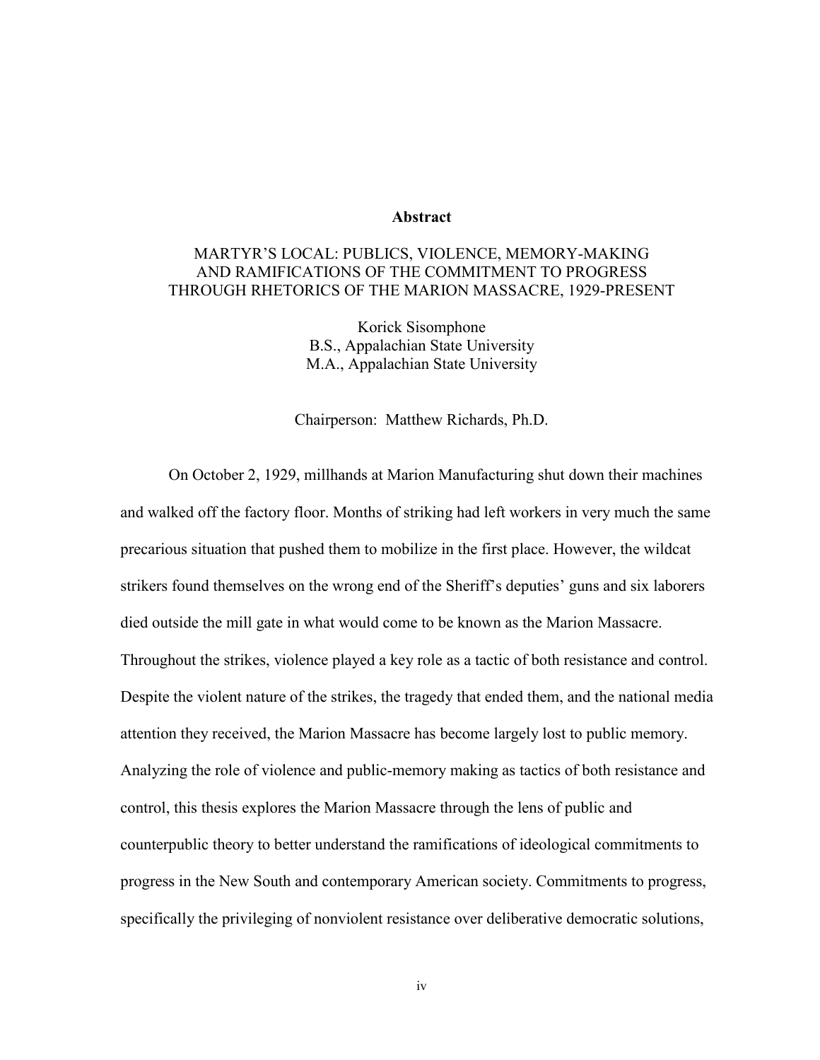# Abstract

MARTYR'S LOCAL: PUBLICS, VIOLENCE, MEMORY-MAKING AND RAMIFICATIONS OF THE COMMITMENT TO PROGRESS THROUGH RHETORICS OF THE MARION MASSACRE, 1929-PRESENT

Korick Sisomphone
B.S., Appalachian State University
M.A., Appalachian State University

Chairperson: Matthew Richards, Ph.D.

On October 2, 1929, millhands at Marion Manufacturing shut down their machines and walked off the factory floor. Months of striking had left workers in very much the same precarious situation that pushed them to mobilize in the first place. However, the wildcat strikers found themselves on the wrong end of the Sheriff's deputies' guns and six laborers died outside the mill gate in what would come to be known as the Marion Massacre. Throughout the strikes, violence played a key role as a tactic of both resistance and control. Despite the violent nature of the strikes, the tragedy that ended them, and the national media attention they received, the Marion Massacre has become largely lost to public memory. Analyzing the role of violence and public-memory making as tactics of both resistance and control, this thesis explores the Marion Massacre through the lens of public and counterpublic theory to better understand the ramifications of ideological commitments to progress in the New South and contemporary American society. Commitments to progress, specifically the privileging of nonviolent resistance over deliberative democratic solutions,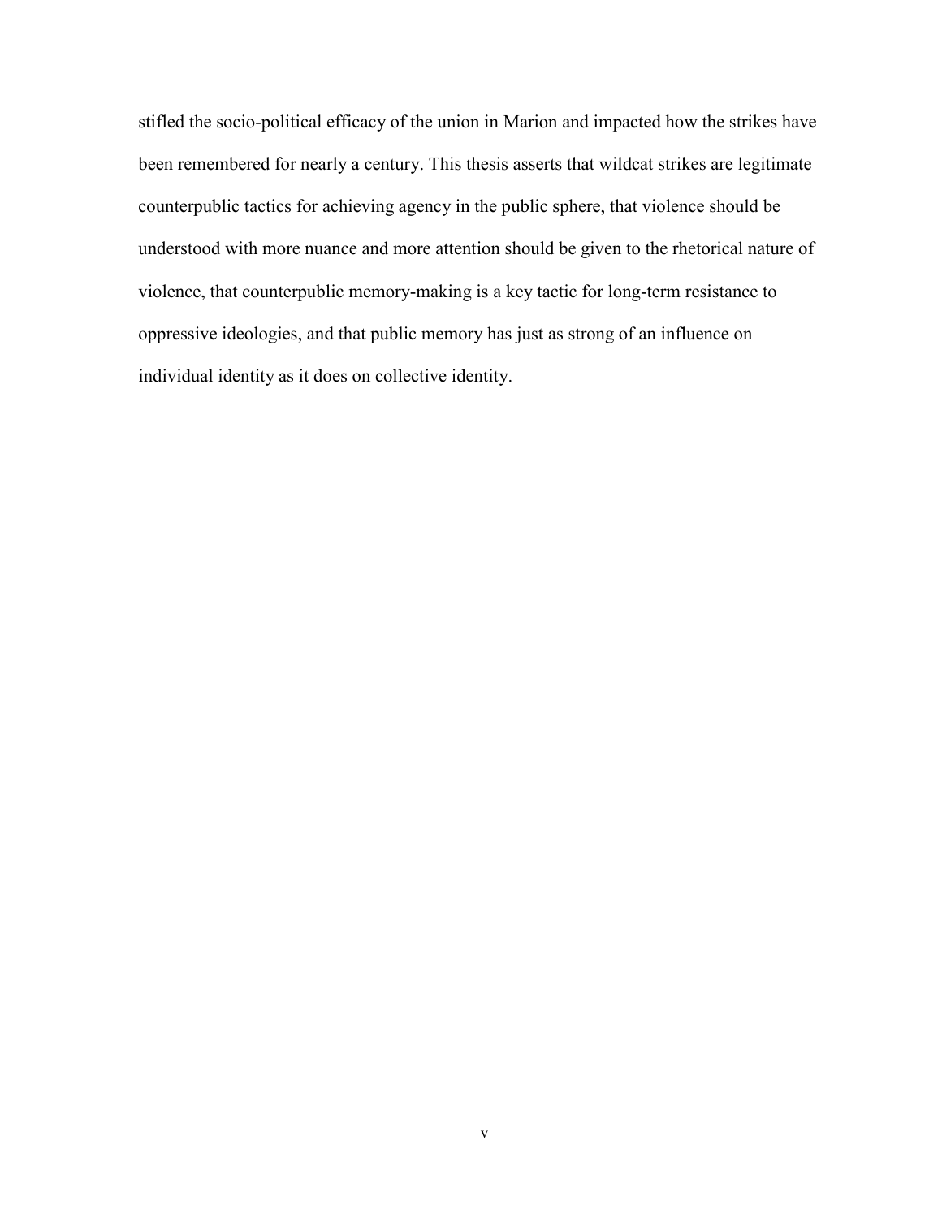stifled the socio-political efficacy of the union in Marion and impacted how the strikes have been remembered for nearly a century. This thesis asserts that wildcat strikes are legitimate counterpublic tactics for achieving agency in the public sphere, that violence should be understood with more nuance and more attention should be given to the rhetorical nature of violence, that counterpublic memory-making is a key tactic for long-term resistance to oppressive ideologies, and that public memory has just as strong of an influence on individual identity as it does on collective identity.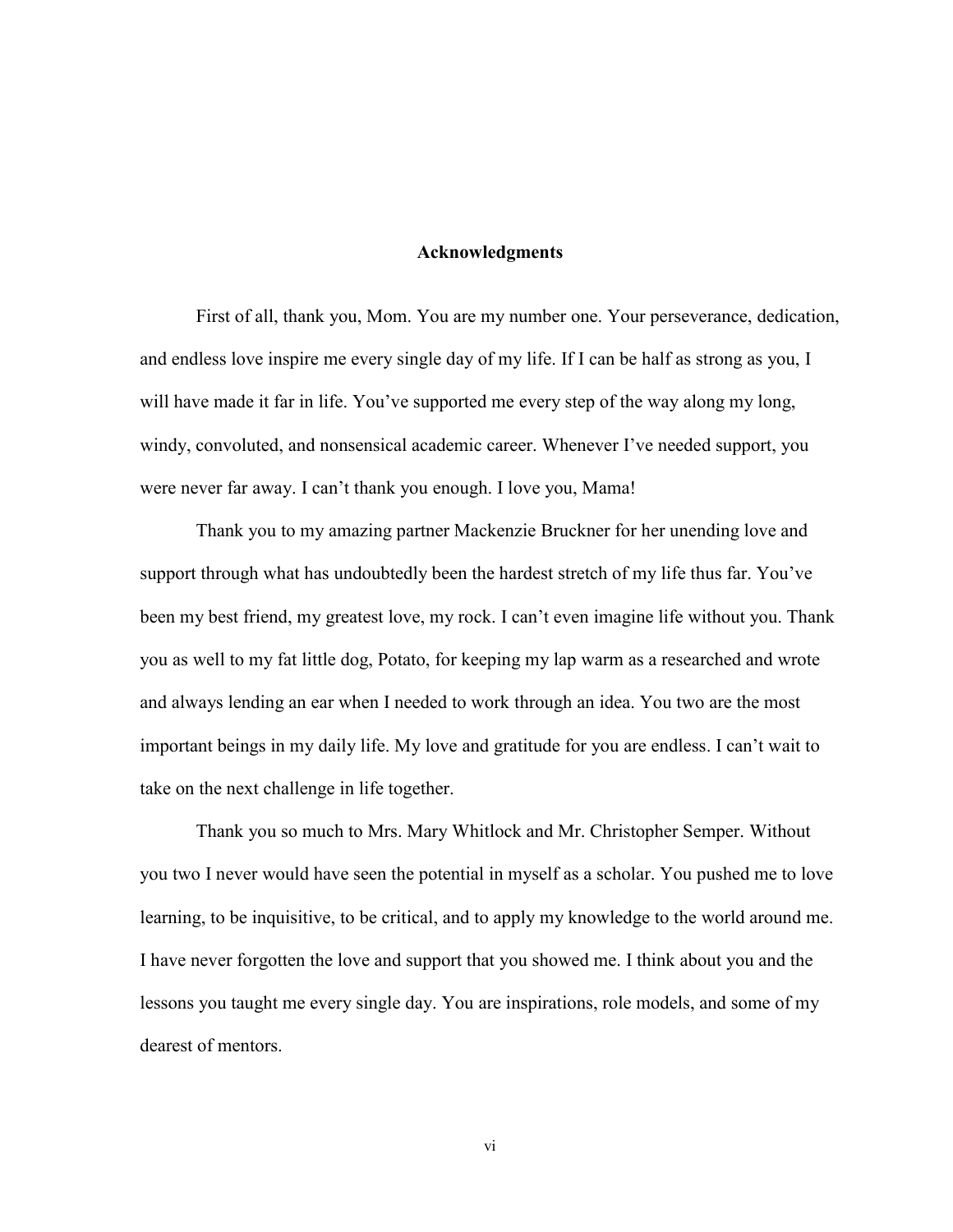## Acknowledgments

First of all, thank you, Mom. You are my number one. Your perseverance, dedication, and endless love inspire me every single day of my life. If I can be half as strong as you, I will have made it far in life. You've supported me every step of the way along my long, windy, convoluted, and nonsensical academic career. Whenever I've needed support, you were never far away. I can't thank you enough. I love you, Mama!

Thank you to my amazing partner Mackenzie Bruckner for her unending love and support through what has undoubtedly been the hardest stretch of my life thus far. You've been my best friend, my greatest love, my rock. I can't even imagine life without you. Thank you as well to my fat little dog, Potato, for keeping my lap warm as a researched and wrote and always lending an ear when I needed to work through an idea. You two are the most important beings in my daily life. My love and gratitude for you are endless. I can't wait to take on the next challenge in life together.

Thank you so much to Mrs. Mary Whitlock and Mr. Christopher Semper. Without you two I never would have seen the potential in myself as a scholar. You pushed me to love learning, to be inquisitive, to be critical, and to apply my knowledge to the world around me. I have never forgotten the love and support that you showed me. I think about you and the lessons you taught me every single day. You are inspirations, role models, and some of my dearest of mentors.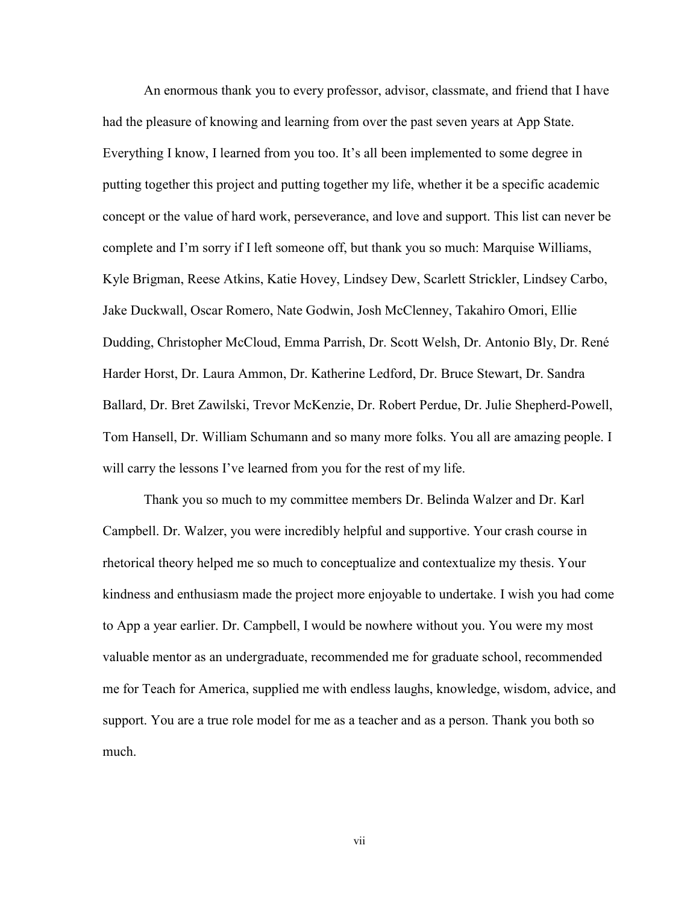An enormous thank you to every professor, advisor, classmate, and friend that I have had the pleasure of knowing and learning from over the past seven years at App State. Everything I know, I learned from you too. It's all been implemented to some degree in putting together this project and putting together my life, whether it be a specific academic concept or the value of hard work, perseverance, and love and support. This list can never be complete and I'm sorry if I left someone off, but thank you so much: Marquise Williams, Kyle Brigman, Reese Atkins, Katie Hovey, Lindsey Dew, Scarlett Strickler, Lindsey Carbo, Jake Duckwall, Oscar Romero, Nate Godwin, Josh McClenney, Takahiro Omori, Ellie Dudding, Christopher McCloud, Emma Parrish, Dr. Scott Welsh, Dr. Antonio Bly, Dr. René Harder Horst, Dr. Laura Ammon, Dr. Katherine Ledford, Dr. Bruce Stewart, Dr. Sandra Ballard, Dr. Bret Zawilski, Trevor McKenzie, Dr. Robert Perdue, Dr. Julie Shepherd-Powell, Tom Hansell, Dr. William Schumann and so many more folks. You all are amazing people. I will carry the lessons I've learned from you for the rest of my life.

Thank you so much to my committee members Dr. Belinda Walzer and Dr. Karl Campbell. Dr. Walzer, you were incredibly helpful and supportive. Your crash course in rhetorical theory helped me so much to conceptualize and contextualize my thesis. Your kindness and enthusiasm made the project more enjoyable to undertake. I wish you had come to App a year earlier. Dr. Campbell, I would be nowhere without you. You were my most valuable mentor as an undergraduate, recommended me for graduate school, recommended me for Teach for America, supplied me with endless laughs, knowledge, wisdom, advice, and support. You are a true role model for me as a teacher and as a person. Thank you both so much.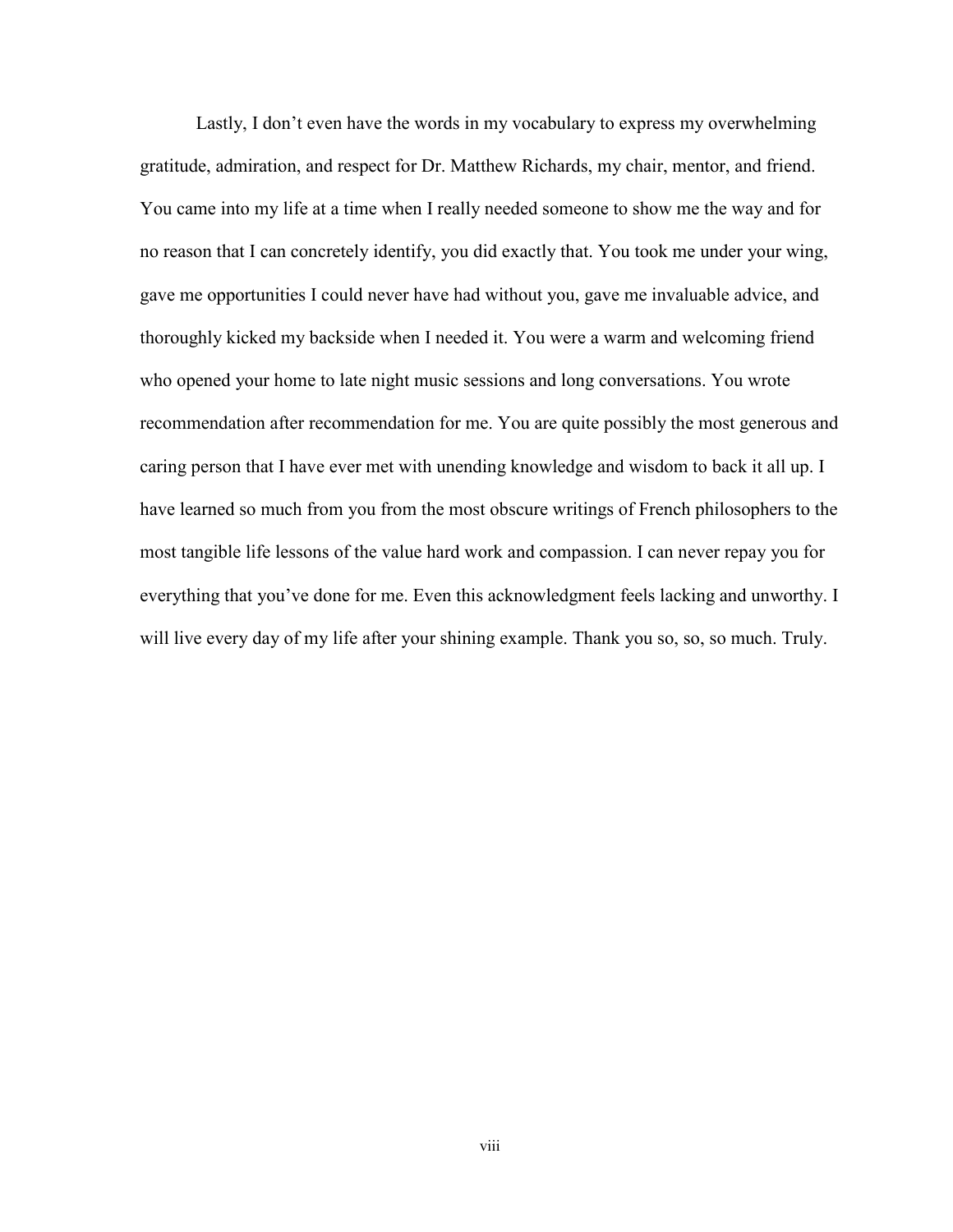Lastly, I don’t even have the words in my vocabulary to express my overwhelming gratitude, admiration, and respect for Dr. Matthew Richards, my chair, mentor, and friend. You came into my life at a time when I really needed someone to show me the way and for no reason that I can concretely identify, you did exactly that. You took me under your wing, gave me opportunities I could never have had without you, gave me invaluable advice, and thoroughly kicked my backside when I needed it. You were a warm and welcoming friend who opened your home to late night music sessions and long conversations. You wrote recommendation after recommendation for me. You are quite possibly the most generous and caring person that I have ever met with unending knowledge and wisdom to back it all up. I have learned so much from you from the most obscure writings of French philosophers to the most tangible life lessons of the value hard work and compassion. I can never repay you for everything that you’ve done for me. Even this acknowledgment feels lacking and unworthy. I will live every day of my life after your shining example. Thank you so, so, so much. Truly.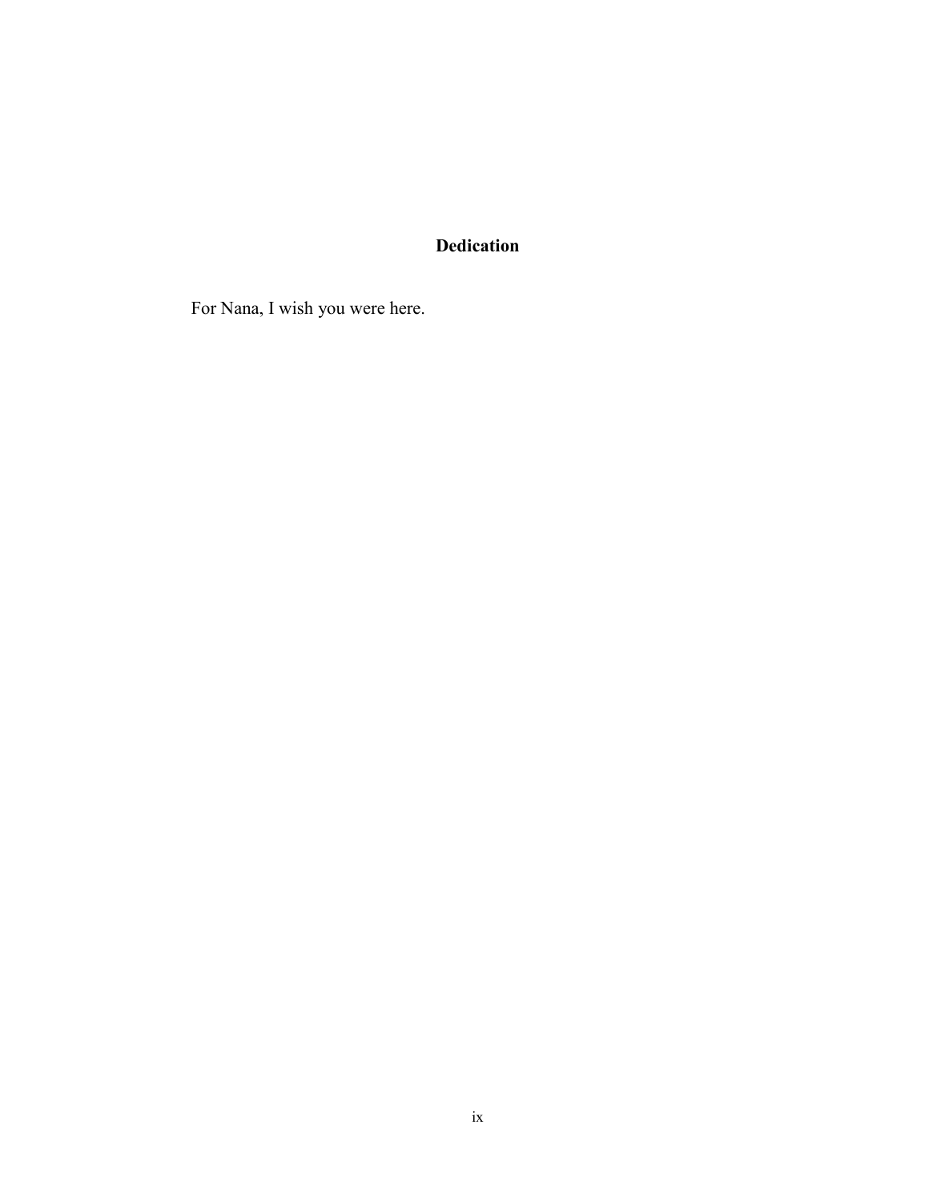## Dedication

For Nana, I wish you were here.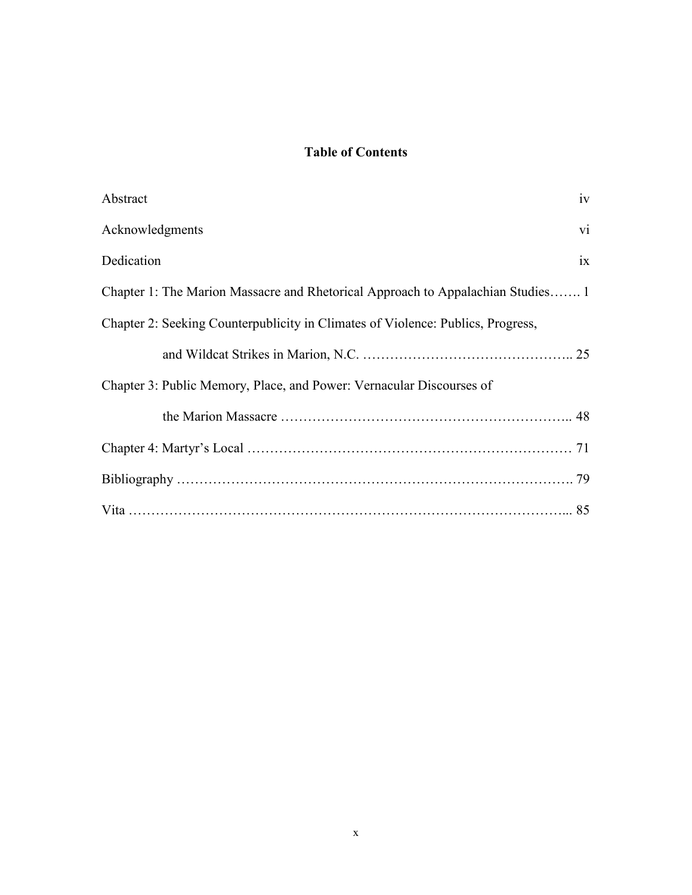# Table of Contents

Abstract iv

Acknowledgments vi

Dedication ix

Chapter 1: The Marion Massacre and Rhetorical Approach to Appalachian Studies……. 1

Chapter 2: Seeking Counterpublicity in Climates of Violence: Publics, Progress, and Wildcat Strikes in Marion, N.C. ……………………………………….. 25

Chapter 3: Public Memory, Place, and Power: Vernacular Discourses of the Marion Massacre ……………………………………………………….. 48

Chapter 4: Martyr's Local ……………………………………………………………… 71

Bibliography ……………………………………………………………………………. 79

Vita ………………………………………………………………………………….... 85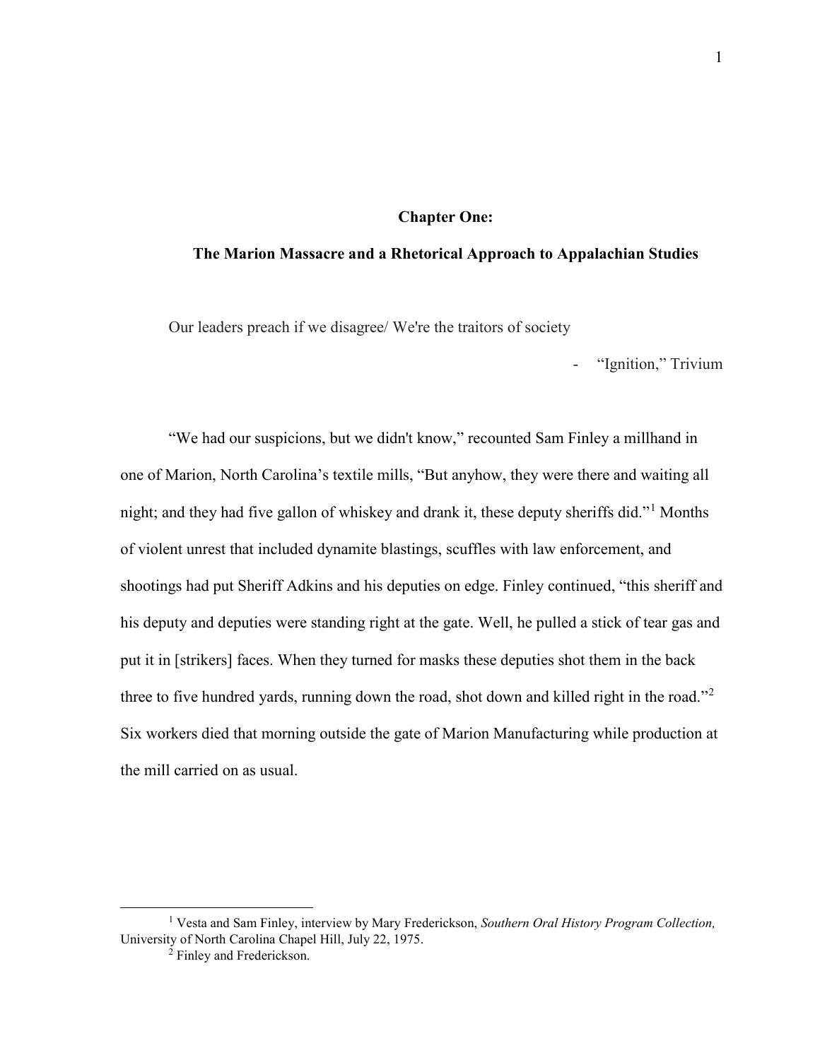# Chapter One:

## The Marion Massacre and a Rhetorical Approach to Appalachian Studies

Our leaders preach if we disagree/ We're the traitors of society

- "Ignition," Trivium

"We had our suspicions, but we didn't know," recounted Sam Finley a millhand in one of Marion, North Carolina's textile mills, "But anyhow, they were there and waiting all night; and they had five gallon of whiskey and drank it, these deputy sheriffs did."[1] Months of violent unrest that included dynamite blastings, scuffles with law enforcement, and shootings had put Sheriff Adkins and his deputies on edge. Finley continued, "this sheriff and his deputy and deputies were standing right at the gate. Well, he pulled a stick of tear gas and put it in [strikers] faces. When they turned for masks these deputies shot them in the back three to five hundred yards, running down the road, shot down and killed right in the road."[2] Six workers died that morning outside the gate of Marion Manufacturing while production at the mill carried on as usual.

---

[1] Vesta and Sam Finley, interview by Mary Frederickson, *Southern Oral History Program Collection,* University of North Carolina Chapel Hill, July 22, 1975.

[2] Finley and Frederickson.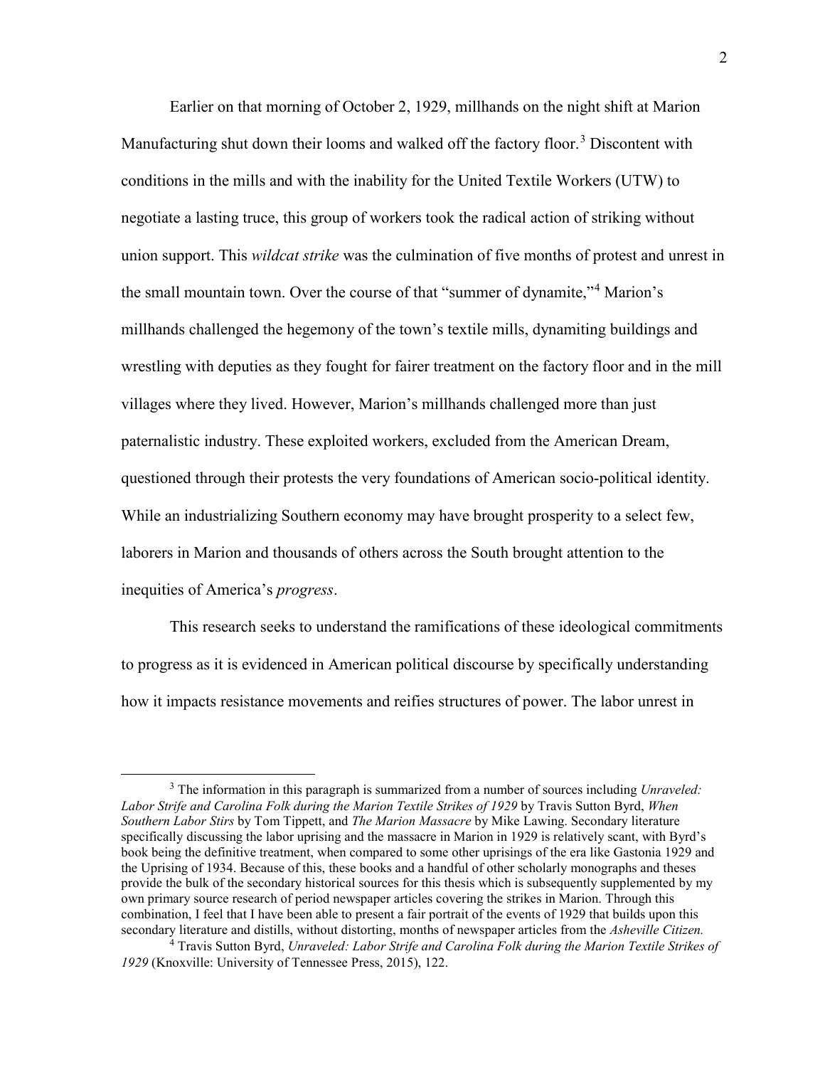Earlier on that morning of October 2, 1929, millhands on the night shift at Marion Manufacturing shut down their looms and walked off the factory floor.[3] Discontent with conditions in the mills and with the inability for the United Textile Workers (UTW) to negotiate a lasting truce, this group of workers took the radical action of striking without union support. This *wildcat strike* was the culmination of five months of protest and unrest in the small mountain town. Over the course of that "summer of dynamite,"[4] Marion's millhands challenged the hegemony of the town's textile mills, dynamiting buildings and wrestling with deputies as they fought for fairer treatment on the factory floor and in the mill villages where they lived. However, Marion's millhands challenged more than just paternalistic industry. These exploited workers, excluded from the American Dream, questioned through their protests the very foundations of American socio-political identity. While an industrializing Southern economy may have brought prosperity to a select few, laborers in Marion and thousands of others across the South brought attention to the inequities of America's *progress*.

This research seeks to understand the ramifications of these ideological commitments to progress as it is evidenced in American political discourse by specifically understanding how it impacts resistance movements and reifies structures of power. The labor unrest in

---

[3] The information in this paragraph is summarized from a number of sources including *Unraveled: Labor Strife and Carolina Folk during the Marion Textile Strikes of 1929* by Travis Sutton Byrd, *When Southern Labor Stirs* by Tom Tippett, and *The Marion Massacre* by Mike Lawing. Secondary literature specifically discussing the labor uprising and the massacre in Marion in 1929 is relatively scant, with Byrd's book being the definitive treatment, when compared to some other uprisings of the era like Gastonia 1929 and the Uprising of 1934. Because of this, these books and a handful of other scholarly monographs and theses provide the bulk of the secondary historical sources for this thesis which is subsequently supplemented by my own primary source research of period newspaper articles covering the strikes in Marion. Through this combination, I feel that I have been able to present a fair portrait of the events of 1929 that builds upon this secondary literature and distills, without distorting, months of newspaper articles from the *Asheville Citizen.*

[4] Travis Sutton Byrd, *Unraveled: Labor Strife and Carolina Folk during the Marion Textile Strikes of 1929* (Knoxville: University of Tennessee Press, 2015), 122.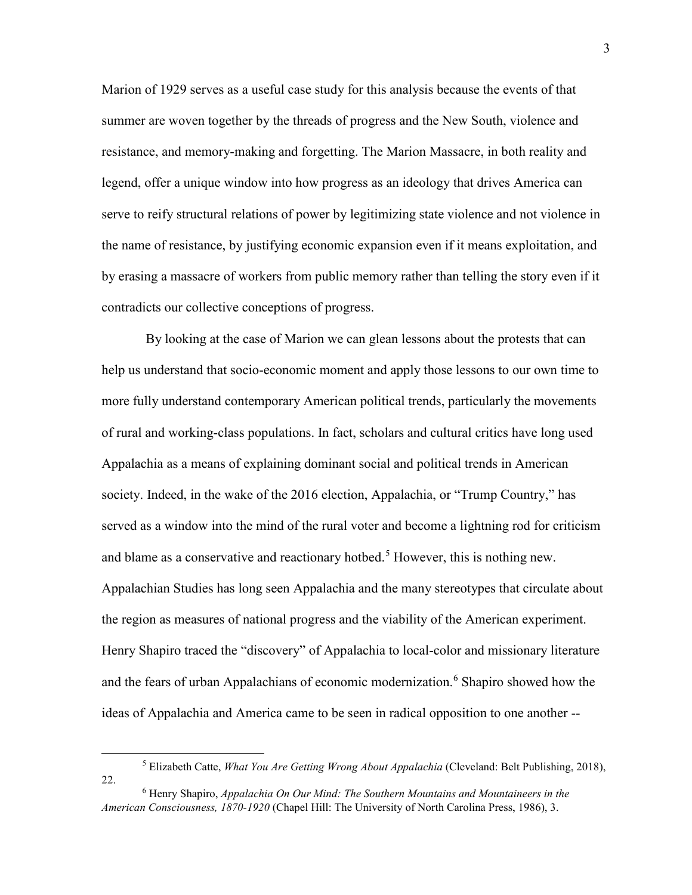Marion of 1929 serves as a useful case study for this analysis because the events of that summer are woven together by the threads of progress and the New South, violence and resistance, and memory-making and forgetting. The Marion Massacre, in both reality and legend, offer a unique window into how progress as an ideology that drives America can serve to reify structural relations of power by legitimizing state violence and not violence in the name of resistance, by justifying economic expansion even if it means exploitation, and by erasing a massacre of workers from public memory rather than telling the story even if it contradicts our collective conceptions of progress.

By looking at the case of Marion we can glean lessons about the protests that can help us understand that socio-economic moment and apply those lessons to our own time to more fully understand contemporary American political trends, particularly the movements of rural and working-class populations. In fact, scholars and cultural critics have long used Appalachia as a means of explaining dominant social and political trends in American society. Indeed, in the wake of the 2016 election, Appalachia, or "Trump Country," has served as a window into the mind of the rural voter and become a lightning rod for criticism and blame as a conservative and reactionary hotbed.[5] However, this is nothing new. Appalachian Studies has long seen Appalachia and the many stereotypes that circulate about the region as measures of national progress and the viability of the American experiment. Henry Shapiro traced the "discovery" of Appalachia to local-color and missionary literature and the fears of urban Appalachians of economic modernization.[6] Shapiro showed how the ideas of Appalachia and America came to be seen in radical opposition to one another --

---

[5] Elizabeth Catte, *What You Are Getting Wrong About Appalachia* (Cleveland: Belt Publishing, 2018), 22.

[6] Henry Shapiro, *Appalachia On Our Mind: The Southern Mountains and Mountaineers in the American Consciousness, 1870-1920* (Chapel Hill: The University of North Carolina Press, 1986), 3.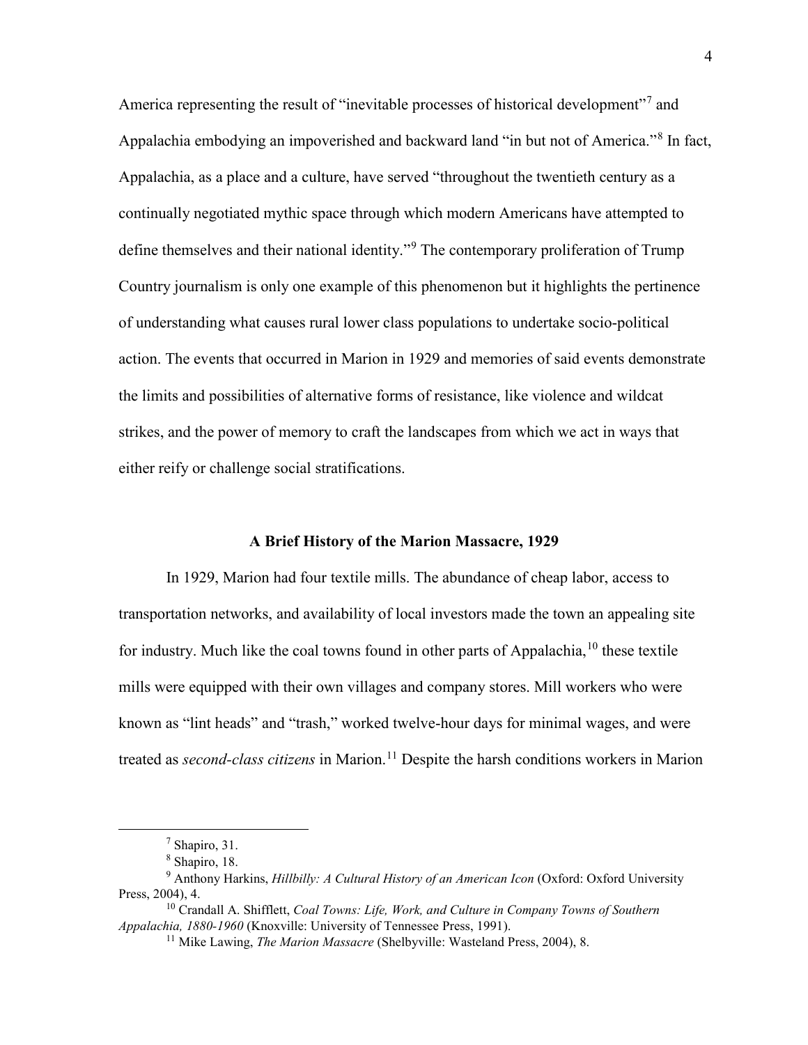America representing the result of "inevitable processes of historical development"[7] and Appalachia embodying an impoverished and backward land "in but not of America."[8] In fact, Appalachia, as a place and a culture, have served "throughout the twentieth century as a continually negotiated mythic space through which modern Americans have attempted to define themselves and their national identity."[9] The contemporary proliferation of Trump Country journalism is only one example of this phenomenon but it highlights the pertinence of understanding what causes rural lower class populations to undertake socio-political action. The events that occurred in Marion in 1929 and memories of said events demonstrate the limits and possibilities of alternative forms of resistance, like violence and wildcat strikes, and the power of memory to craft the landscapes from which we act in ways that either reify or challenge social stratifications.

## A Brief History of the Marion Massacre, 1929

In 1929, Marion had four textile mills. The abundance of cheap labor, access to transportation networks, and availability of local investors made the town an appealing site for industry. Much like the coal towns found in other parts of Appalachia,[10] these textile mills were equipped with their own villages and company stores. Mill workers who were known as "lint heads" and "trash," worked twelve-hour days for minimal wages, and were treated as *second-class citizens* in Marion.[11] Despite the harsh conditions workers in Marion

---

[7] Shapiro, 31.

[8] Shapiro, 18.

[9] Anthony Harkins, *Hillbilly: A Cultural History of an American Icon* (Oxford: Oxford University Press, 2004), 4.

[10] Crandall A. Shifflett, *Coal Towns: Life, Work, and Culture in Company Towns of Southern Appalachia, 1880-1960* (Knoxville: University of Tennessee Press, 1991).

[11] Mike Lawing, *The Marion Massacre* (Shelbyville: Wasteland Press, 2004), 8.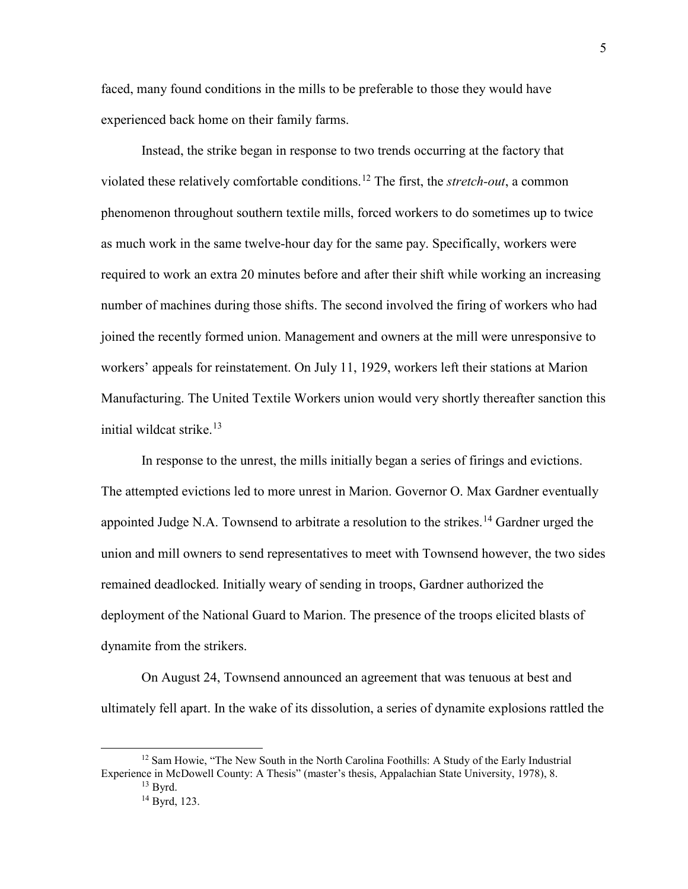faced, many found conditions in the mills to be preferable to those they would have experienced back home on their family farms.

Instead, the strike began in response to two trends occurring at the factory that violated these relatively comfortable conditions.[12] The first, the *stretch-out*, a common phenomenon throughout southern textile mills, forced workers to do sometimes up to twice as much work in the same twelve-hour day for the same pay. Specifically, workers were required to work an extra 20 minutes before and after their shift while working an increasing number of machines during those shifts. The second involved the firing of workers who had joined the recently formed union. Management and owners at the mill were unresponsive to workers' appeals for reinstatement. On July 11, 1929, workers left their stations at Marion Manufacturing. The United Textile Workers union would very shortly thereafter sanction this initial wildcat strike.[13]

In response to the unrest, the mills initially began a series of firings and evictions. The attempted evictions led to more unrest in Marion. Governor O. Max Gardner eventually appointed Judge N.A. Townsend to arbitrate a resolution to the strikes.[14] Gardner urged the union and mill owners to send representatives to meet with Townsend however, the two sides remained deadlocked. Initially weary of sending in troops, Gardner authorized the deployment of the National Guard to Marion. The presence of the troops elicited blasts of dynamite from the strikers.

On August 24, Townsend announced an agreement that was tenuous at best and ultimately fell apart. In the wake of its dissolution, a series of dynamite explosions rattled the

---

[12] Sam Howie, "The New South in the North Carolina Foothills: A Study of the Early Industrial Experience in McDowell County: A Thesis" (master's thesis, Appalachian State University, 1978), 8.

[13] Byrd.

[14] Byrd, 123.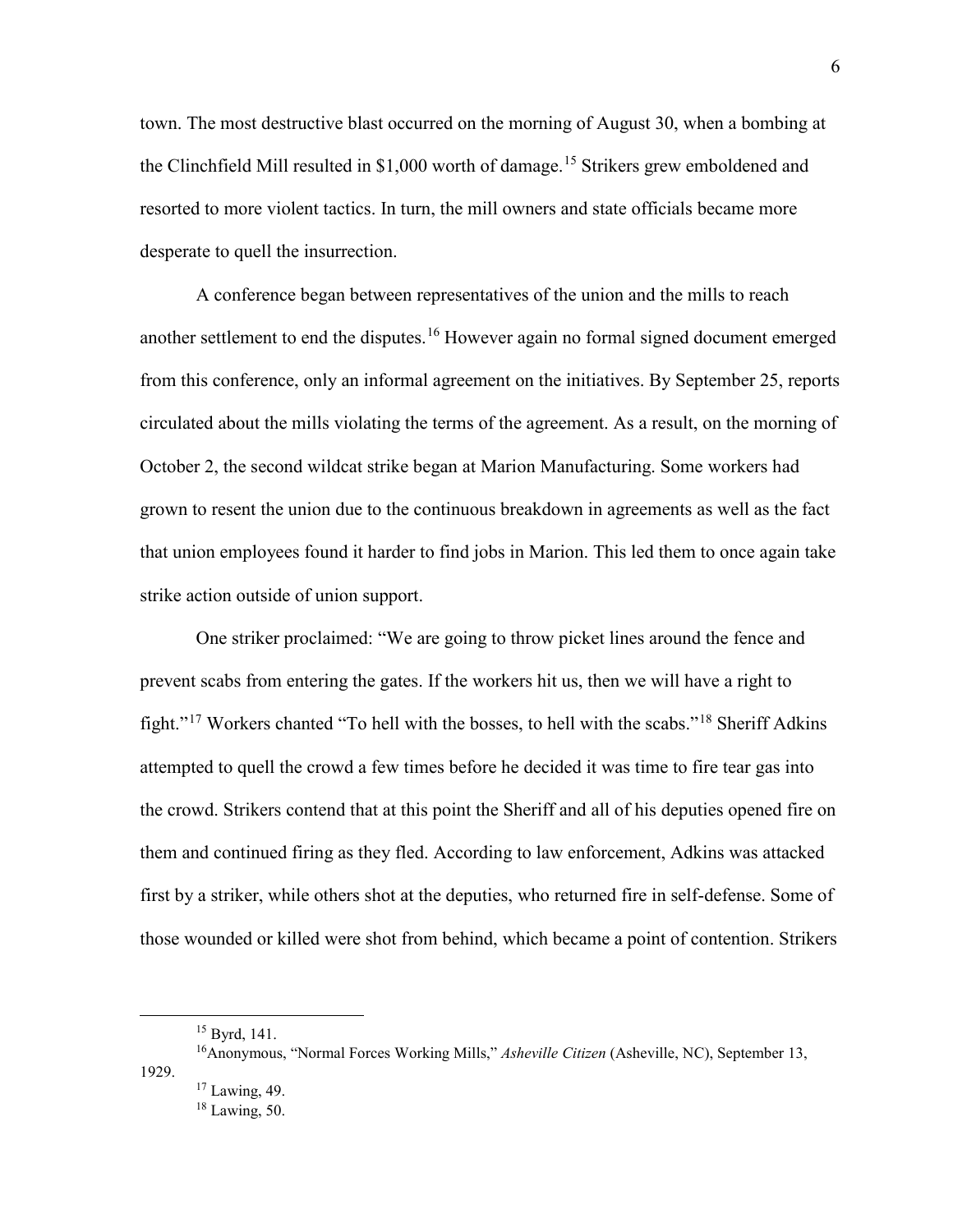town. The most destructive blast occurred on the morning of August 30, when a bombing at the Clinchfield Mill resulted in $1,000 worth of damage.[15] Strikers grew emboldened and resorted to more violent tactics. In turn, the mill owners and state officials became more desperate to quell the insurrection.

A conference began between representatives of the union and the mills to reach another settlement to end the disputes.[16] However again no formal signed document emerged from this conference, only an informal agreement on the initiatives. By September 25, reports circulated about the mills violating the terms of the agreement. As a result, on the morning of October 2, the second wildcat strike began at Marion Manufacturing. Some workers had grown to resent the union due to the continuous breakdown in agreements as well as the fact that union employees found it harder to find jobs in Marion. This led them to once again take strike action outside of union support.

One striker proclaimed: "We are going to throw picket lines around the fence and prevent scabs from entering the gates. If the workers hit us, then we will have a right to fight."[17] Workers chanted "To hell with the bosses, to hell with the scabs."[18] Sheriff Adkins attempted to quell the crowd a few times before he decided it was time to fire tear gas into the crowd. Strikers contend that at this point the Sheriff and all of his deputies opened fire on them and continued firing as they fled. According to law enforcement, Adkins was attacked first by a striker, while others shot at the deputies, who returned fire in self-defense. Some of those wounded or killed were shot from behind, which became a point of contention. Strikers

---

[15] Byrd, 141.

[16] Anonymous, "Normal Forces Working Mills," *Asheville Citizen* (Asheville, NC), September 13, 1929.

[17] Lawing, 49.

[18] Lawing, 50.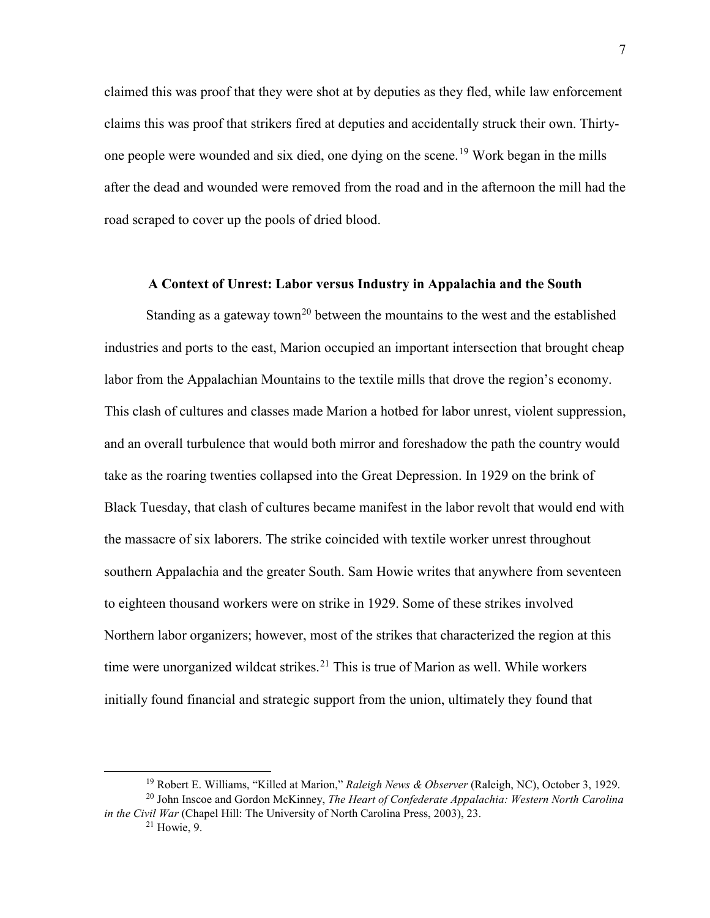claimed this was proof that they were shot at by deputies as they fled, while law enforcement claims this was proof that strikers fired at deputies and accidentally struck their own. Thirty-one people were wounded and six died, one dying on the scene.[19] Work began in the mills after the dead and wounded were removed from the road and in the afternoon the mill had the road scraped to cover up the pools of dried blood.

## A Context of Unrest: Labor versus Industry in Appalachia and the South

Standing as a gateway town[20] between the mountains to the west and the established industries and ports to the east, Marion occupied an important intersection that brought cheap labor from the Appalachian Mountains to the textile mills that drove the region's economy. This clash of cultures and classes made Marion a hotbed for labor unrest, violent suppression, and an overall turbulence that would both mirror and foreshadow the path the country would take as the roaring twenties collapsed into the Great Depression. In 1929 on the brink of Black Tuesday, that clash of cultures became manifest in the labor revolt that would end with the massacre of six laborers. The strike coincided with textile worker unrest throughout southern Appalachia and the greater South. Sam Howie writes that anywhere from seventeen to eighteen thousand workers were on strike in 1929. Some of these strikes involved Northern labor organizers; however, most of the strikes that characterized the region at this time were unorganized wildcat strikes.[21] This is true of Marion as well. While workers initially found financial and strategic support from the union, ultimately they found that

---

[19] Robert E. Williams, "Killed at Marion," *Raleigh News & Observer* (Raleigh, NC), October 3, 1929.

[20] John Inscoe and Gordon McKinney, *The Heart of Confederate Appalachia: Western North Carolina in the Civil War* (Chapel Hill: The University of North Carolina Press, 2003), 23.

[21] Howie, 9.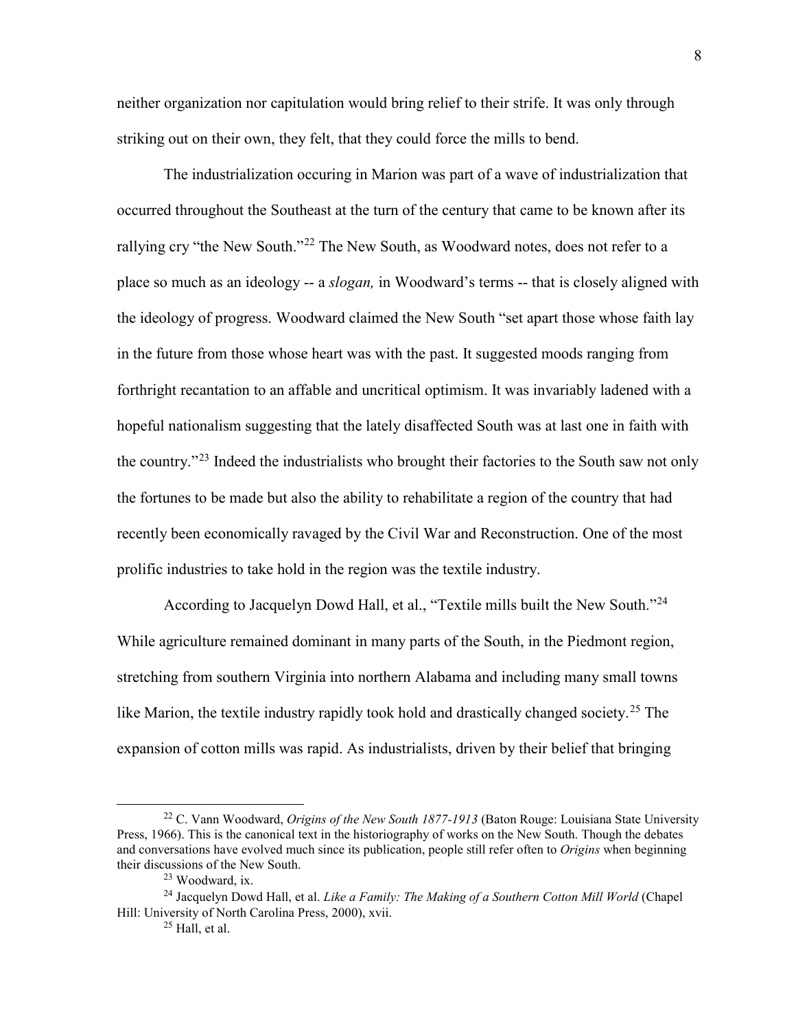neither organization nor capitulation would bring relief to their strife. It was only through striking out on their own, they felt, that they could force the mills to bend.

The industrialization occuring in Marion was part of a wave of industrialization that occurred throughout the Southeast at the turn of the century that came to be known after its rallying cry "the New South."[22] The New South, as Woodward notes, does not refer to a place so much as an ideology -- a *slogan,* in Woodward's terms -- that is closely aligned with the ideology of progress. Woodward claimed the New South "set apart those whose faith lay in the future from those whose heart was with the past. It suggested moods ranging from forthright recantation to an affable and uncritical optimism. It was invariably ladened with a hopeful nationalism suggesting that the lately disaffected South was at last one in faith with the country."[23] Indeed the industrialists who brought their factories to the South saw not only the fortunes to be made but also the ability to rehabilitate a region of the country that had recently been economically ravaged by the Civil War and Reconstruction. One of the most prolific industries to take hold in the region was the textile industry.

According to Jacquelyn Dowd Hall, et al., "Textile mills built the New South."[24] While agriculture remained dominant in many parts of the South, in the Piedmont region, stretching from southern Virginia into northern Alabama and including many small towns like Marion, the textile industry rapidly took hold and drastically changed society.[25] The expansion of cotton mills was rapid. As industrialists, driven by their belief that bringing

---

[22] C. Vann Woodward, *Origins of the New South 1877-1913* (Baton Rouge: Louisiana State University Press, 1966). This is the canonical text in the historiography of works on the New South. Though the debates and conversations have evolved much since its publication, people still refer often to *Origins* when beginning their discussions of the New South.

[23] Woodward, ix.

[24] Jacquelyn Dowd Hall, et al. *Like a Family: The Making of a Southern Cotton Mill World* (Chapel Hill: University of North Carolina Press, 2000), xvii.

[25] Hall, et al.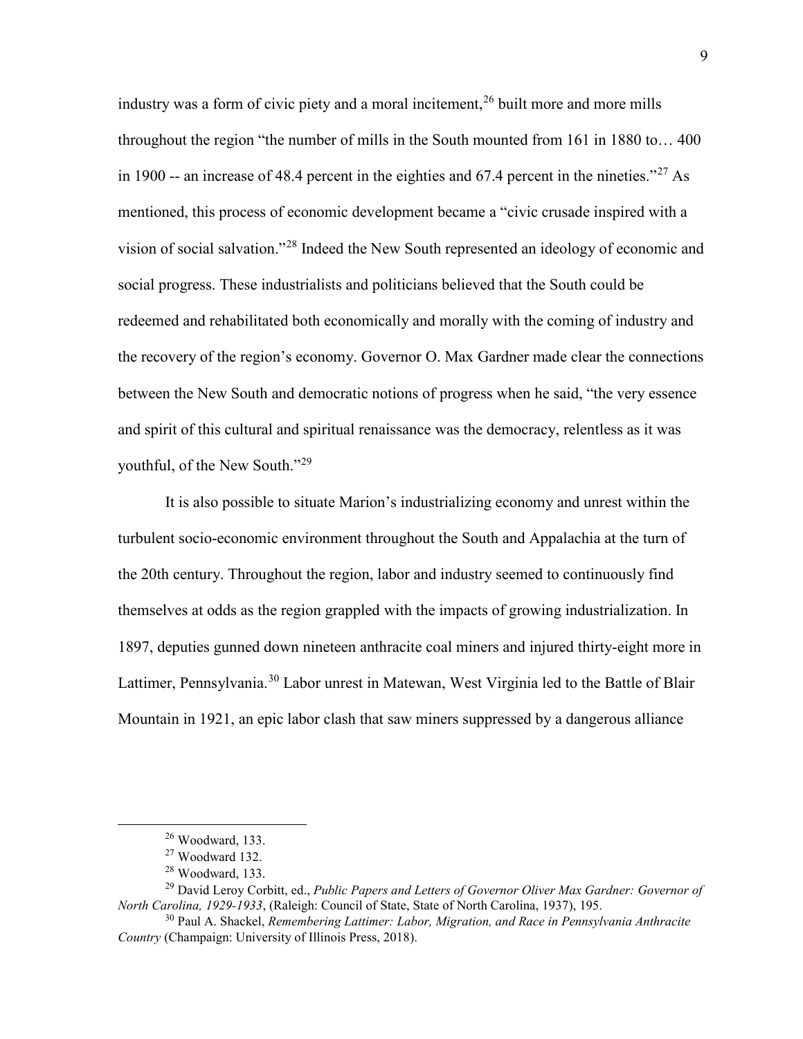industry was a form of civic piety and a moral incitement,[26] built more and more mills throughout the region "the number of mills in the South mounted from 161 in 1880 to… 400 in 1900 -- an increase of 48.4 percent in the eighties and 67.4 percent in the nineties."[27] As mentioned, this process of economic development became a "civic crusade inspired with a vision of social salvation."[28] Indeed the New South represented an ideology of economic and social progress. These industrialists and politicians believed that the South could be redeemed and rehabilitated both economically and morally with the coming of industry and the recovery of the region's economy. Governor O. Max Gardner made clear the connections between the New South and democratic notions of progress when he said, "the very essence and spirit of this cultural and spiritual renaissance was the democracy, relentless as it was youthful, of the New South."[29]

It is also possible to situate Marion's industrializing economy and unrest within the turbulent socio-economic environment throughout the South and Appalachia at the turn of the 20th century. Throughout the region, labor and industry seemed to continuously find themselves at odds as the region grappled with the impacts of growing industrialization. In 1897, deputies gunned down nineteen anthracite coal miners and injured thirty-eight more in Lattimer, Pennsylvania.[30] Labor unrest in Matewan, West Virginia led to the Battle of Blair Mountain in 1921, an epic labor clash that saw miners suppressed by a dangerous alliance

---

[26] Woodward, 133.

[27] Woodward 132.

[28] Woodward, 133.

[29] David Leroy Corbitt, ed., *Public Papers and Letters of Governor Oliver Max Gardner: Governor of North Carolina, 1929-1933*, (Raleigh: Council of State, State of North Carolina, 1937), 195.

[30] Paul A. Shackel, *Remembering Lattimer: Labor, Migration, and Race in Pennsylvania Anthracite Country* (Champaign: University of Illinois Press, 2018).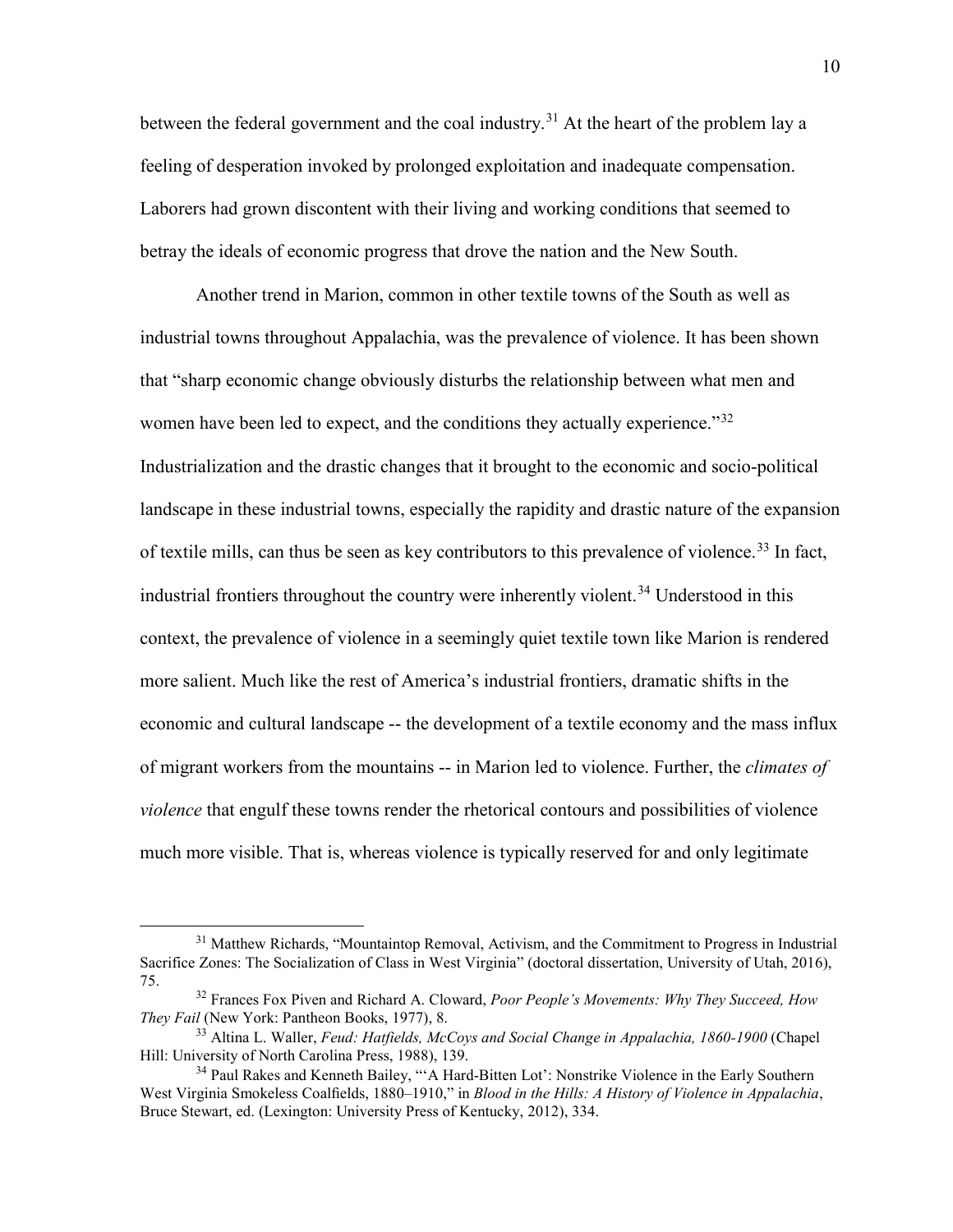between the federal government and the coal industry.[31] At the heart of the problem lay a feeling of desperation invoked by prolonged exploitation and inadequate compensation. Laborers had grown discontent with their living and working conditions that seemed to betray the ideals of economic progress that drove the nation and the New South.

Another trend in Marion, common in other textile towns of the South as well as industrial towns throughout Appalachia, was the prevalence of violence. It has been shown that "sharp economic change obviously disturbs the relationship between what men and women have been led to expect, and the conditions they actually experience."[32] Industrialization and the drastic changes that it brought to the economic and socio-political landscape in these industrial towns, especially the rapidity and drastic nature of the expansion of textile mills, can thus be seen as key contributors to this prevalence of violence.[33] In fact, industrial frontiers throughout the country were inherently violent.[34] Understood in this context, the prevalence of violence in a seemingly quiet textile town like Marion is rendered more salient. Much like the rest of America's industrial frontiers, dramatic shifts in the economic and cultural landscape -- the development of a textile economy and the mass influx of migrant workers from the mountains -- in Marion led to violence. Further, the *climates of violence* that engulf these towns render the rhetorical contours and possibilities of violence much more visible. That is, whereas violence is typically reserved for and only legitimate

---

[31] Matthew Richards, "Mountaintop Removal, Activism, and the Commitment to Progress in Industrial Sacrifice Zones: The Socialization of Class in West Virginia" (doctoral dissertation, University of Utah, 2016), 75.

[32] Frances Fox Piven and Richard A. Cloward, *Poor People's Movements: Why They Succeed, How They Fail* (New York: Pantheon Books, 1977), 8.

[33] Altina L. Waller, *Feud: Hatfields, McCoys and Social Change in Appalachia, 1860-1900* (Chapel Hill: University of North Carolina Press, 1988), 139.

[34] Paul Rakes and Kenneth Bailey, "'A Hard-Bitten Lot': Nonstrike Violence in the Early Southern West Virginia Smokeless Coalfields, 1880–1910," in *Blood in the Hills: A History of Violence in Appalachia*, Bruce Stewart, ed. (Lexington: University Press of Kentucky, 2012), 334.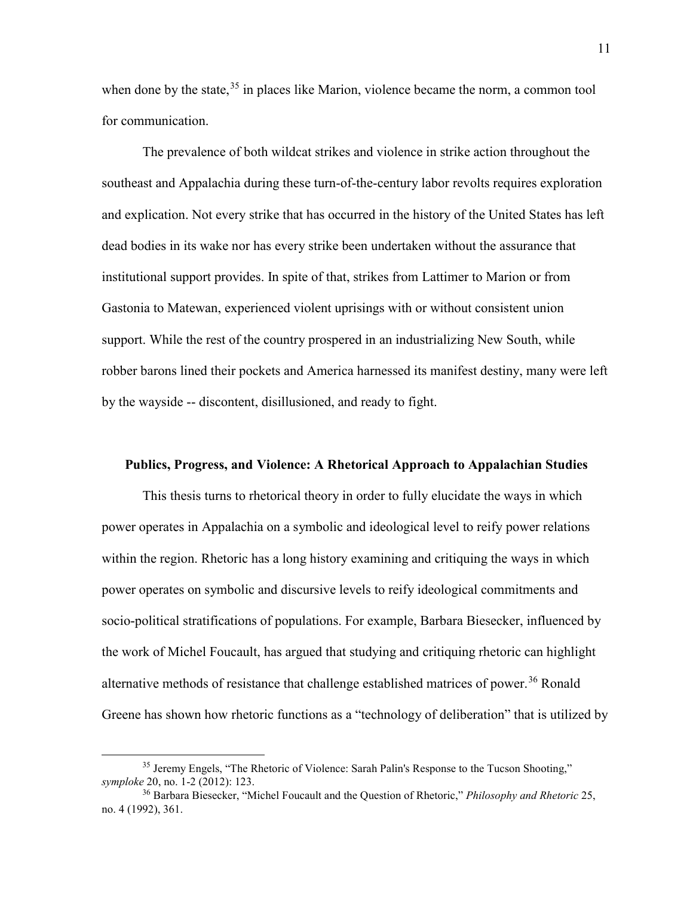when done by the state,[35] in places like Marion, violence became the norm, a common tool for communication.

The prevalence of both wildcat strikes and violence in strike action throughout the southeast and Appalachia during these turn-of-the-century labor revolts requires exploration and explication. Not every strike that has occurred in the history of the United States has left dead bodies in its wake nor has every strike been undertaken without the assurance that institutional support provides. In spite of that, strikes from Lattimer to Marion or from Gastonia to Matewan, experienced violent uprisings with or without consistent union support. While the rest of the country prospered in an industrializing New South, while robber barons lined their pockets and America harnessed its manifest destiny, many were left by the wayside -- discontent, disillusioned, and ready to fight.

## Publics, Progress, and Violence: A Rhetorical Approach to Appalachian Studies

This thesis turns to rhetorical theory in order to fully elucidate the ways in which power operates in Appalachia on a symbolic and ideological level to reify power relations within the region. Rhetoric has a long history examining and critiquing the ways in which power operates on symbolic and discursive levels to reify ideological commitments and socio-political stratifications of populations. For example, Barbara Biesecker, influenced by the work of Michel Foucault, has argued that studying and critiquing rhetoric can highlight alternative methods of resistance that challenge established matrices of power.[36] Ronald Greene has shown how rhetoric functions as a "technology of deliberation" that is utilized by

---

[35] Jeremy Engels, "The Rhetoric of Violence: Sarah Palin's Response to the Tucson Shooting," *symploke* 20, no. 1-2 (2012): 123.

[36] Barbara Biesecker, "Michel Foucault and the Question of Rhetoric," *Philosophy and Rhetoric* 25, no. 4 (1992), 361.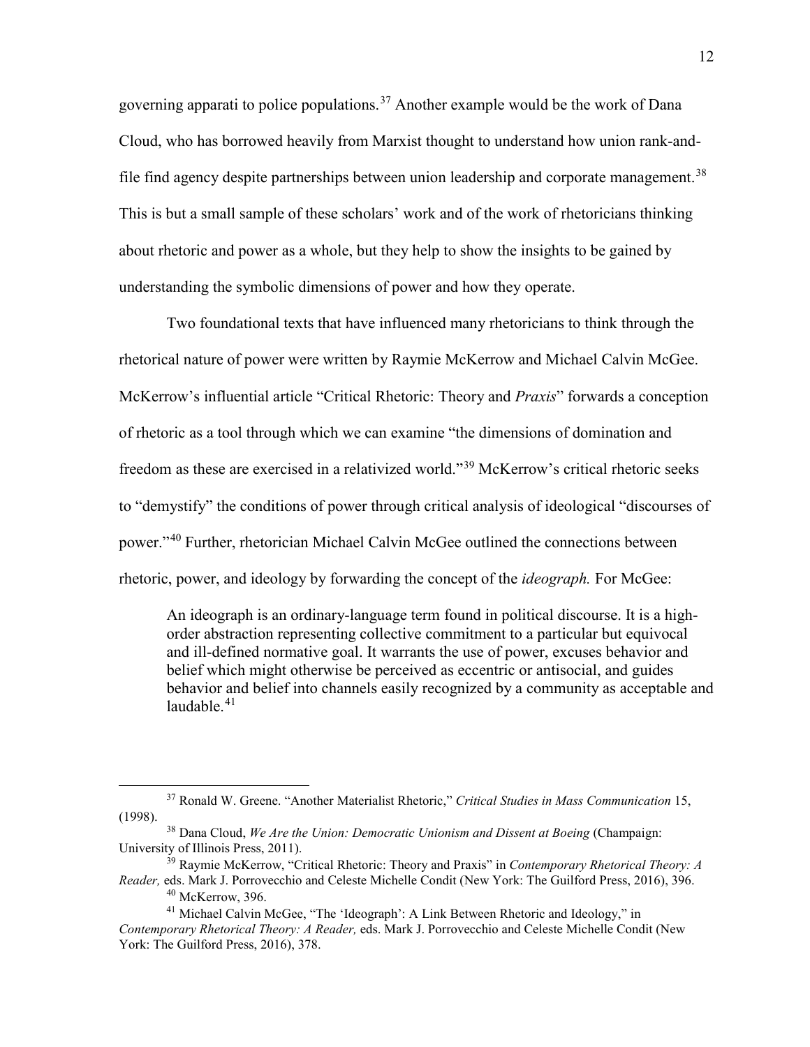governing apparati to police populations.[37] Another example would be the work of Dana Cloud, who has borrowed heavily from Marxist thought to understand how union rank-and-file find agency despite partnerships between union leadership and corporate management.[38] This is but a small sample of these scholars' work and of the work of rhetoricians thinking about rhetoric and power as a whole, but they help to show the insights to be gained by understanding the symbolic dimensions of power and how they operate.

Two foundational texts that have influenced many rhetoricians to think through the rhetorical nature of power were written by Raymie McKerrow and Michael Calvin McGee. McKerrow's influential article "Critical Rhetoric: Theory and *Praxis*" forwards a conception of rhetoric as a tool through which we can examine "the dimensions of domination and freedom as these are exercised in a relativized world."[39] McKerrow's critical rhetoric seeks to "demystify" the conditions of power through critical analysis of ideological "discourses of power."[40] Further, rhetorician Michael Calvin McGee outlined the connections between rhetoric, power, and ideology by forwarding the concept of the *ideograph.* For McGee:

> An ideograph is an ordinary-language term found in political discourse. It is a high-order abstraction representing collective commitment to a particular but equivocal and ill-defined normative goal. It warrants the use of power, excuses behavior and belief which might otherwise be perceived as eccentric or antisocial, and guides behavior and belief into channels easily recognized by a community as acceptable and laudable.[41]

---

[37] Ronald W. Greene. "Another Materialist Rhetoric," *Critical Studies in Mass Communication* 15, (1998).

[38] Dana Cloud, *We Are the Union: Democratic Unionism and Dissent at Boeing* (Champaign: University of Illinois Press, 2011).

[39] Raymie McKerrow, "Critical Rhetoric: Theory and Praxis" in *Contemporary Rhetorical Theory: A Reader,* eds. Mark J. Porrovecchio and Celeste Michelle Condit (New York: The Guilford Press, 2016), 396.

[40] McKerrow, 396.

[41] Michael Calvin McGee, "The 'Ideograph': A Link Between Rhetoric and Ideology," in *Contemporary Rhetorical Theory: A Reader,* eds. Mark J. Porrovecchio and Celeste Michelle Condit (New York: The Guilford Press, 2016), 378.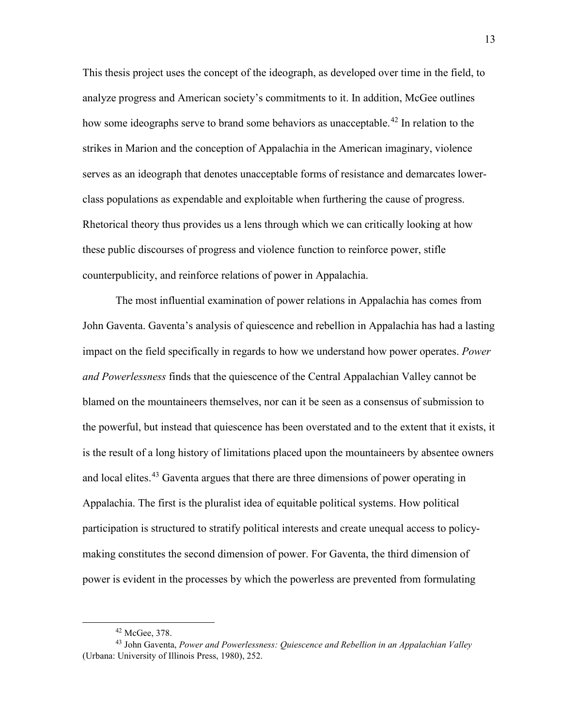This thesis project uses the concept of the ideograph, as developed over time in the field, to analyze progress and American society's commitments to it. In addition, McGee outlines how some ideographs serve to brand some behaviors as unacceptable.[42] In relation to the strikes in Marion and the conception of Appalachia in the American imaginary, violence serves as an ideograph that denotes unacceptable forms of resistance and demarcates lower-class populations as expendable and exploitable when furthering the cause of progress. Rhetorical theory thus provides us a lens through which we can critically looking at how these public discourses of progress and violence function to reinforce power, stifle counterpublicity, and reinforce relations of power in Appalachia.

The most influential examination of power relations in Appalachia has comes from John Gaventa. Gaventa's analysis of quiescence and rebellion in Appalachia has had a lasting impact on the field specifically in regards to how we understand how power operates. *Power and Powerlessness* finds that the quiescence of the Central Appalachian Valley cannot be blamed on the mountaineers themselves, nor can it be seen as a consensus of submission to the powerful, but instead that quiescence has been overstated and to the extent that it exists, it is the result of a long history of limitations placed upon the mountaineers by absentee owners and local elites.[43] Gaventa argues that there are three dimensions of power operating in Appalachia. The first is the pluralist idea of equitable political systems. How political participation is structured to stratify political interests and create unequal access to policy-making constitutes the second dimension of power. For Gaventa, the third dimension of power is evident in the processes by which the powerless are prevented from formulating

---

[42] McGee, 378.

[43] John Gaventa, *Power and Powerlessness: Quiescence and Rebellion in an Appalachian Valley* (Urbana: University of Illinois Press, 1980), 252.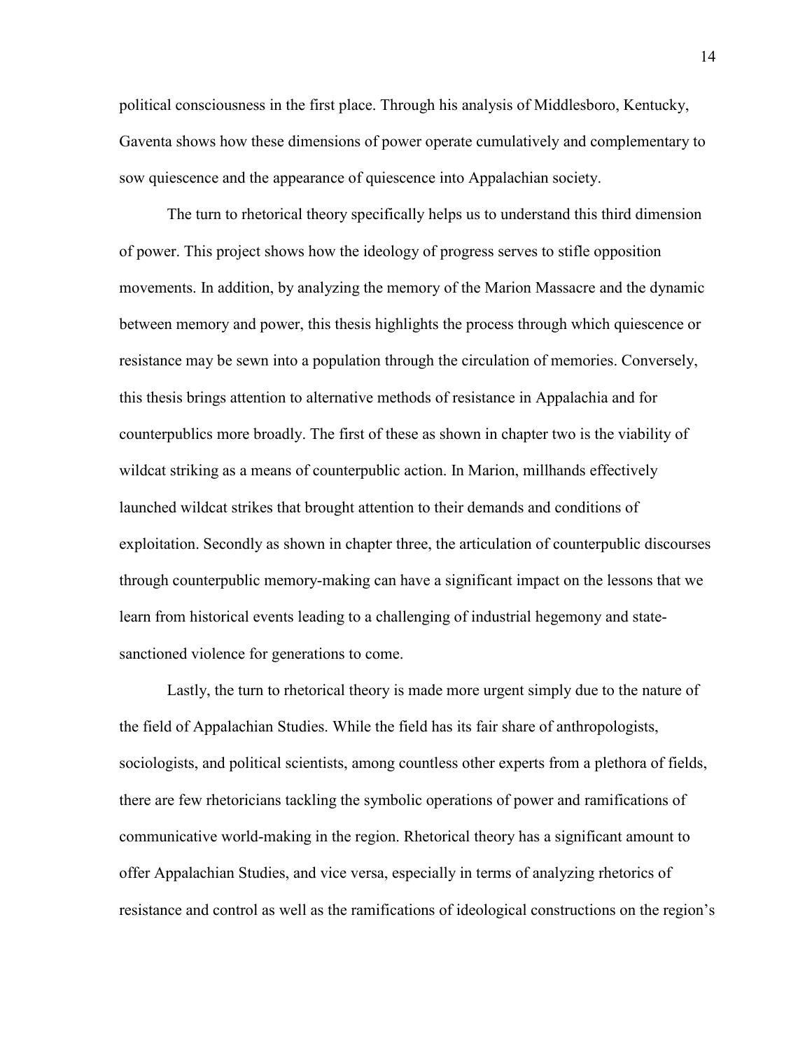political consciousness in the first place. Through his analysis of Middlesboro, Kentucky, Gaventa shows how these dimensions of power operate cumulatively and complementary to sow quiescence and the appearance of quiescence into Appalachian society.

The turn to rhetorical theory specifically helps us to understand this third dimension of power. This project shows how the ideology of progress serves to stifle opposition movements. In addition, by analyzing the memory of the Marion Massacre and the dynamic between memory and power, this thesis highlights the process through which quiescence or resistance may be sewn into a population through the circulation of memories. Conversely, this thesis brings attention to alternative methods of resistance in Appalachia and for counterpublics more broadly. The first of these as shown in chapter two is the viability of wildcat striking as a means of counterpublic action. In Marion, millhands effectively launched wildcat strikes that brought attention to their demands and conditions of exploitation. Secondly as shown in chapter three, the articulation of counterpublic discourses through counterpublic memory-making can have a significant impact on the lessons that we learn from historical events leading to a challenging of industrial hegemony and state-sanctioned violence for generations to come.

Lastly, the turn to rhetorical theory is made more urgent simply due to the nature of the field of Appalachian Studies. While the field has its fair share of anthropologists, sociologists, and political scientists, among countless other experts from a plethora of fields, there are few rhetoricians tackling the symbolic operations of power and ramifications of communicative world-making in the region. Rhetorical theory has a significant amount to offer Appalachian Studies, and vice versa, especially in terms of analyzing rhetorics of resistance and control as well as the ramifications of ideological constructions on the region's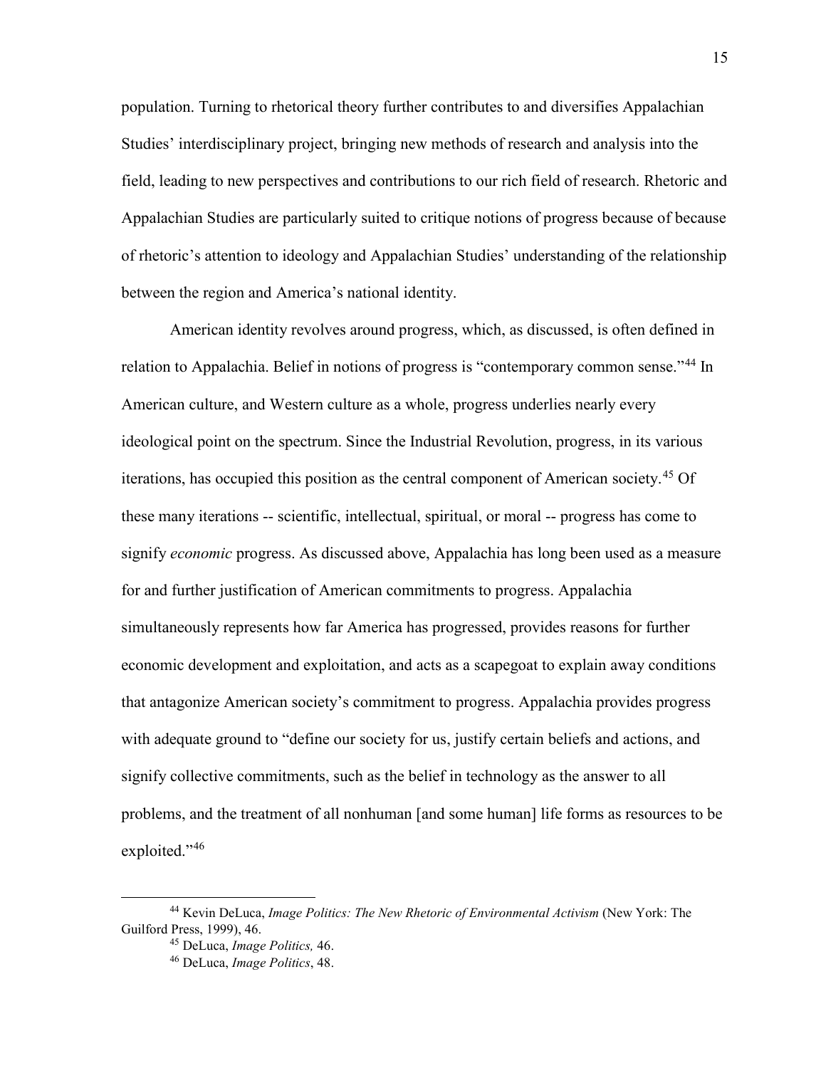population. Turning to rhetorical theory further contributes to and diversifies Appalachian Studies' interdisciplinary project, bringing new methods of research and analysis into the field, leading to new perspectives and contributions to our rich field of research. Rhetoric and Appalachian Studies are particularly suited to critique notions of progress because of because of rhetoric's attention to ideology and Appalachian Studies' understanding of the relationship between the region and America's national identity.

American identity revolves around progress, which, as discussed, is often defined in relation to Appalachia. Belief in notions of progress is "contemporary common sense."[44] In American culture, and Western culture as a whole, progress underlies nearly every ideological point on the spectrum. Since the Industrial Revolution, progress, in its various iterations, has occupied this position as the central component of American society.[45] Of these many iterations -- scientific, intellectual, spiritual, or moral -- progress has come to signify *economic* progress. As discussed above, Appalachia has long been used as a measure for and further justification of American commitments to progress. Appalachia simultaneously represents how far America has progressed, provides reasons for further economic development and exploitation, and acts as a scapegoat to explain away conditions that antagonize American society's commitment to progress. Appalachia provides progress with adequate ground to "define our society for us, justify certain beliefs and actions, and signify collective commitments, such as the belief in technology as the answer to all problems, and the treatment of all nonhuman [and some human] life forms as resources to be exploited."[46]

---

[44] Kevin DeLuca, *Image Politics: The New Rhetoric of Environmental Activism* (New York: The Guilford Press, 1999), 46.

[45] DeLuca, *Image Politics,* 46.

[46] DeLuca, *Image Politics*, 48.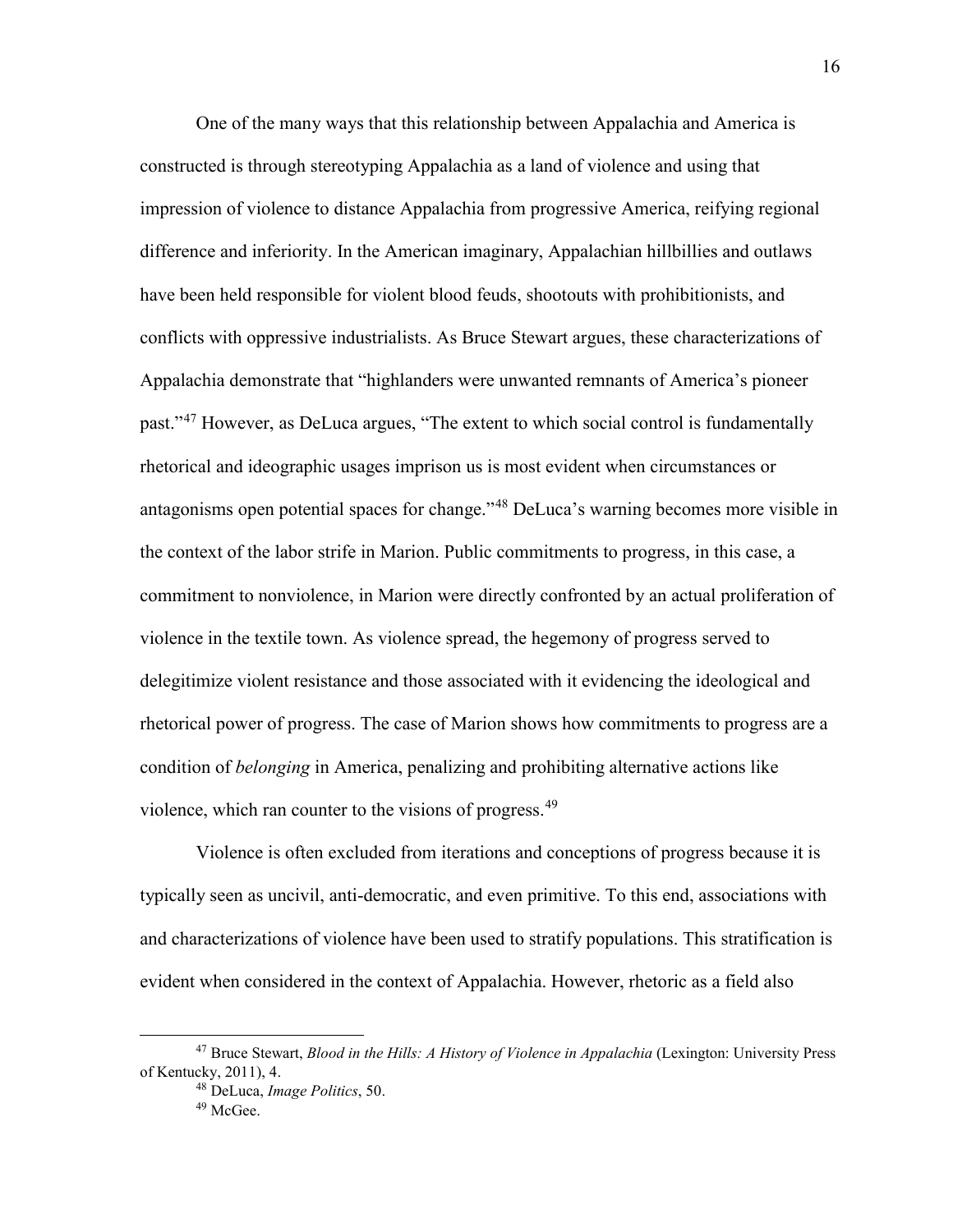One of the many ways that this relationship between Appalachia and America is constructed is through stereotyping Appalachia as a land of violence and using that impression of violence to distance Appalachia from progressive America, reifying regional difference and inferiority. In the American imaginary, Appalachian hillbillies and outlaws have been held responsible for violent blood feuds, shootouts with prohibitionists, and conflicts with oppressive industrialists. As Bruce Stewart argues, these characterizations of Appalachia demonstrate that "highlanders were unwanted remnants of America's pioneer past."[47] However, as DeLuca argues, "The extent to which social control is fundamentally rhetorical and ideographic usages imprison us is most evident when circumstances or antagonisms open potential spaces for change."[48] DeLuca's warning becomes more visible in the context of the labor strife in Marion. Public commitments to progress, in this case, a commitment to nonviolence, in Marion were directly confronted by an actual proliferation of violence in the textile town. As violence spread, the hegemony of progress served to delegitimize violent resistance and those associated with it evidencing the ideological and rhetorical power of progress. The case of Marion shows how commitments to progress are a condition of *belonging* in America, penalizing and prohibiting alternative actions like violence, which ran counter to the visions of progress.[49]

Violence is often excluded from iterations and conceptions of progress because it is typically seen as uncivil, anti-democratic, and even primitive. To this end, associations with and characterizations of violence have been used to stratify populations. This stratification is evident when considered in the context of Appalachia. However, rhetoric as a field also

---

[47] Bruce Stewart, *Blood in the Hills: A History of Violence in Appalachia* (Lexington: University Press of Kentucky, 2011), 4.

[48] DeLuca, *Image Politics*, 50.

[49] McGee.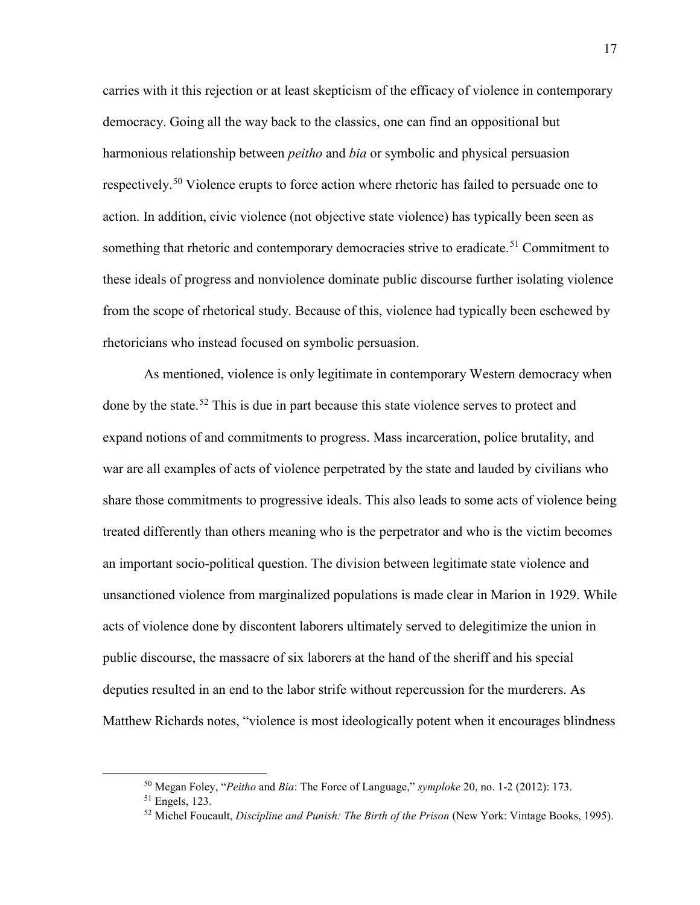carries with it this rejection or at least skepticism of the efficacy of violence in contemporary democracy. Going all the way back to the classics, one can find an oppositional but harmonious relationship between *peitho* and *bia* or symbolic and physical persuasion respectively.[50] Violence erupts to force action where rhetoric has failed to persuade one to action. In addition, civic violence (not objective state violence) has typically been seen as something that rhetoric and contemporary democracies strive to eradicate.[51] Commitment to these ideals of progress and nonviolence dominate public discourse further isolating violence from the scope of rhetorical study. Because of this, violence had typically been eschewed by rhetoricians who instead focused on symbolic persuasion.

As mentioned, violence is only legitimate in contemporary Western democracy when done by the state.[52] This is due in part because this state violence serves to protect and expand notions of and commitments to progress. Mass incarceration, police brutality, and war are all examples of acts of violence perpetrated by the state and lauded by civilians who share those commitments to progressive ideals. This also leads to some acts of violence being treated differently than others meaning who is the perpetrator and who is the victim becomes an important socio-political question. The division between legitimate state violence and unsanctioned violence from marginalized populations is made clear in Marion in 1929. While acts of violence done by discontent laborers ultimately served to delegitimize the union in public discourse, the massacre of six laborers at the hand of the sheriff and his special deputies resulted in an end to the labor strife without repercussion for the murderers. As Matthew Richards notes, "violence is most ideologically potent when it encourages blindness

---

[50] Megan Foley, "*Peitho* and *Bia*: The Force of Language," *symploke* 20, no. 1-2 (2012): 173.

[51] Engels, 123.

[52] Michel Foucault, *Discipline and Punish: The Birth of the Prison* (New York: Vintage Books, 1995).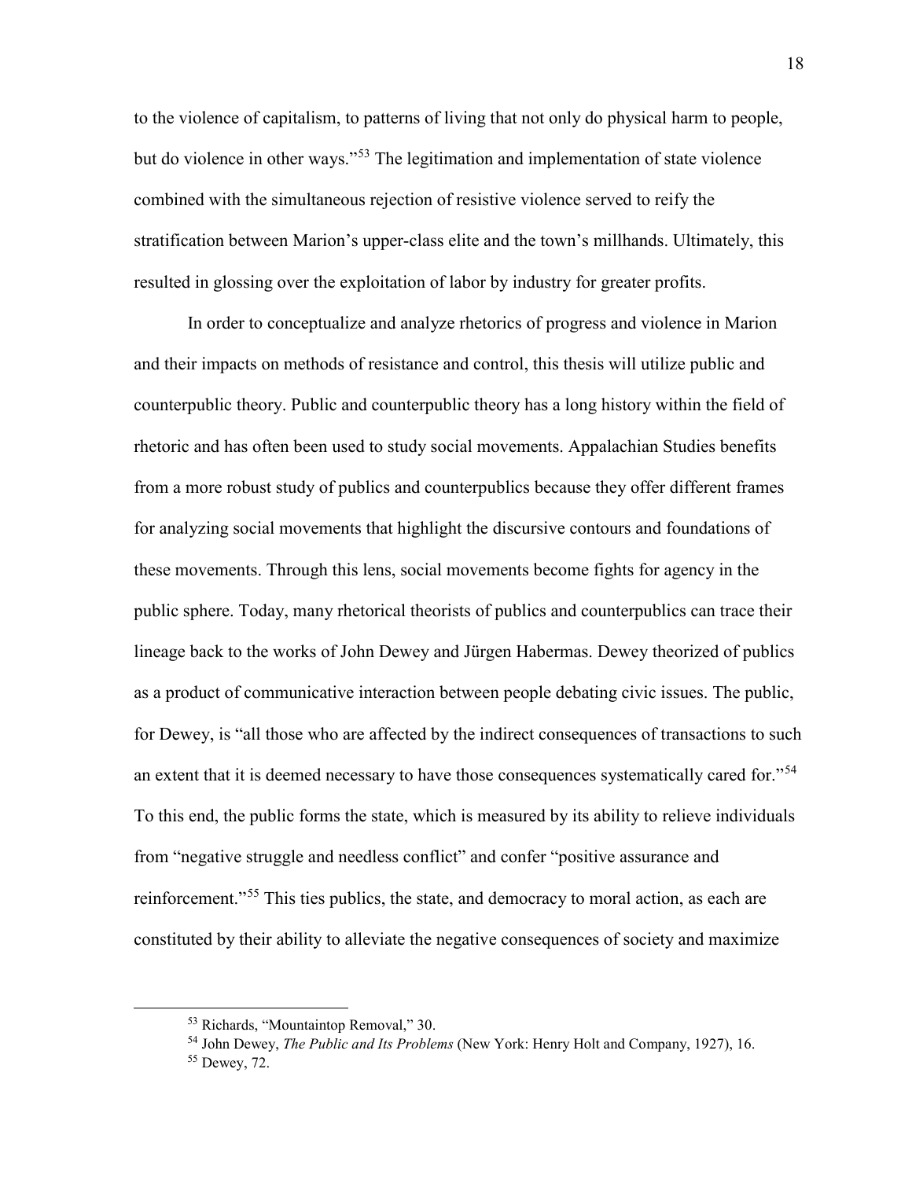to the violence of capitalism, to patterns of living that not only do physical harm to people, but do violence in other ways."[53] The legitimation and implementation of state violence combined with the simultaneous rejection of resistive violence served to reify the stratification between Marion's upper-class elite and the town's millhands. Ultimately, this resulted in glossing over the exploitation of labor by industry for greater profits.

In order to conceptualize and analyze rhetorics of progress and violence in Marion and their impacts on methods of resistance and control, this thesis will utilize public and counterpublic theory. Public and counterpublic theory has a long history within the field of rhetoric and has often been used to study social movements. Appalachian Studies benefits from a more robust study of publics and counterpublics because they offer different frames for analyzing social movements that highlight the discursive contours and foundations of these movements. Through this lens, social movements become fights for agency in the public sphere. Today, many rhetorical theorists of publics and counterpublics can trace their lineage back to the works of John Dewey and Jürgen Habermas. Dewey theorized of publics as a product of communicative interaction between people debating civic issues. The public, for Dewey, is "all those who are affected by the indirect consequences of transactions to such an extent that it is deemed necessary to have those consequences systematically cared for."[54] To this end, the public forms the state, which is measured by its ability to relieve individuals from "negative struggle and needless conflict" and confer "positive assurance and reinforcement."[55] This ties publics, the state, and democracy to moral action, as each are constituted by their ability to alleviate the negative consequences of society and maximize

[53] Richards, "Mountaintop Removal," 30.

[54] John Dewey, *The Public and Its Problems* (New York: Henry Holt and Company, 1927), 16.

[55] Dewey, 72.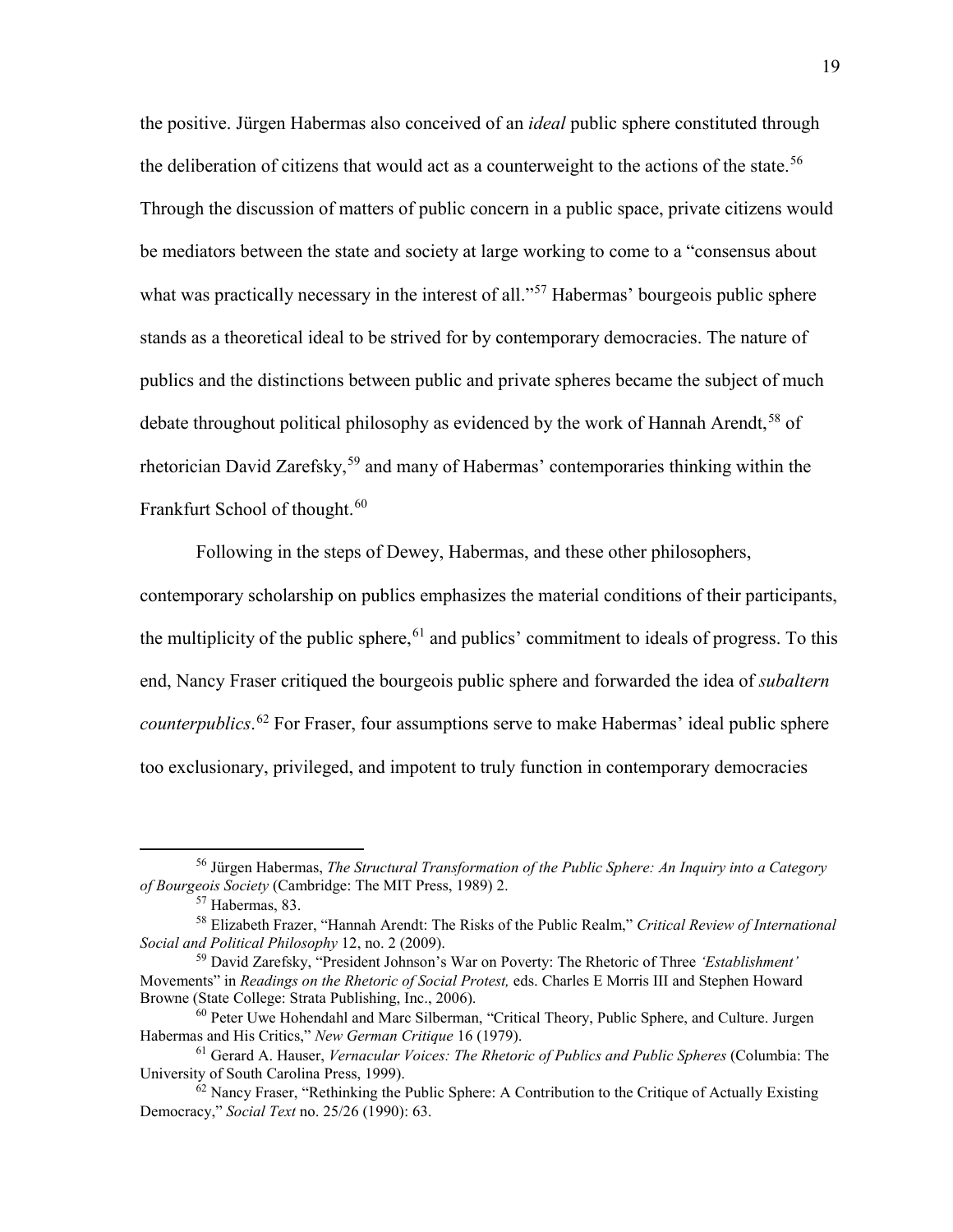the positive. Jürgen Habermas also conceived of an *ideal* public sphere constituted through the deliberation of citizens that would act as a counterweight to the actions of the state.[56] Through the discussion of matters of public concern in a public space, private citizens would be mediators between the state and society at large working to come to a "consensus about what was practically necessary in the interest of all."[57] Habermas' bourgeois public sphere stands as a theoretical ideal to be strived for by contemporary democracies. The nature of publics and the distinctions between public and private spheres became the subject of much debate throughout political philosophy as evidenced by the work of Hannah Arendt,[58] of rhetorician David Zarefsky,[59] and many of Habermas' contemporaries thinking within the Frankfurt School of thought.[60]

Following in the steps of Dewey, Habermas, and these other philosophers, contemporary scholarship on publics emphasizes the material conditions of their participants, the multiplicity of the public sphere,[61] and publics' commitment to ideals of progress. To this end, Nancy Fraser critiqued the bourgeois public sphere and forwarded the idea of *subaltern counterpublics*.[62] For Fraser, four assumptions serve to make Habermas' ideal public sphere too exclusionary, privileged, and impotent to truly function in contemporary democracies

---

[56] Jürgen Habermas, *The Structural Transformation of the Public Sphere: An Inquiry into a Category of Bourgeois Society* (Cambridge: The MIT Press, 1989) 2.

[57] Habermas, 83.

[58] Elizabeth Frazer, "Hannah Arendt: The Risks of the Public Realm," *Critical Review of International Social and Political Philosophy* 12, no. 2 (2009).

[59] David Zarefsky, "President Johnson's War on Poverty: The Rhetoric of Three *'Establishment'* Movements" in *Readings on the Rhetoric of Social Protest,* eds. Charles E Morris III and Stephen Howard Browne (State College: Strata Publishing, Inc., 2006).

[60] Peter Uwe Hohendahl and Marc Silberman, "Critical Theory, Public Sphere, and Culture. Jurgen Habermas and His Critics," *New German Critique* 16 (1979).

[61] Gerard A. Hauser, *Vernacular Voices: The Rhetoric of Publics and Public Spheres* (Columbia: The University of South Carolina Press, 1999).

[62] Nancy Fraser, "Rethinking the Public Sphere: A Contribution to the Critique of Actually Existing Democracy," *Social Text* no. 25/26 (1990): 63.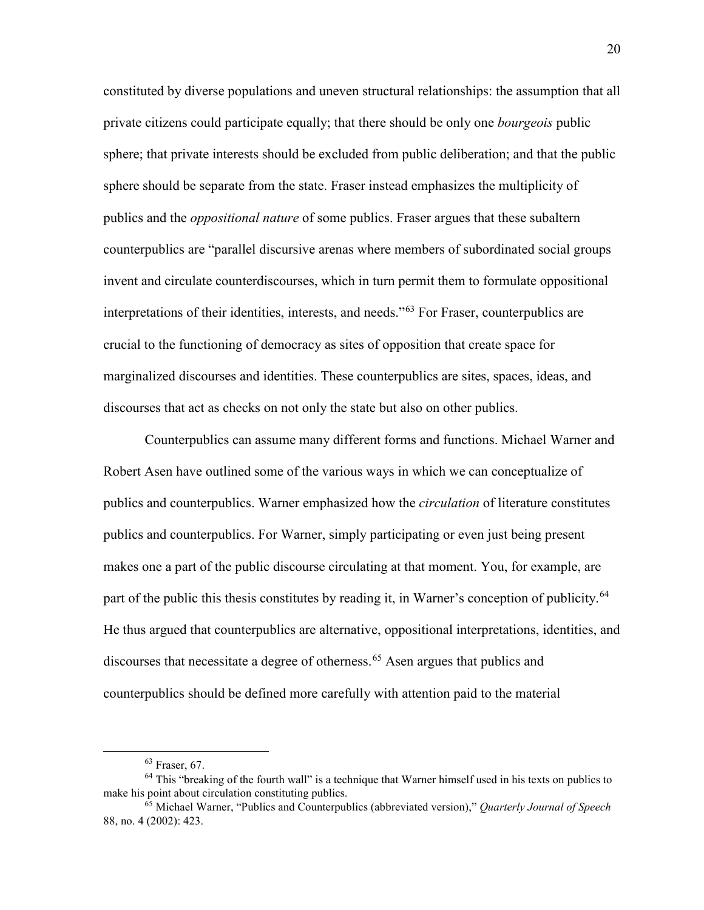constituted by diverse populations and uneven structural relationships: the assumption that all private citizens could participate equally; that there should be only one *bourgeois* public sphere; that private interests should be excluded from public deliberation; and that the public sphere should be separate from the state. Fraser instead emphasizes the multiplicity of publics and the *oppositional nature* of some publics. Fraser argues that these subaltern counterpublics are "parallel discursive arenas where members of subordinated social groups invent and circulate counterdiscourses, which in turn permit them to formulate oppositional interpretations of their identities, interests, and needs."[63] For Fraser, counterpublics are crucial to the functioning of democracy as sites of opposition that create space for marginalized discourses and identities. These counterpublics are sites, spaces, ideas, and discourses that act as checks on not only the state but also on other publics.

Counterpublics can assume many different forms and functions. Michael Warner and Robert Asen have outlined some of the various ways in which we can conceptualize of publics and counterpublics. Warner emphasized how the *circulation* of literature constitutes publics and counterpublics. For Warner, simply participating or even just being present makes one a part of the public discourse circulating at that moment. You, for example, are part of the public this thesis constitutes by reading it, in Warner's conception of publicity.[64] He thus argued that counterpublics are alternative, oppositional interpretations, identities, and discourses that necessitate a degree of otherness.[65] Asen argues that publics and counterpublics should be defined more carefully with attention paid to the material

[63] Fraser, 67.

[64] This "breaking of the fourth wall" is a technique that Warner himself used in his texts on publics to make his point about circulation constituting publics.

[65] Michael Warner, "Publics and Counterpublics (abbreviated version)," *Quarterly Journal of Speech* 88, no. 4 (2002): 423.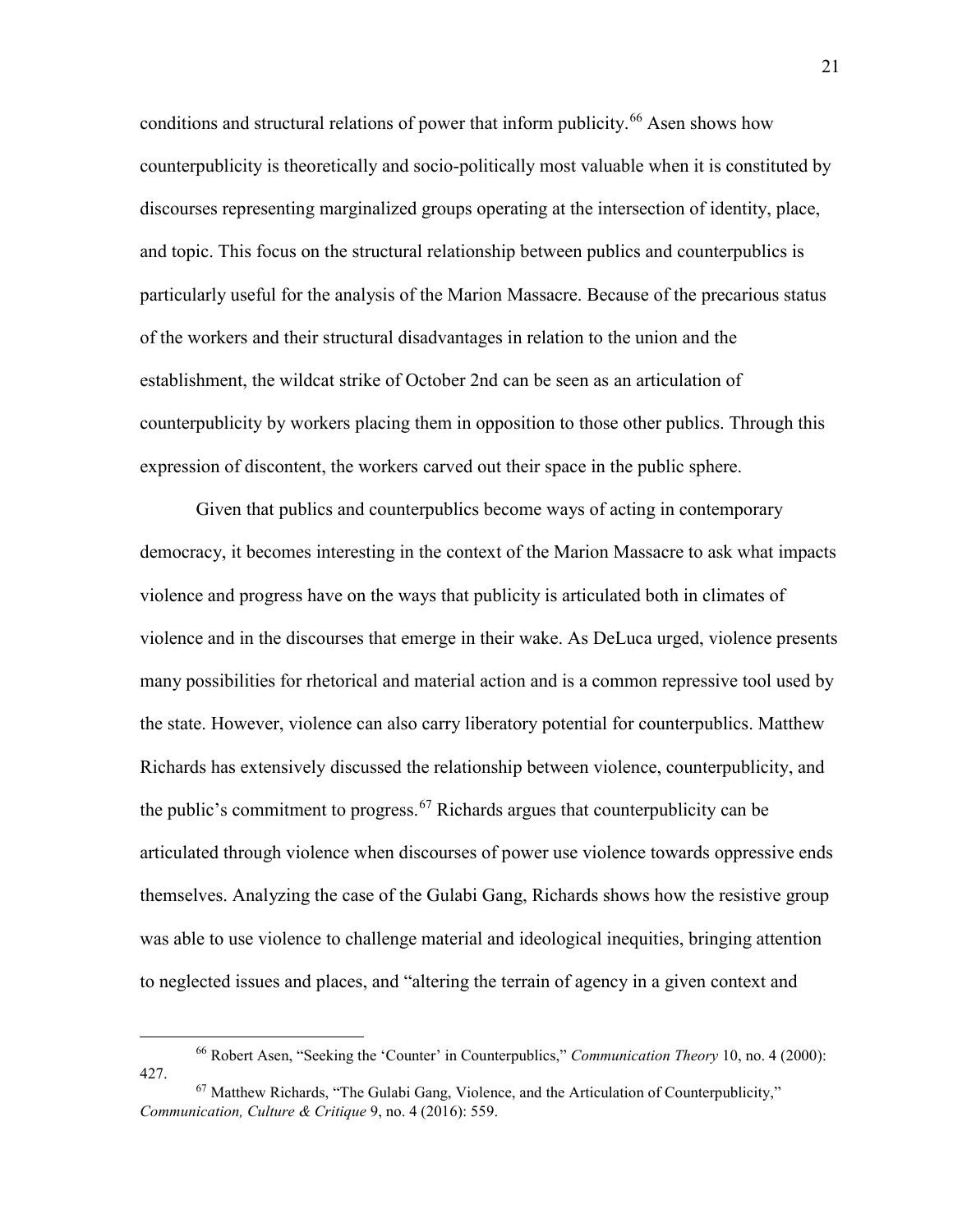conditions and structural relations of power that inform publicity.[66] Asen shows how counterpublicity is theoretically and socio-politically most valuable when it is constituted by discourses representing marginalized groups operating at the intersection of identity, place, and topic. This focus on the structural relationship between publics and counterpublics is particularly useful for the analysis of the Marion Massacre. Because of the precarious status of the workers and their structural disadvantages in relation to the union and the establishment, the wildcat strike of October 2nd can be seen as an articulation of counterpublicity by workers placing them in opposition to those other publics. Through this expression of discontent, the workers carved out their space in the public sphere.

Given that publics and counterpublics become ways of acting in contemporary democracy, it becomes interesting in the context of the Marion Massacre to ask what impacts violence and progress have on the ways that publicity is articulated both in climates of violence and in the discourses that emerge in their wake. As DeLuca urged, violence presents many possibilities for rhetorical and material action and is a common repressive tool used by the state. However, violence can also carry liberatory potential for counterpublics. Matthew Richards has extensively discussed the relationship between violence, counterpublicity, and the public's commitment to progress.[67] Richards argues that counterpublicity can be articulated through violence when discourses of power use violence towards oppressive ends themselves. Analyzing the case of the Gulabi Gang, Richards shows how the resistive group was able to use violence to challenge material and ideological inequities, bringing attention to neglected issues and places, and "altering the terrain of agency in a given context and

---

[66] Robert Asen, "Seeking the 'Counter' in Counterpublics," *Communication Theory* 10, no. 4 (2000): 427.

[67] Matthew Richards, "The Gulabi Gang, Violence, and the Articulation of Counterpublicity," *Communication, Culture & Critique* 9, no. 4 (2016): 559.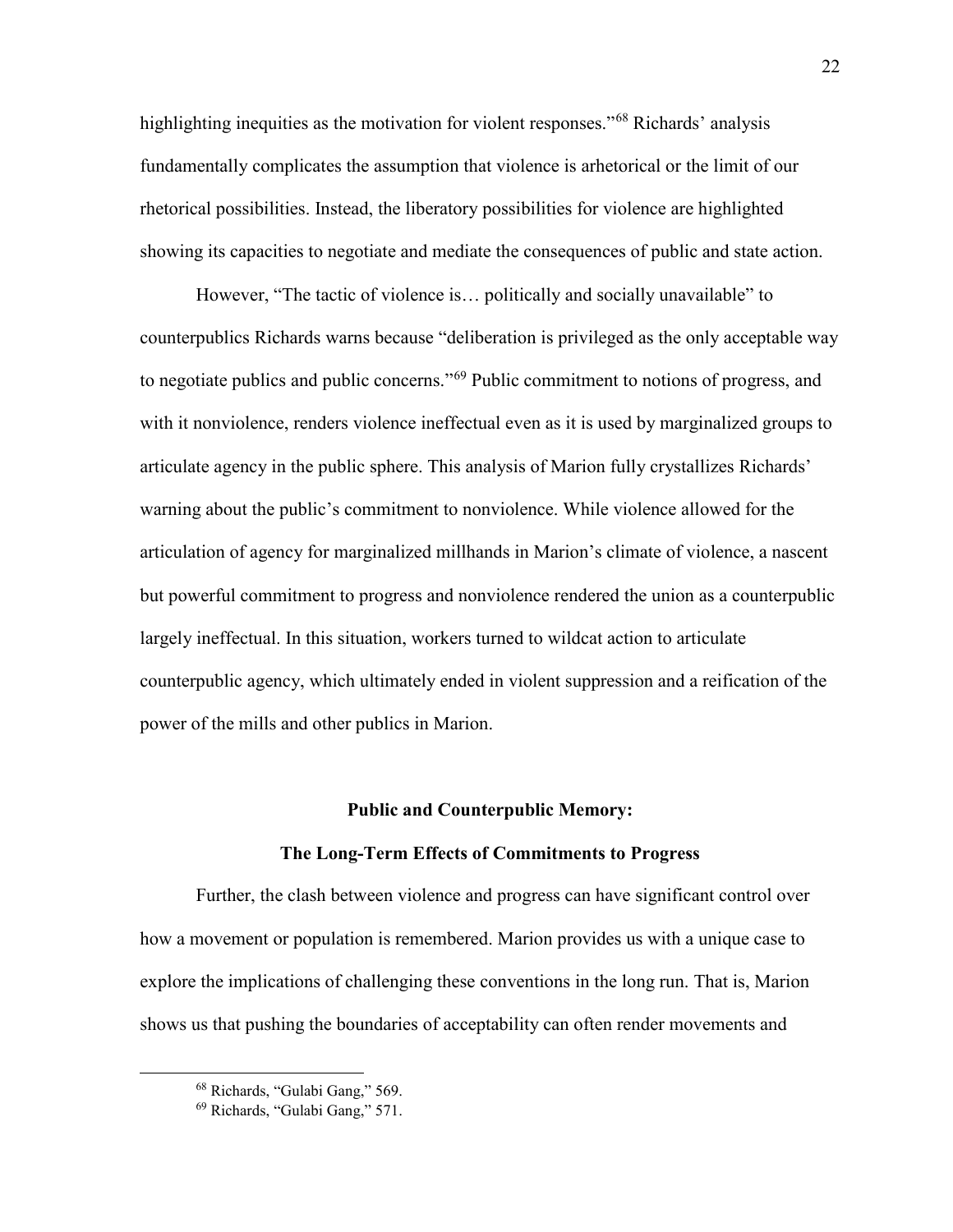highlighting inequities as the motivation for violent responses."[68] Richards' analysis fundamentally complicates the assumption that violence is arhetorical or the limit of our rhetorical possibilities. Instead, the liberatory possibilities for violence are highlighted showing its capacities to negotiate and mediate the consequences of public and state action.

However, "The tactic of violence is… politically and socially unavailable" to counterpublics Richards warns because "deliberation is privileged as the only acceptable way to negotiate publics and public concerns."[69] Public commitment to notions of progress, and with it nonviolence, renders violence ineffectual even as it is used by marginalized groups to articulate agency in the public sphere. This analysis of Marion fully crystallizes Richards' warning about the public's commitment to nonviolence. While violence allowed for the articulation of agency for marginalized millhands in Marion's climate of violence, a nascent but powerful commitment to progress and nonviolence rendered the union as a counterpublic largely ineffectual. In this situation, workers turned to wildcat action to articulate counterpublic agency, which ultimately ended in violent suppression and a reification of the power of the mills and other publics in Marion.

## Public and Counterpublic Memory: The Long-Term Effects of Commitments to Progress

Further, the clash between violence and progress can have significant control over how a movement or population is remembered. Marion provides us with a unique case to explore the implications of challenging these conventions in the long run. That is, Marion shows us that pushing the boundaries of acceptability can often render movements and

[68] Richards, "Gulabi Gang," 569.

[69] Richards, "Gulabi Gang," 571.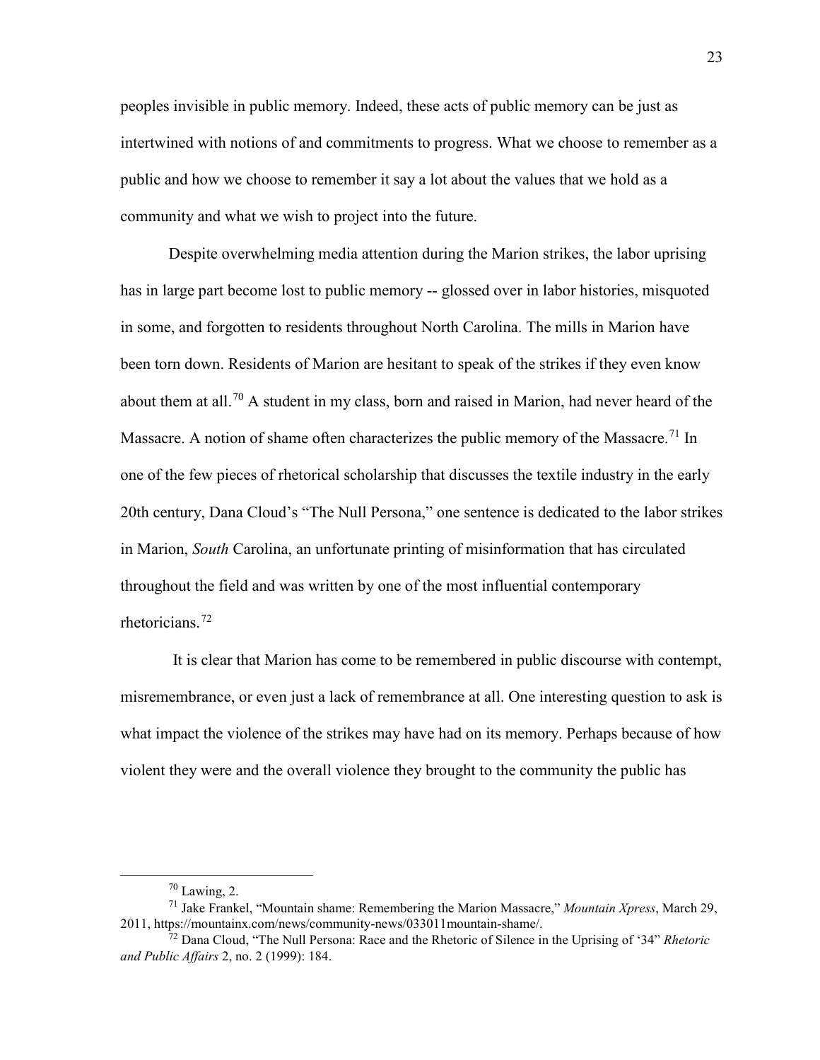peoples invisible in public memory. Indeed, these acts of public memory can be just as intertwined with notions of and commitments to progress. What we choose to remember as a public and how we choose to remember it say a lot about the values that we hold as a community and what we wish to project into the future.

Despite overwhelming media attention during the Marion strikes, the labor uprising has in large part become lost to public memory -- glossed over in labor histories, misquoted in some, and forgotten to residents throughout North Carolina. The mills in Marion have been torn down. Residents of Marion are hesitant to speak of the strikes if they even know about them at all.[70] A student in my class, born and raised in Marion, had never heard of the Massacre. A notion of shame often characterizes the public memory of the Massacre.[71] In one of the few pieces of rhetorical scholarship that discusses the textile industry in the early 20th century, Dana Cloud's "The Null Persona," one sentence is dedicated to the labor strikes in Marion, *South* Carolina, an unfortunate printing of misinformation that has circulated throughout the field and was written by one of the most influential contemporary rhetoricians.[72]

It is clear that Marion has come to be remembered in public discourse with contempt, misremembrance, or even just a lack of remembrance at all. One interesting question to ask is what impact the violence of the strikes may have had on its memory. Perhaps because of how violent they were and the overall violence they brought to the community the public has

---

[70] Lawing, 2.

[71] Jake Frankel, "Mountain shame: Remembering the Marion Massacre," *Mountain Xpress*, March 29, 2011, https://mountainx.com/news/community-news/033011mountain-shame/.

[72] Dana Cloud, "The Null Persona: Race and the Rhetoric of Silence in the Uprising of '34" *Rhetoric and Public Affairs* 2, no. 2 (1999): 184.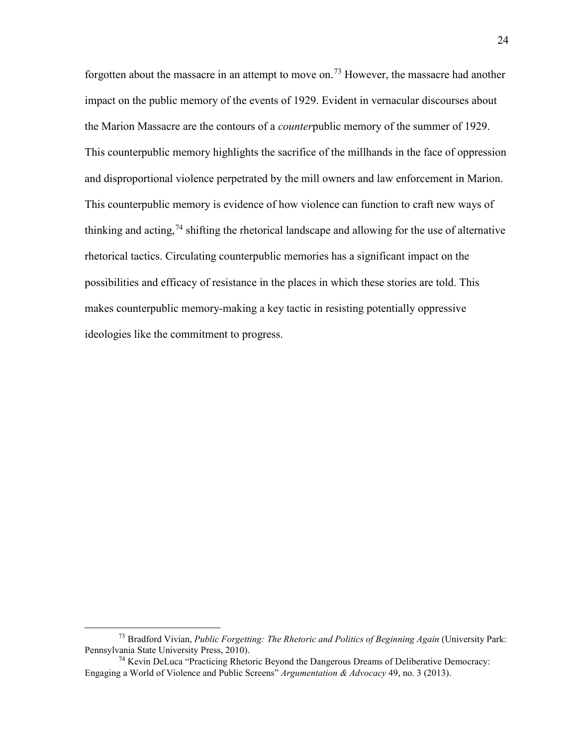forgotten about the massacre in an attempt to move on.[73] However, the massacre had another impact on the public memory of the events of 1929. Evident in vernacular discourses about the Marion Massacre are the contours of a *counter*public memory of the summer of 1929. This counterpublic memory highlights the sacrifice of the millhands in the face of oppression and disproportional violence perpetrated by the mill owners and law enforcement in Marion. This counterpublic memory is evidence of how violence can function to craft new ways of thinking and acting,[74] shifting the rhetorical landscape and allowing for the use of alternative rhetorical tactics. Circulating counterpublic memories has a significant impact on the possibilities and efficacy of resistance in the places in which these stories are told. This makes counterpublic memory-making a key tactic in resisting potentially oppressive ideologies like the commitment to progress.

---

[73] Bradford Vivian, *Public Forgetting: The Rhetoric and Politics of Beginning Again* (University Park: Pennsylvania State University Press, 2010).

[74] Kevin DeLuca "Practicing Rhetoric Beyond the Dangerous Dreams of Deliberative Democracy: Engaging a World of Violence and Public Screens" *Argumentation & Advocacy* 49, no. 3 (2013).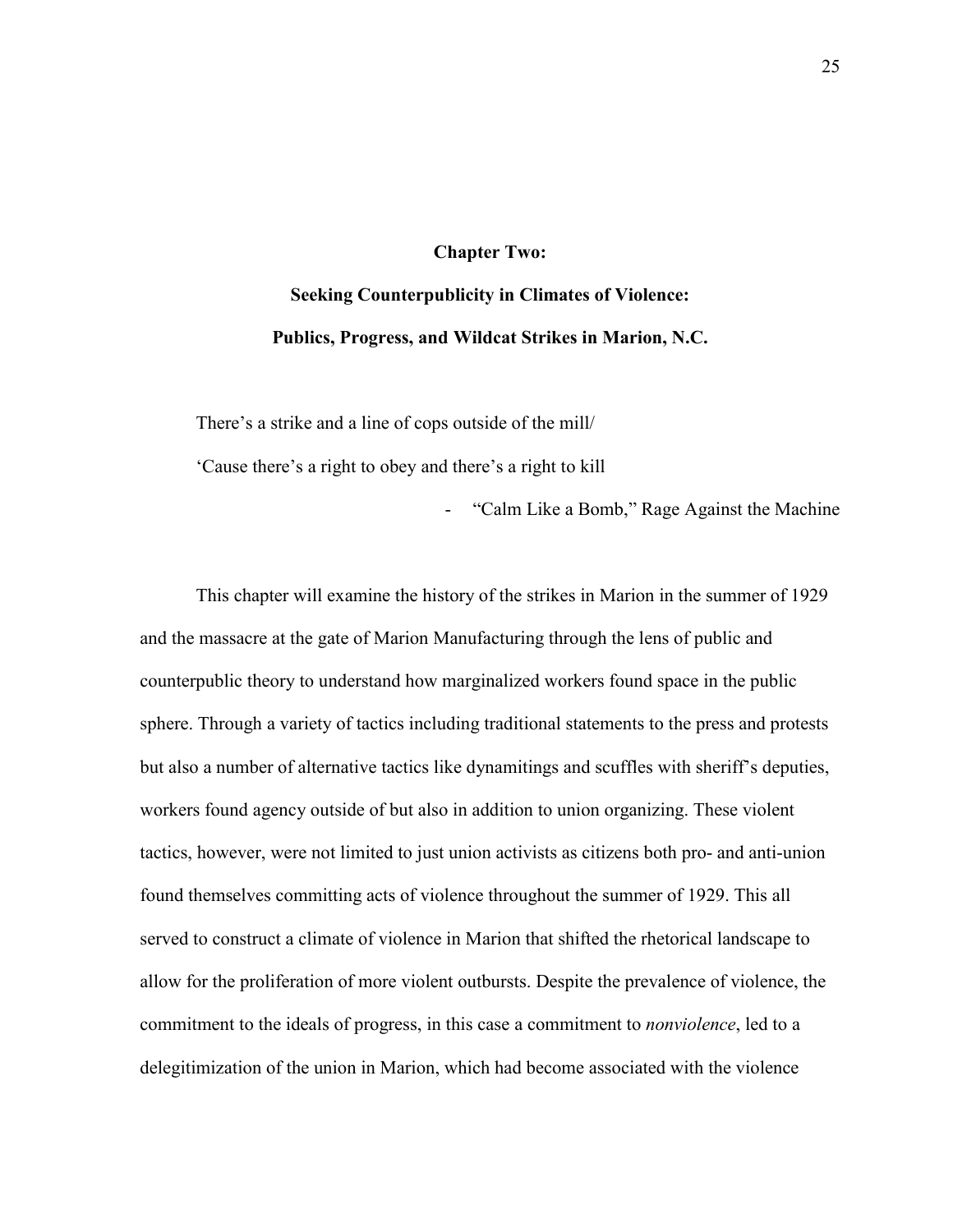## Chapter Two:

## Seeking Counterpublicity in Climates of Violence:

## Publics, Progress, and Wildcat Strikes in Marion, N.C.

There's a strike and a line of cops outside of the mill/

'Cause there's a right to obey and there's a right to kill

- "Calm Like a Bomb," Rage Against the Machine

This chapter will examine the history of the strikes in Marion in the summer of 1929 and the massacre at the gate of Marion Manufacturing through the lens of public and counterpublic theory to understand how marginalized workers found space in the public sphere. Through a variety of tactics including traditional statements to the press and protests but also a number of alternative tactics like dynamitings and scuffles with sheriff's deputies, workers found agency outside of but also in addition to union organizing. These violent tactics, however, were not limited to just union activists as citizens both pro- and anti-union found themselves committing acts of violence throughout the summer of 1929. This all served to construct a climate of violence in Marion that shifted the rhetorical landscape to allow for the proliferation of more violent outbursts. Despite the prevalence of violence, the commitment to the ideals of progress, in this case a commitment to *nonviolence*, led to a delegitimization of the union in Marion, which had become associated with the violence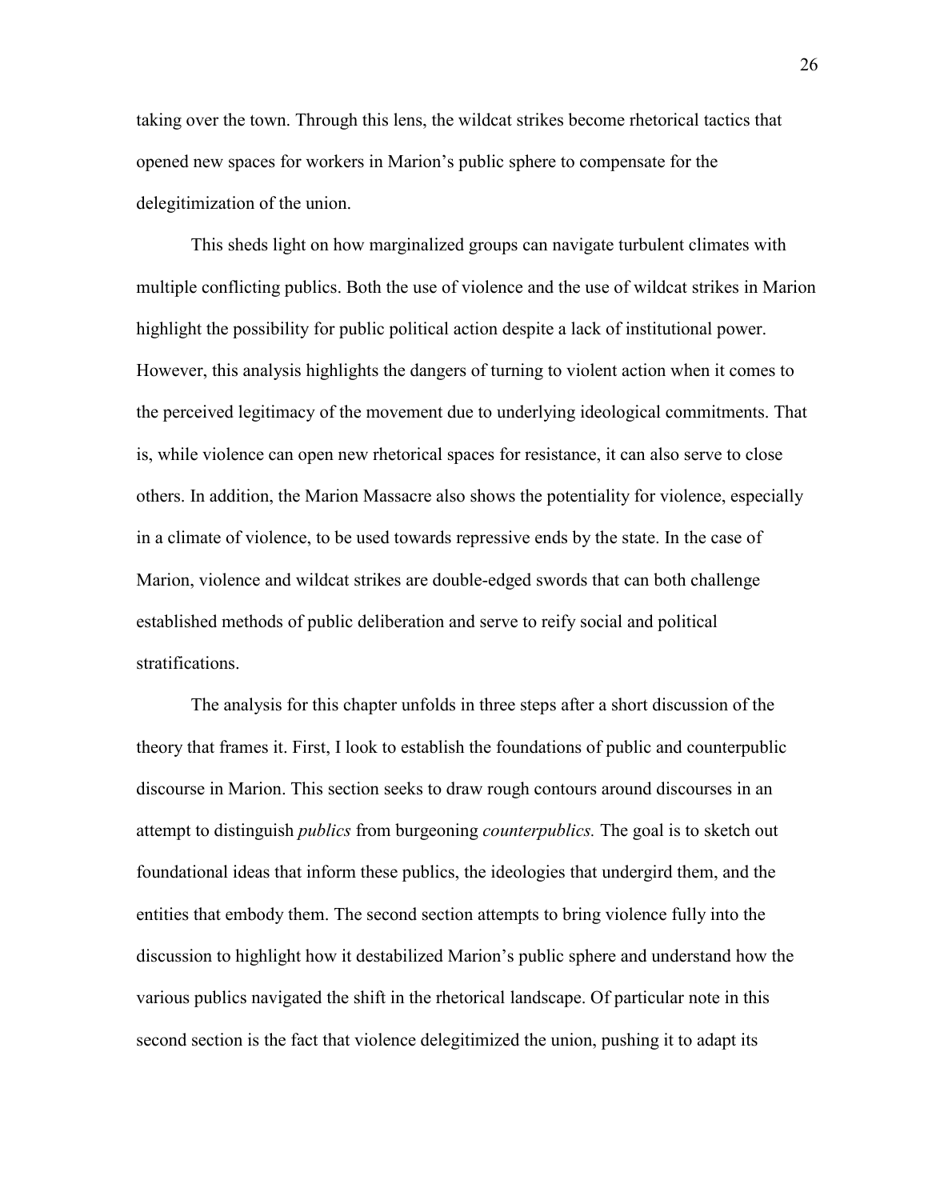taking over the town. Through this lens, the wildcat strikes become rhetorical tactics that opened new spaces for workers in Marion's public sphere to compensate for the delegitimization of the union.

This sheds light on how marginalized groups can navigate turbulent climates with multiple conflicting publics. Both the use of violence and the use of wildcat strikes in Marion highlight the possibility for public political action despite a lack of institutional power. However, this analysis highlights the dangers of turning to violent action when it comes to the perceived legitimacy of the movement due to underlying ideological commitments. That is, while violence can open new rhetorical spaces for resistance, it can also serve to close others. In addition, the Marion Massacre also shows the potentiality for violence, especially in a climate of violence, to be used towards repressive ends by the state. In the case of Marion, violence and wildcat strikes are double-edged swords that can both challenge established methods of public deliberation and serve to reify social and political stratifications.

The analysis for this chapter unfolds in three steps after a short discussion of the theory that frames it. First, I look to establish the foundations of public and counterpublic discourse in Marion. This section seeks to draw rough contours around discourses in an attempt to distinguish *publics* from burgeoning *counterpublics.* The goal is to sketch out foundational ideas that inform these publics, the ideologies that undergird them, and the entities that embody them. The second section attempts to bring violence fully into the discussion to highlight how it destabilized Marion's public sphere and understand how the various publics navigated the shift in the rhetorical landscape. Of particular note in this second section is the fact that violence delegitimized the union, pushing it to adapt its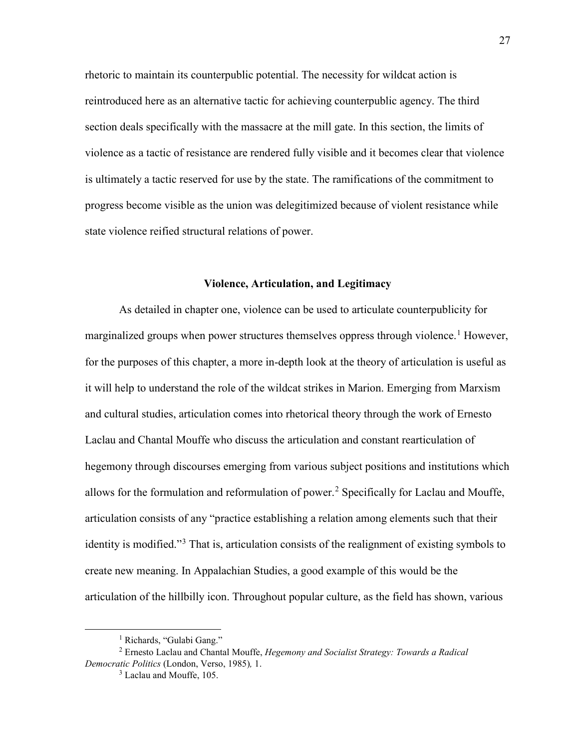rhetoric to maintain its counterpublic potential. The necessity for wildcat action is reintroduced here as an alternative tactic for achieving counterpublic agency. The third section deals specifically with the massacre at the mill gate. In this section, the limits of violence as a tactic of resistance are rendered fully visible and it becomes clear that violence is ultimately a tactic reserved for use by the state. The ramifications of the commitment to progress become visible as the union was delegitimized because of violent resistance while state violence reified structural relations of power.

## Violence, Articulation, and Legitimacy

As detailed in chapter one, violence can be used to articulate counterpublicity for marginalized groups when power structures themselves oppress through violence.[1] However, for the purposes of this chapter, a more in-depth look at the theory of articulation is useful as it will help to understand the role of the wildcat strikes in Marion. Emerging from Marxism and cultural studies, articulation comes into rhetorical theory through the work of Ernesto Laclau and Chantal Mouffe who discuss the articulation and constant rearticulation of hegemony through discourses emerging from various subject positions and institutions which allows for the formulation and reformulation of power.[2] Specifically for Laclau and Mouffe, articulation consists of any "practice establishing a relation among elements such that their identity is modified."[3] That is, articulation consists of the realignment of existing symbols to create new meaning. In Appalachian Studies, a good example of this would be the articulation of the hillbilly icon. Throughout popular culture, as the field has shown, various

---

[1] Richards, "Gulabi Gang."

[2] Ernesto Laclau and Chantal Mouffe, *Hegemony and Socialist Strategy: Towards a Radical Democratic Politics* (London, Verso, 1985), 1.

[3] Laclau and Mouffe, 105.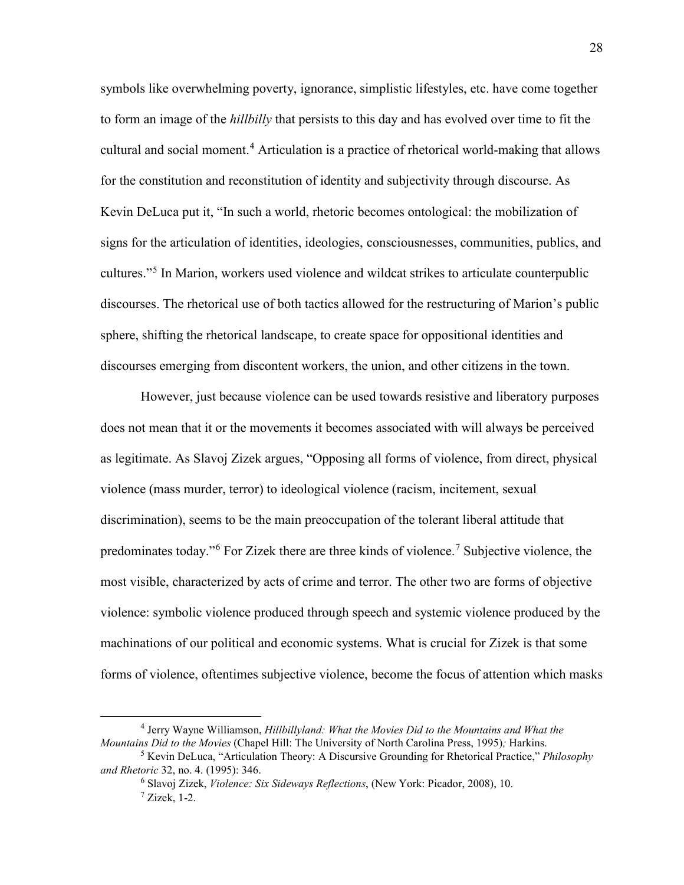symbols like overwhelming poverty, ignorance, simplistic lifestyles, etc. have come together to form an image of the *hillbilly* that persists to this day and has evolved over time to fit the cultural and social moment.[4] Articulation is a practice of rhetorical world-making that allows for the constitution and reconstitution of identity and subjectivity through discourse. As Kevin DeLuca put it, "In such a world, rhetoric becomes ontological: the mobilization of signs for the articulation of identities, ideologies, consciousnesses, communities, publics, and cultures."[5] In Marion, workers used violence and wildcat strikes to articulate counterpublic discourses. The rhetorical use of both tactics allowed for the restructuring of Marion's public sphere, shifting the rhetorical landscape, to create space for oppositional identities and discourses emerging from discontent workers, the union, and other citizens in the town.

However, just because violence can be used towards resistive and liberatory purposes does not mean that it or the movements it becomes associated with will always be perceived as legitimate. As Slavoj Zizek argues, "Opposing all forms of violence, from direct, physical violence (mass murder, terror) to ideological violence (racism, incitement, sexual discrimination), seems to be the main preoccupation of the tolerant liberal attitude that predominates today."[6] For Zizek there are three kinds of violence.[7] Subjective violence, the most visible, characterized by acts of crime and terror. The other two are forms of objective violence: symbolic violence produced through speech and systemic violence produced by the machinations of our political and economic systems. What is crucial for Zizek is that some forms of violence, oftentimes subjective violence, become the focus of attention which masks

[4] Jerry Wayne Williamson, *Hillbillyland: What the Movies Did to the Mountains and What the Mountains Did to the Movies* (Chapel Hill: The University of North Carolina Press, 1995)*;* Harkins.

[5] Kevin DeLuca, "Articulation Theory: A Discursive Grounding for Rhetorical Practice," *Philosophy and Rhetoric* 32, no. 4. (1995): 346.

[6] Slavoj Zizek, *Violence: Six Sideways Reflections*, (New York: Picador, 2008), 10.

[7] Zizek, 1-2.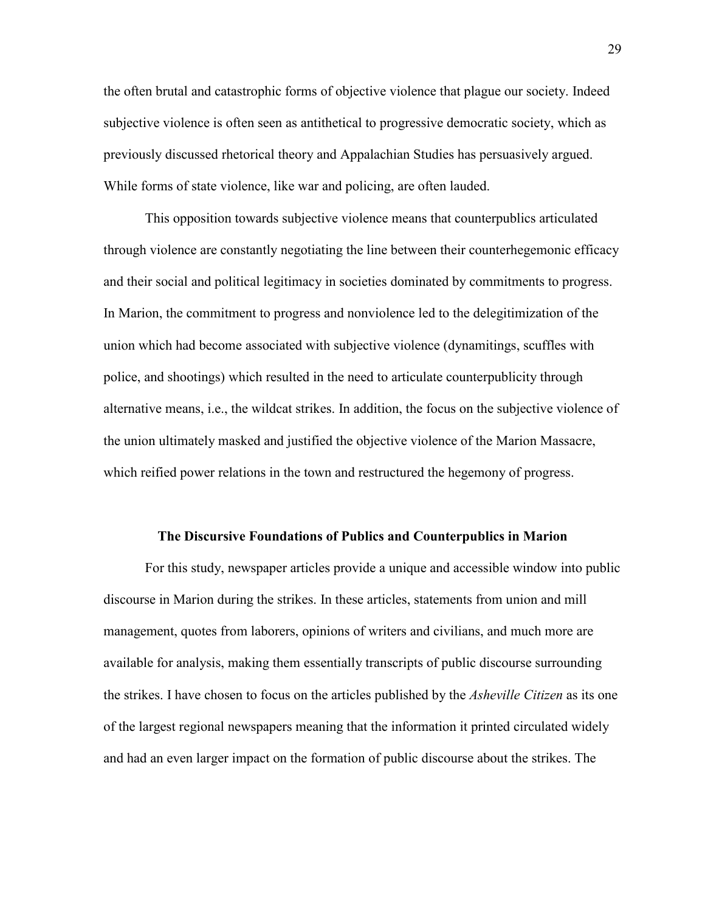the often brutal and catastrophic forms of objective violence that plague our society. Indeed subjective violence is often seen as antithetical to progressive democratic society, which as previously discussed rhetorical theory and Appalachian Studies has persuasively argued. While forms of state violence, like war and policing, are often lauded.

This opposition towards subjective violence means that counterpublics articulated through violence are constantly negotiating the line between their counterhegemonic efficacy and their social and political legitimacy in societies dominated by commitments to progress. In Marion, the commitment to progress and nonviolence led to the delegitimization of the union which had become associated with subjective violence (dynamitings, scuffles with police, and shootings) which resulted in the need to articulate counterpublicity through alternative means, i.e., the wildcat strikes. In addition, the focus on the subjective violence of the union ultimately masked and justified the objective violence of the Marion Massacre, which reified power relations in the town and restructured the hegemony of progress.

## The Discursive Foundations of Publics and Counterpublics in Marion

For this study, newspaper articles provide a unique and accessible window into public discourse in Marion during the strikes. In these articles, statements from union and mill management, quotes from laborers, opinions of writers and civilians, and much more are available for analysis, making them essentially transcripts of public discourse surrounding the strikes. I have chosen to focus on the articles published by the *Asheville Citizen* as its one of the largest regional newspapers meaning that the information it printed circulated widely and had an even larger impact on the formation of public discourse about the strikes. The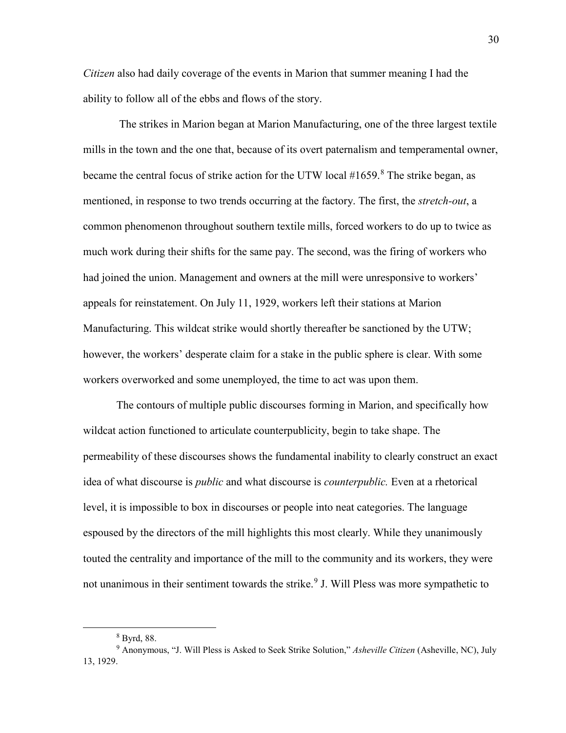*Citizen* also had daily coverage of the events in Marion that summer meaning I had the ability to follow all of the ebbs and flows of the story.

The strikes in Marion began at Marion Manufacturing, one of the three largest textile mills in the town and the one that, because of its overt paternalism and temperamental owner, became the central focus of strike action for the UTW local #1659.[8] The strike began, as mentioned, in response to two trends occurring at the factory. The first, the *stretch-out*, a common phenomenon throughout southern textile mills, forced workers to do up to twice as much work during their shifts for the same pay. The second, was the firing of workers who had joined the union. Management and owners at the mill were unresponsive to workers' appeals for reinstatement. On July 11, 1929, workers left their stations at Marion Manufacturing. This wildcat strike would shortly thereafter be sanctioned by the UTW; however, the workers' desperate claim for a stake in the public sphere is clear. With some workers overworked and some unemployed, the time to act was upon them.

The contours of multiple public discourses forming in Marion, and specifically how wildcat action functioned to articulate counterpublicity, begin to take shape. The permeability of these discourses shows the fundamental inability to clearly construct an exact idea of what discourse is *public* and what discourse is *counterpublic.* Even at a rhetorical level, it is impossible to box in discourses or people into neat categories. The language espoused by the directors of the mill highlights this most clearly. While they unanimously touted the centrality and importance of the mill to the community and its workers, they were not unanimous in their sentiment towards the strike.[9] J. Will Pless was more sympathetic to

---

[8] Byrd, 88.

[9] Anonymous, "J. Will Pless is Asked to Seek Strike Solution," *Asheville Citizen* (Asheville, NC), July 13, 1929.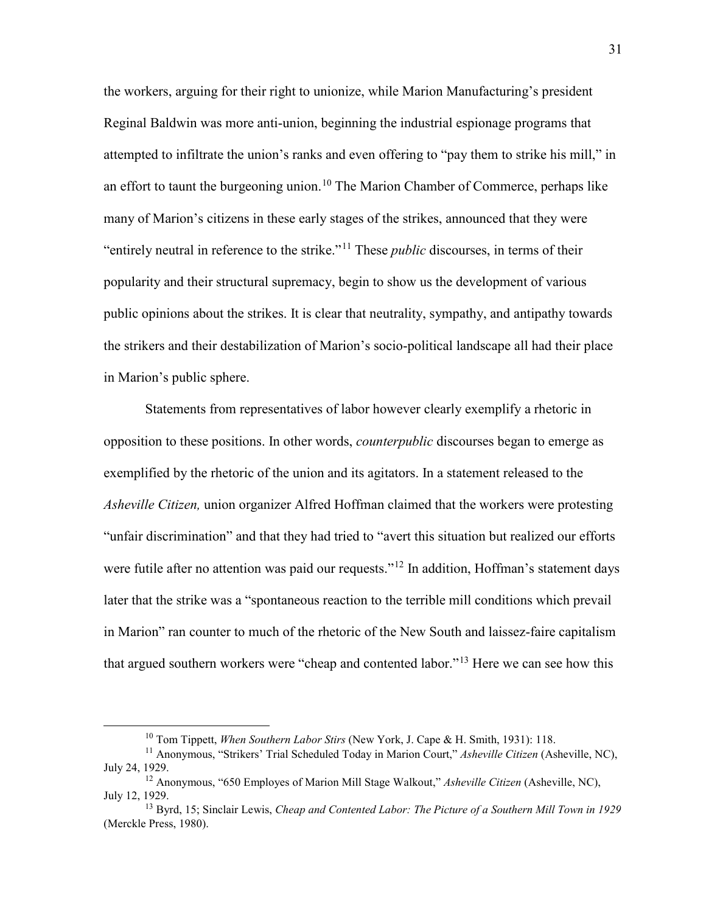the workers, arguing for their right to unionize, while Marion Manufacturing's president Reginal Baldwin was more anti-union, beginning the industrial espionage programs that attempted to infiltrate the union's ranks and even offering to "pay them to strike his mill," in an effort to taunt the burgeoning union.[10] The Marion Chamber of Commerce, perhaps like many of Marion's citizens in these early stages of the strikes, announced that they were "entirely neutral in reference to the strike."[11] These *public* discourses, in terms of their popularity and their structural supremacy, begin to show us the development of various public opinions about the strikes. It is clear that neutrality, sympathy, and antipathy towards the strikers and their destabilization of Marion's socio-political landscape all had their place in Marion's public sphere.

Statements from representatives of labor however clearly exemplify a rhetoric in opposition to these positions. In other words, *counterpublic* discourses began to emerge as exemplified by the rhetoric of the union and its agitators. In a statement released to the *Asheville Citizen,* union organizer Alfred Hoffman claimed that the workers were protesting "unfair discrimination" and that they had tried to "avert this situation but realized our efforts were futile after no attention was paid our requests."[12] In addition, Hoffman's statement days later that the strike was a "spontaneous reaction to the terrible mill conditions which prevail in Marion" ran counter to much of the rhetoric of the New South and laissez-faire capitalism that argued southern workers were "cheap and contented labor."[13] Here we can see how this

---

[10] Tom Tippett, *When Southern Labor Stirs* (New York, J. Cape & H. Smith, 1931): 118.

[11] Anonymous, "Strikers' Trial Scheduled Today in Marion Court," *Asheville Citizen* (Asheville, NC), July 24, 1929.

[12] Anonymous, "650 Employes of Marion Mill Stage Walkout," *Asheville Citizen* (Asheville, NC), July 12, 1929.

[13] Byrd, 15; Sinclair Lewis, *Cheap and Contented Labor: The Picture of a Southern Mill Town in 1929* (Merckle Press, 1980).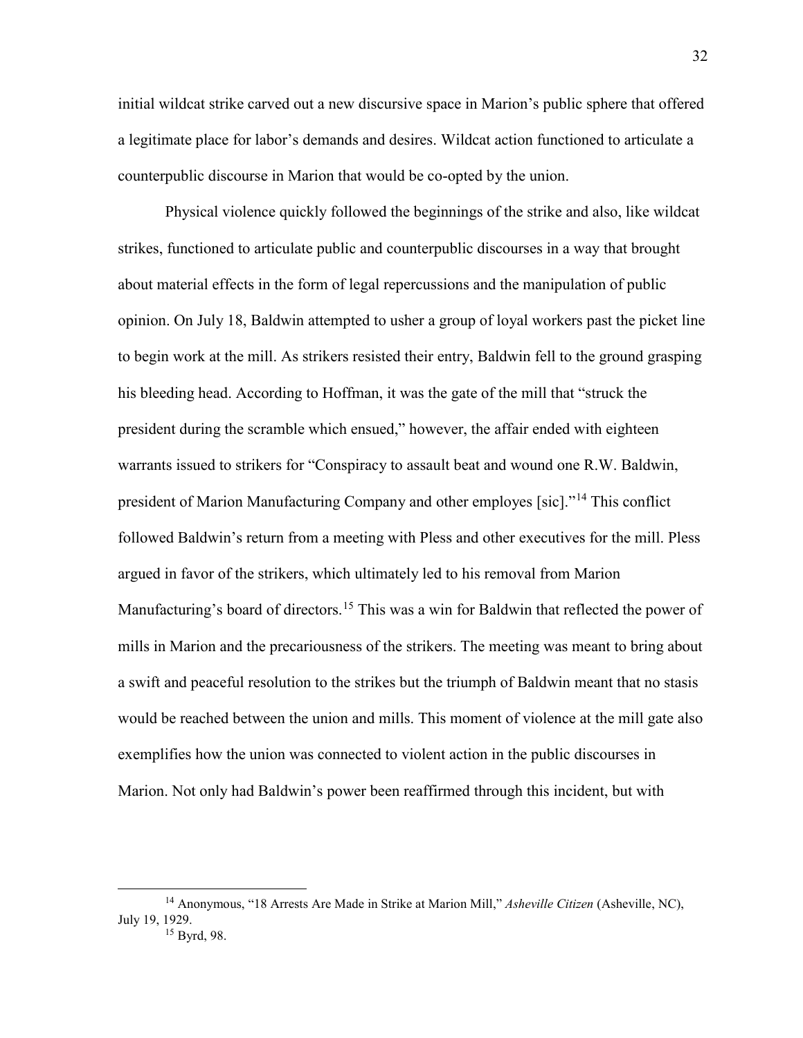initial wildcat strike carved out a new discursive space in Marion's public sphere that offered a legitimate place for labor's demands and desires. Wildcat action functioned to articulate a counterpublic discourse in Marion that would be co-opted by the union.

Physical violence quickly followed the beginnings of the strike and also, like wildcat strikes, functioned to articulate public and counterpublic discourses in a way that brought about material effects in the form of legal repercussions and the manipulation of public opinion. On July 18, Baldwin attempted to usher a group of loyal workers past the picket line to begin work at the mill. As strikers resisted their entry, Baldwin fell to the ground grasping his bleeding head. According to Hoffman, it was the gate of the mill that "struck the president during the scramble which ensued," however, the affair ended with eighteen warrants issued to strikers for "Conspiracy to assault beat and wound one R.W. Baldwin, president of Marion Manufacturing Company and other employes [sic]."[14] This conflict followed Baldwin's return from a meeting with Pless and other executives for the mill. Pless argued in favor of the strikers, which ultimately led to his removal from Marion Manufacturing's board of directors.[15] This was a win for Baldwin that reflected the power of mills in Marion and the precariousness of the strikers. The meeting was meant to bring about a swift and peaceful resolution to the strikes but the triumph of Baldwin meant that no stasis would be reached between the union and mills. This moment of violence at the mill gate also exemplifies how the union was connected to violent action in the public discourses in Marion. Not only had Baldwin's power been reaffirmed through this incident, but with

---

[14] Anonymous, "18 Arrests Are Made in Strike at Marion Mill," *Asheville Citizen* (Asheville, NC), July 19, 1929.

[15] Byrd, 98.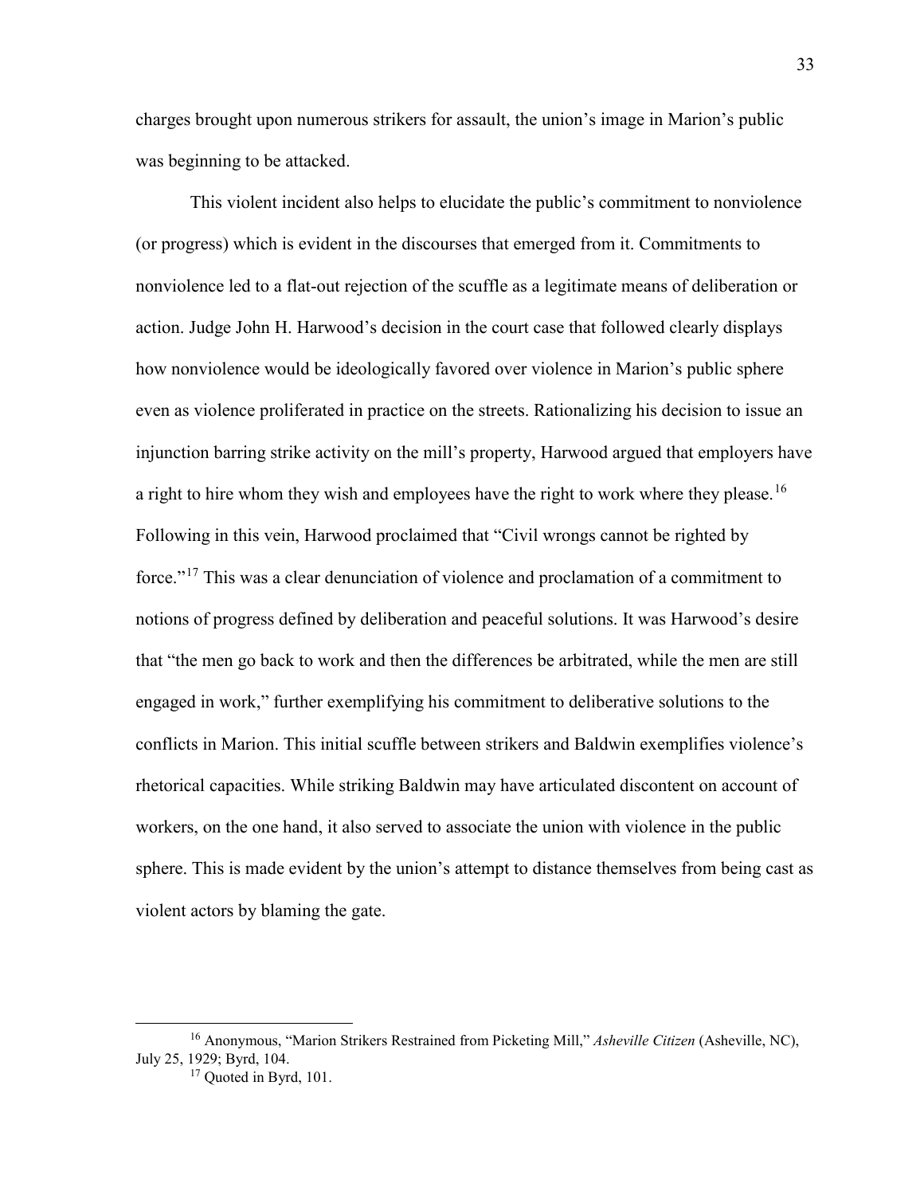charges brought upon numerous strikers for assault, the union's image in Marion's public was beginning to be attacked.

This violent incident also helps to elucidate the public's commitment to nonviolence (or progress) which is evident in the discourses that emerged from it. Commitments to nonviolence led to a flat-out rejection of the scuffle as a legitimate means of deliberation or action. Judge John H. Harwood's decision in the court case that followed clearly displays how nonviolence would be ideologically favored over violence in Marion's public sphere even as violence proliferated in practice on the streets. Rationalizing his decision to issue an injunction barring strike activity on the mill's property, Harwood argued that employers have a right to hire whom they wish and employees have the right to work where they please.[16] Following in this vein, Harwood proclaimed that "Civil wrongs cannot be righted by force."[17] This was a clear denunciation of violence and proclamation of a commitment to notions of progress defined by deliberation and peaceful solutions. It was Harwood's desire that "the men go back to work and then the differences be arbitrated, while the men are still engaged in work," further exemplifying his commitment to deliberative solutions to the conflicts in Marion. This initial scuffle between strikers and Baldwin exemplifies violence's rhetorical capacities. While striking Baldwin may have articulated discontent on account of workers, on the one hand, it also served to associate the union with violence in the public sphere. This is made evident by the union's attempt to distance themselves from being cast as violent actors by blaming the gate.

---

[16] Anonymous, "Marion Strikers Restrained from Picketing Mill," *Asheville Citizen* (Asheville, NC), July 25, 1929; Byrd, 104.

[17] Quoted in Byrd, 101.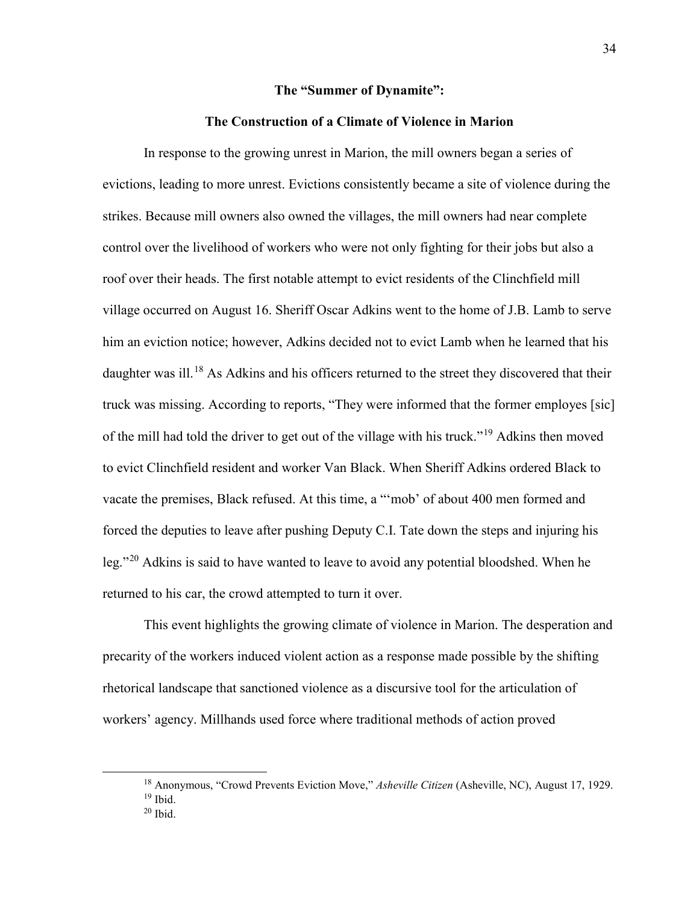## The "Summer of Dynamite":

## The Construction of a Climate of Violence in Marion

In response to the growing unrest in Marion, the mill owners began a series of evictions, leading to more unrest. Evictions consistently became a site of violence during the strikes. Because mill owners also owned the villages, the mill owners had near complete control over the livelihood of workers who were not only fighting for their jobs but also a roof over their heads. The first notable attempt to evict residents of the Clinchfield mill village occurred on August 16. Sheriff Oscar Adkins went to the home of J.B. Lamb to serve him an eviction notice; however, Adkins decided not to evict Lamb when he learned that his daughter was ill.[18] As Adkins and his officers returned to the street they discovered that their truck was missing. According to reports, "They were informed that the former employes [sic] of the mill had told the driver to get out of the village with his truck."[19] Adkins then moved to evict Clinchfield resident and worker Van Black. When Sheriff Adkins ordered Black to vacate the premises, Black refused. At this time, a "'mob' of about 400 men formed and forced the deputies to leave after pushing Deputy C.I. Tate down the steps and injuring his leg."[20] Adkins is said to have wanted to leave to avoid any potential bloodshed. When he returned to his car, the crowd attempted to turn it over.

This event highlights the growing climate of violence in Marion. The desperation and precarity of the workers induced violent action as a response made possible by the shifting rhetorical landscape that sanctioned violence as a discursive tool for the articulation of workers' agency. Millhands used force where traditional methods of action proved

---

[18] Anonymous, "Crowd Prevents Eviction Move," *Asheville Citizen* (Asheville, NC), August 17, 1929.

[19] Ibid.

[20] Ibid.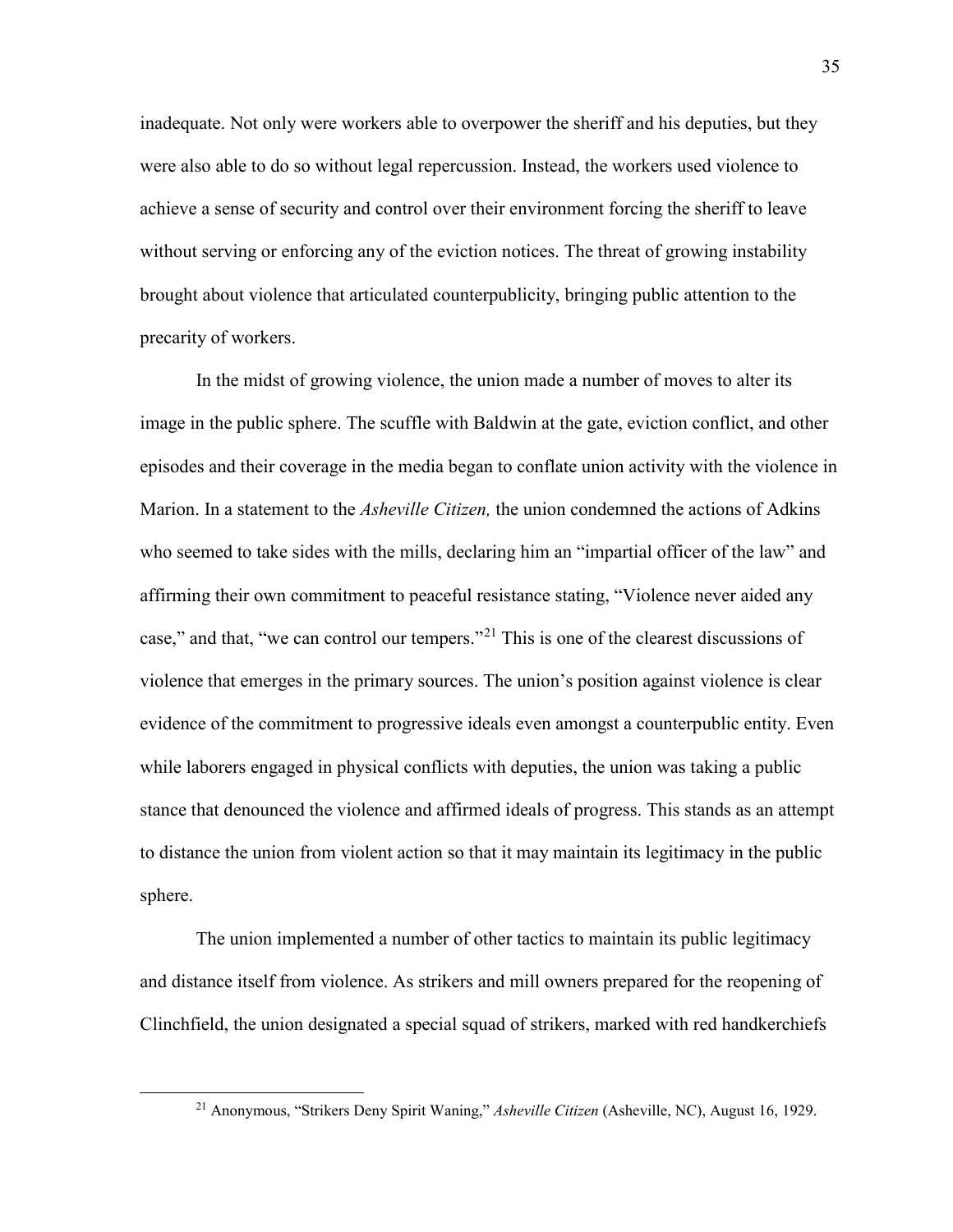inadequate. Not only were workers able to overpower the sheriff and his deputies, but they were also able to do so without legal repercussion. Instead, the workers used violence to achieve a sense of security and control over their environment forcing the sheriff to leave without serving or enforcing any of the eviction notices. The threat of growing instability brought about violence that articulated counterpublicity, bringing public attention to the precarity of workers.

In the midst of growing violence, the union made a number of moves to alter its image in the public sphere. The scuffle with Baldwin at the gate, eviction conflict, and other episodes and their coverage in the media began to conflate union activity with the violence in Marion. In a statement to the *Asheville Citizen,* the union condemned the actions of Adkins who seemed to take sides with the mills, declaring him an "impartial officer of the law" and affirming their own commitment to peaceful resistance stating, "Violence never aided any case," and that, "we can control our tempers."[21] This is one of the clearest discussions of violence that emerges in the primary sources. The union's position against violence is clear evidence of the commitment to progressive ideals even amongst a counterpublic entity. Even while laborers engaged in physical conflicts with deputies, the union was taking a public stance that denounced the violence and affirmed ideals of progress. This stands as an attempt to distance the union from violent action so that it may maintain its legitimacy in the public sphere.

The union implemented a number of other tactics to maintain its public legitimacy and distance itself from violence. As strikers and mill owners prepared for the reopening of Clinchfield, the union designated a special squad of strikers, marked with red handkerchiefs

[21] Anonymous, "Strikers Deny Spirit Waning," *Asheville Citizen* (Asheville, NC), August 16, 1929.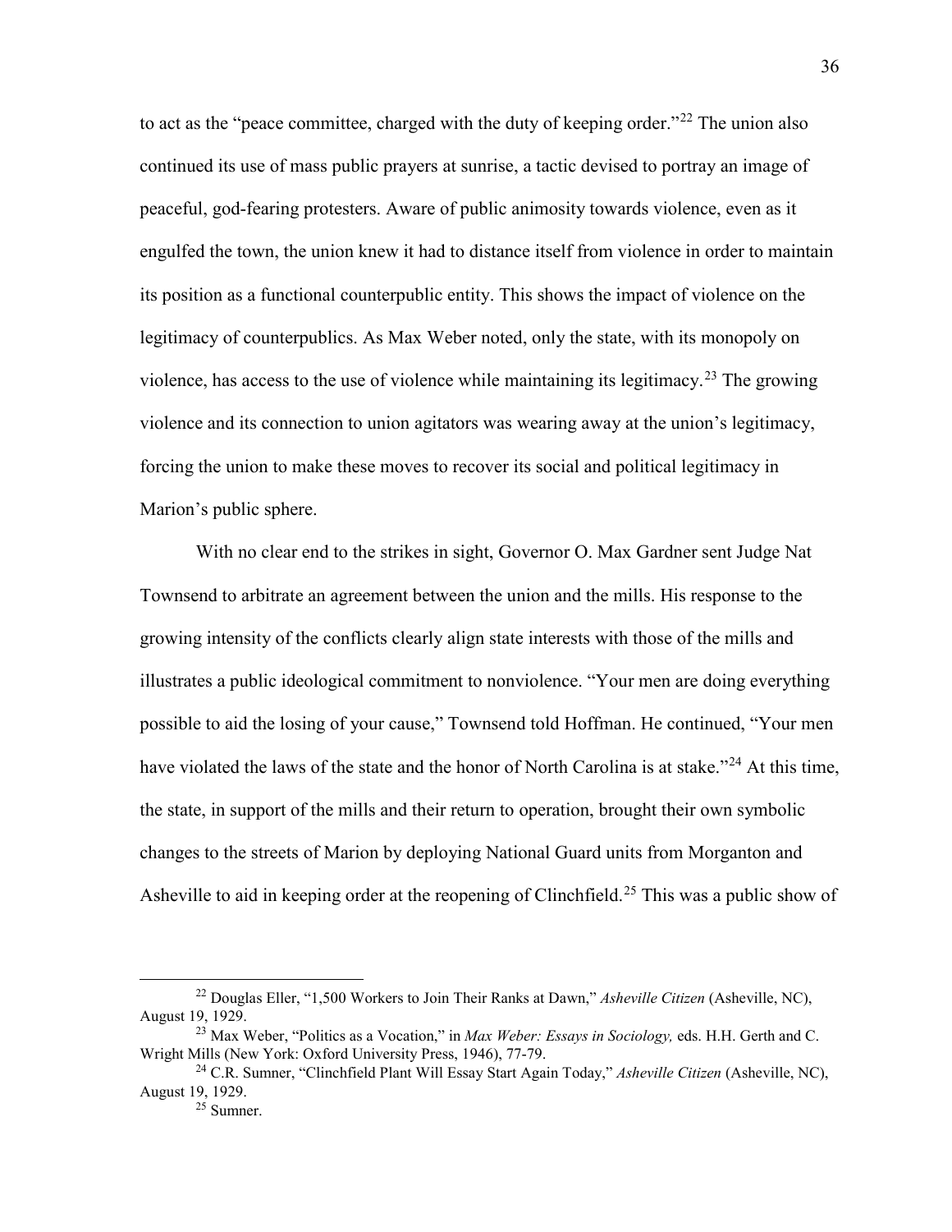to act as the "peace committee, charged with the duty of keeping order."[22] The union also continued its use of mass public prayers at sunrise, a tactic devised to portray an image of peaceful, god-fearing protesters. Aware of public animosity towards violence, even as it engulfed the town, the union knew it had to distance itself from violence in order to maintain its position as a functional counterpublic entity. This shows the impact of violence on the legitimacy of counterpublics. As Max Weber noted, only the state, with its monopoly on violence, has access to the use of violence while maintaining its legitimacy.[23] The growing violence and its connection to union agitators was wearing away at the union's legitimacy, forcing the union to make these moves to recover its social and political legitimacy in Marion's public sphere.

With no clear end to the strikes in sight, Governor O. Max Gardner sent Judge Nat Townsend to arbitrate an agreement between the union and the mills. His response to the growing intensity of the conflicts clearly align state interests with those of the mills and illustrates a public ideological commitment to nonviolence. "Your men are doing everything possible to aid the losing of your cause," Townsend told Hoffman. He continued, "Your men have violated the laws of the state and the honor of North Carolina is at stake."[24] At this time, the state, in support of the mills and their return to operation, brought their own symbolic changes to the streets of Marion by deploying National Guard units from Morganton and Asheville to aid in keeping order at the reopening of Clinchfield.[25] This was a public show of

[22] Douglas Eller, "1,500 Workers to Join Their Ranks at Dawn," *Asheville Citizen* (Asheville, NC), August 19, 1929.

[23] Max Weber, "Politics as a Vocation," in *Max Weber: Essays in Sociology,* eds. H.H. Gerth and C. Wright Mills (New York: Oxford University Press, 1946), 77-79.

[24] C.R. Sumner, "Clinchfield Plant Will Essay Start Again Today," *Asheville Citizen* (Asheville, NC), August 19, 1929.

[25] Sumner.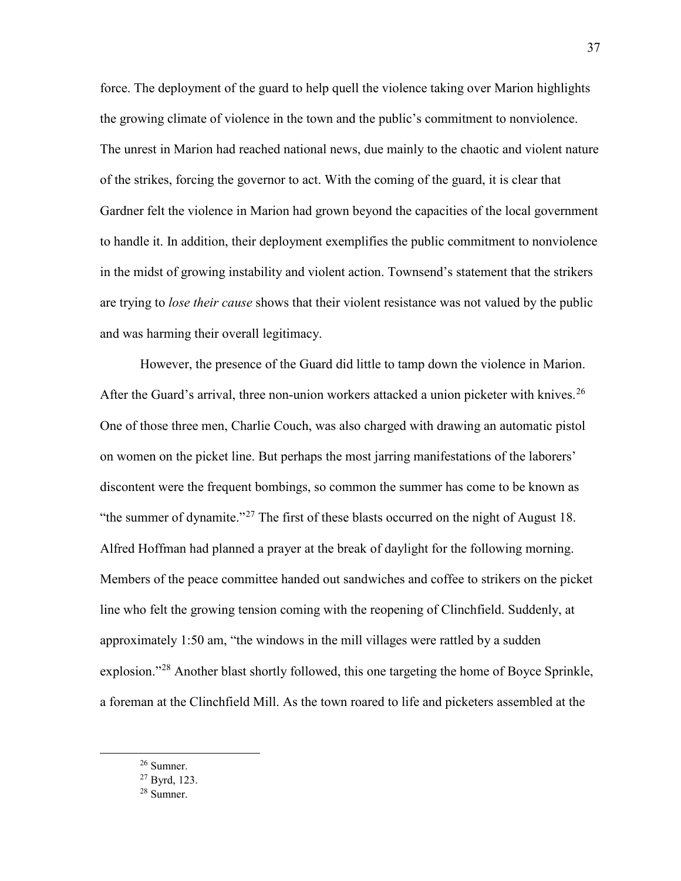force. The deployment of the guard to help quell the violence taking over Marion highlights the growing climate of violence in the town and the public's commitment to nonviolence. The unrest in Marion had reached national news, due mainly to the chaotic and violent nature of the strikes, forcing the governor to act. With the coming of the guard, it is clear that Gardner felt the violence in Marion had grown beyond the capacities of the local government to handle it. In addition, their deployment exemplifies the public commitment to nonviolence in the midst of growing instability and violent action. Townsend's statement that the strikers are trying to *lose their cause* shows that their violent resistance was not valued by the public and was harming their overall legitimacy.

However, the presence of the Guard did little to tamp down the violence in Marion. After the Guard's arrival, three non-union workers attacked a union picketer with knives.[26] One of those three men, Charlie Couch, was also charged with drawing an automatic pistol on women on the picket line. But perhaps the most jarring manifestations of the laborers' discontent were the frequent bombings, so common the summer has come to be known as "the summer of dynamite."[27] The first of these blasts occurred on the night of August 18. Alfred Hoffman had planned a prayer at the break of daylight for the following morning. Members of the peace committee handed out sandwiches and coffee to strikers on the picket line who felt the growing tension coming with the reopening of Clinchfield. Suddenly, at approximately 1:50 am, "the windows in the mill villages were rattled by a sudden explosion."[28] Another blast shortly followed, this one targeting the home of Boyce Sprinkle, a foreman at the Clinchfield Mill. As the town roared to life and picketers assembled at the

---

[26] Sumner.

[27] Byrd, 123.

[28] Sumner.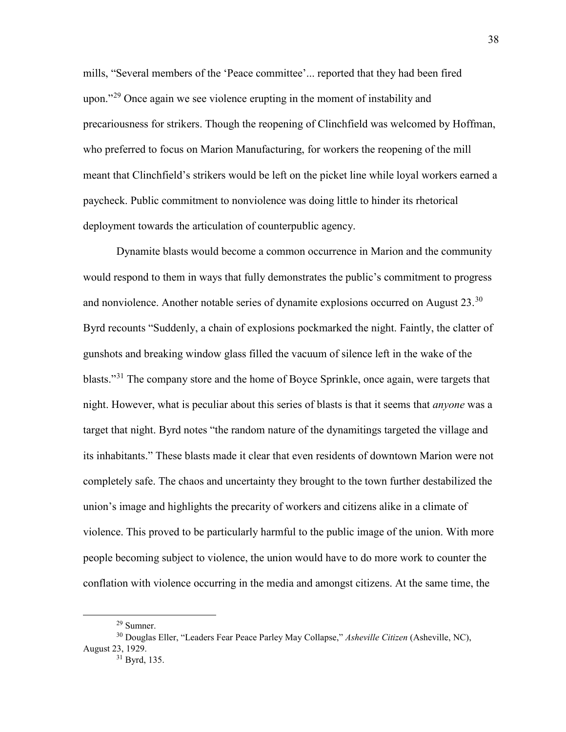mills, "Several members of the 'Peace committee'... reported that they had been fired upon."[29] Once again we see violence erupting in the moment of instability and precariousness for strikers. Though the reopening of Clinchfield was welcomed by Hoffman, who preferred to focus on Marion Manufacturing, for workers the reopening of the mill meant that Clinchfield's strikers would be left on the picket line while loyal workers earned a paycheck. Public commitment to nonviolence was doing little to hinder its rhetorical deployment towards the articulation of counterpublic agency.

Dynamite blasts would become a common occurrence in Marion and the community would respond to them in ways that fully demonstrates the public's commitment to progress and nonviolence. Another notable series of dynamite explosions occurred on August 23.[30] Byrd recounts "Suddenly, a chain of explosions pockmarked the night. Faintly, the clatter of gunshots and breaking window glass filled the vacuum of silence left in the wake of the blasts."[31] The company store and the home of Boyce Sprinkle, once again, were targets that night. However, what is peculiar about this series of blasts is that it seems that *anyone* was a target that night. Byrd notes "the random nature of the dynamitings targeted the village and its inhabitants." These blasts made it clear that even residents of downtown Marion were not completely safe. The chaos and uncertainty they brought to the town further destabilized the union's image and highlights the precarity of workers and citizens alike in a climate of violence. This proved to be particularly harmful to the public image of the union. With more people becoming subject to violence, the union would have to do more work to counter the conflation with violence occurring in the media and amongst citizens. At the same time, the

---

[29] Sumner.

[30] Douglas Eller, "Leaders Fear Peace Parley May Collapse," *Asheville Citizen* (Asheville, NC), August 23, 1929.

[31] Byrd, 135.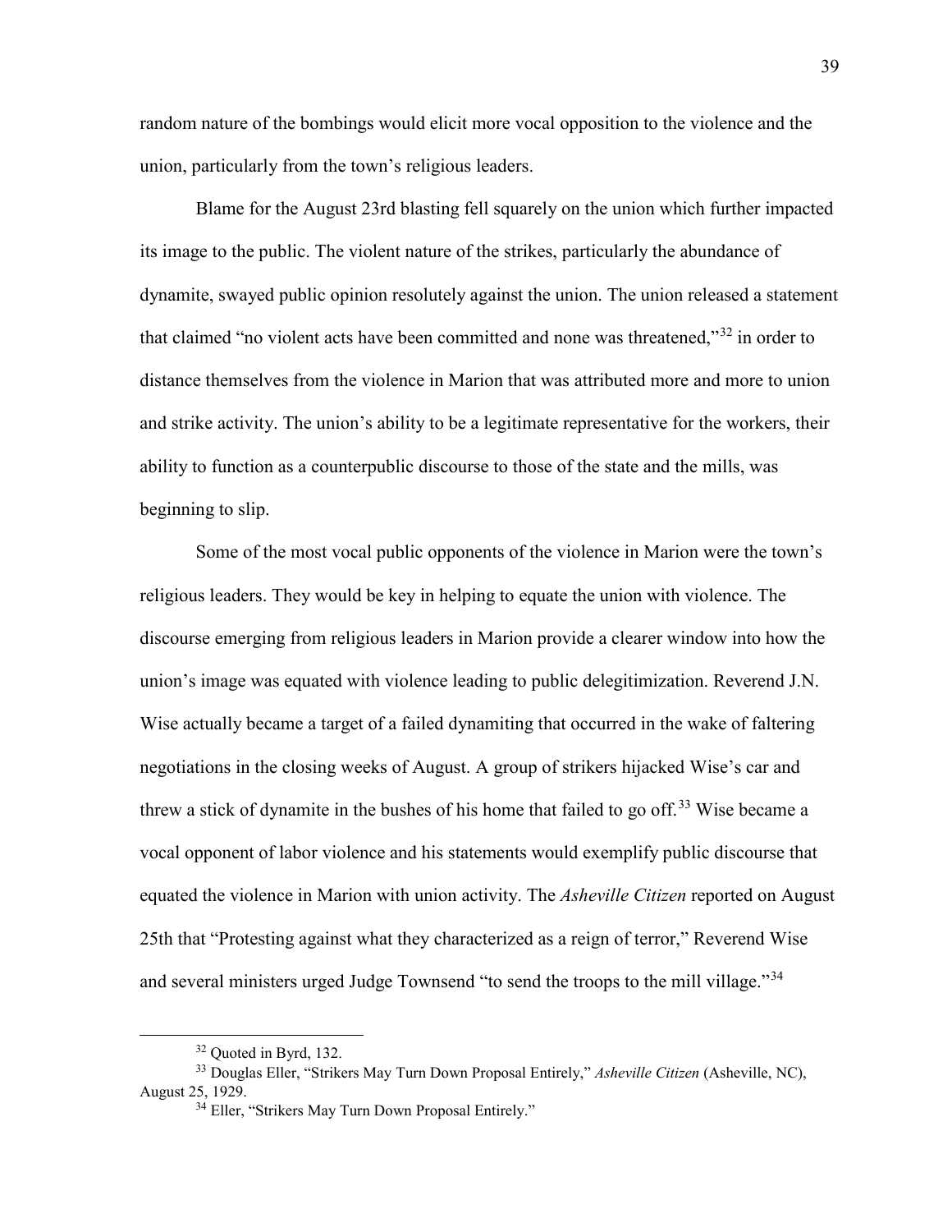random nature of the bombings would elicit more vocal opposition to the violence and the union, particularly from the town's religious leaders.

Blame for the August 23rd blasting fell squarely on the union which further impacted its image to the public. The violent nature of the strikes, particularly the abundance of dynamite, swayed public opinion resolutely against the union. The union released a statement that claimed "no violent acts have been committed and none was threatened,"[32] in order to distance themselves from the violence in Marion that was attributed more and more to union and strike activity. The union's ability to be a legitimate representative for the workers, their ability to function as a counterpublic discourse to those of the state and the mills, was beginning to slip.

Some of the most vocal public opponents of the violence in Marion were the town's religious leaders. They would be key in helping to equate the union with violence. The discourse emerging from religious leaders in Marion provide a clearer window into how the union's image was equated with violence leading to public delegitimization. Reverend J.N. Wise actually became a target of a failed dynamiting that occurred in the wake of faltering negotiations in the closing weeks of August. A group of strikers hijacked Wise's car and threw a stick of dynamite in the bushes of his home that failed to go off.[33] Wise became a vocal opponent of labor violence and his statements would exemplify public discourse that equated the violence in Marion with union activity. The *Asheville Citizen* reported on August 25th that "Protesting against what they characterized as a reign of terror," Reverend Wise and several ministers urged Judge Townsend "to send the troops to the mill village."[34]

---

[32] Quoted in Byrd, 132.

[33] Douglas Eller, "Strikers May Turn Down Proposal Entirely," *Asheville Citizen* (Asheville, NC), August 25, 1929.

[34] Eller, "Strikers May Turn Down Proposal Entirely."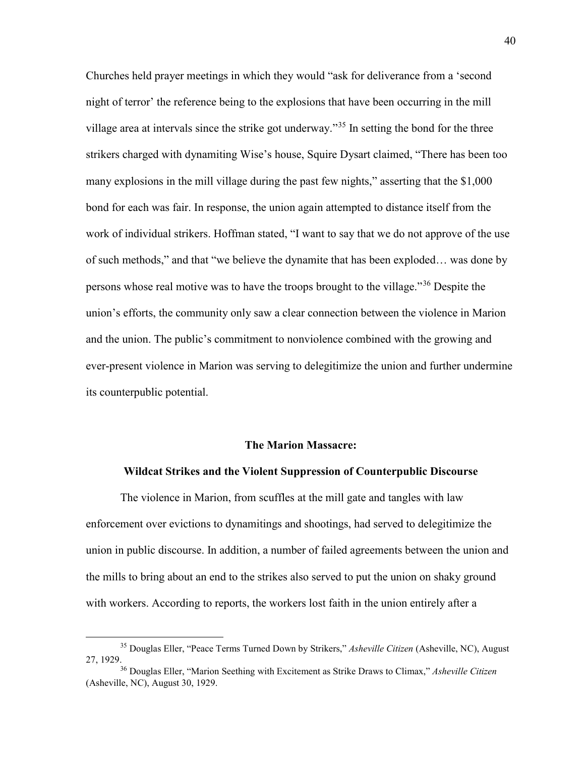Churches held prayer meetings in which they would "ask for deliverance from a 'second night of terror' the reference being to the explosions that have been occurring in the mill village area at intervals since the strike got underway."[35] In setting the bond for the three strikers charged with dynamiting Wise's house, Squire Dysart claimed, "There has been too many explosions in the mill village during the past few nights," asserting that the $1,000 bond for each was fair. In response, the union again attempted to distance itself from the work of individual strikers. Hoffman stated, "I want to say that we do not approve of the use of such methods," and that "we believe the dynamite that has been exploded… was done by persons whose real motive was to have the troops brought to the village."[36] Despite the union's efforts, the community only saw a clear connection between the violence in Marion and the union. The public's commitment to nonviolence combined with the growing and ever-present violence in Marion was serving to delegitimize the union and further undermine its counterpublic potential.

### The Marion Massacre:
### Wildcat Strikes and the Violent Suppression of Counterpublic Discourse

The violence in Marion, from scuffles at the mill gate and tangles with law enforcement over evictions to dynamitings and shootings, had served to delegitimize the union in public discourse. In addition, a number of failed agreements between the union and the mills to bring about an end to the strikes also served to put the union on shaky ground with workers. According to reports, the workers lost faith in the union entirely after a

---

[35] Douglas Eller, "Peace Terms Turned Down by Strikers," *Asheville Citizen* (Asheville, NC), August 27, 1929.

[36] Douglas Eller, "Marion Seething with Excitement as Strike Draws to Climax," *Asheville Citizen* (Asheville, NC), August 30, 1929.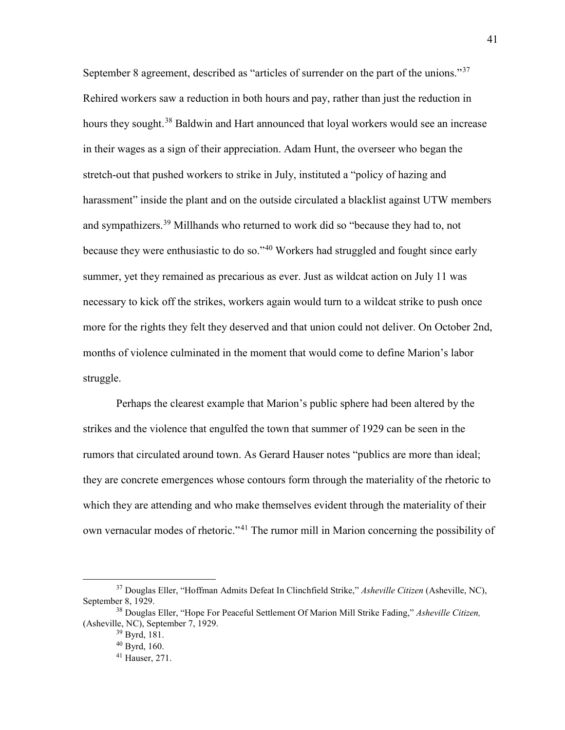September 8 agreement, described as "articles of surrender on the part of the unions."[37] Rehired workers saw a reduction in both hours and pay, rather than just the reduction in hours they sought.[38] Baldwin and Hart announced that loyal workers would see an increase in their wages as a sign of their appreciation. Adam Hunt, the overseer who began the stretch-out that pushed workers to strike in July, instituted a "policy of hazing and harassment" inside the plant and on the outside circulated a blacklist against UTW members and sympathizers.[39] Millhands who returned to work did so "because they had to, not because they were enthusiastic to do so."[40] Workers had struggled and fought since early summer, yet they remained as precarious as ever. Just as wildcat action on July 11 was necessary to kick off the strikes, workers again would turn to a wildcat strike to push once more for the rights they felt they deserved and that union could not deliver. On October 2nd, months of violence culminated in the moment that would come to define Marion's labor struggle.

Perhaps the clearest example that Marion's public sphere had been altered by the strikes and the violence that engulfed the town that summer of 1929 can be seen in the rumors that circulated around town. As Gerard Hauser notes "publics are more than ideal; they are concrete emergences whose contours form through the materiality of the rhetoric to which they are attending and who make themselves evident through the materiality of their own vernacular modes of rhetoric."[41] The rumor mill in Marion concerning the possibility of

---

[37] Douglas Eller, "Hoffman Admits Defeat In Clinchfield Strike," *Asheville Citizen* (Asheville, NC), September 8, 1929.

[38] Douglas Eller, "Hope For Peaceful Settlement Of Marion Mill Strike Fading," *Asheville Citizen,* (Asheville, NC), September 7, 1929.

[39] Byrd, 181.

[40] Byrd, 160.

[41] Hauser, 271.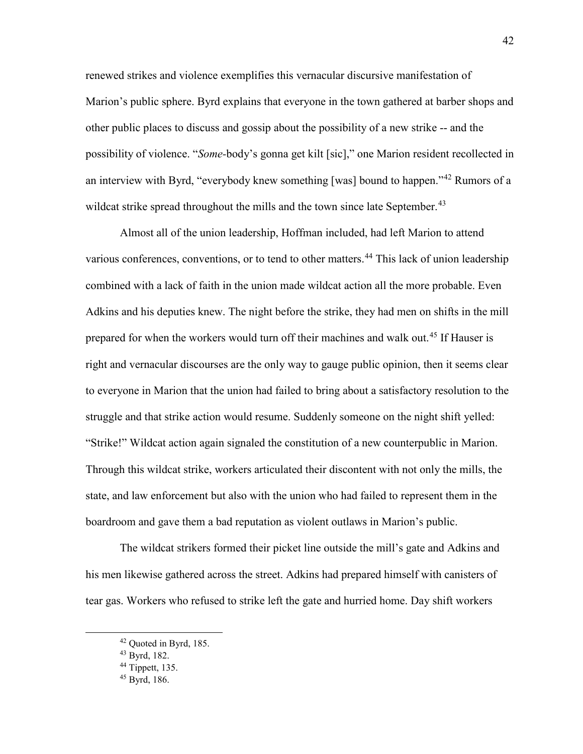renewed strikes and violence exemplifies this vernacular discursive manifestation of Marion's public sphere. Byrd explains that everyone in the town gathered at barber shops and other public places to discuss and gossip about the possibility of a new strike -- and the possibility of violence. "*Some*-body's gonna get kilt [sic]," one Marion resident recollected in an interview with Byrd, "everybody knew something [was] bound to happen."[42] Rumors of a wildcat strike spread throughout the mills and the town since late September.[43]

Almost all of the union leadership, Hoffman included, had left Marion to attend various conferences, conventions, or to tend to other matters.[44] This lack of union leadership combined with a lack of faith in the union made wildcat action all the more probable. Even Adkins and his deputies knew. The night before the strike, they had men on shifts in the mill prepared for when the workers would turn off their machines and walk out.[45] If Hauser is right and vernacular discourses are the only way to gauge public opinion, then it seems clear to everyone in Marion that the union had failed to bring about a satisfactory resolution to the struggle and that strike action would resume. Suddenly someone on the night shift yelled: "Strike!" Wildcat action again signaled the constitution of a new counterpublic in Marion. Through this wildcat strike, workers articulated their discontent with not only the mills, the state, and law enforcement but also with the union who had failed to represent them in the boardroom and gave them a bad reputation as violent outlaws in Marion's public.

The wildcat strikers formed their picket line outside the mill's gate and Adkins and his men likewise gathered across the street. Adkins had prepared himself with canisters of tear gas. Workers who refused to strike left the gate and hurried home. Day shift workers

---

[42] Quoted in Byrd, 185.

[43] Byrd, 182.

[44] Tippett, 135.

[45] Byrd, 186.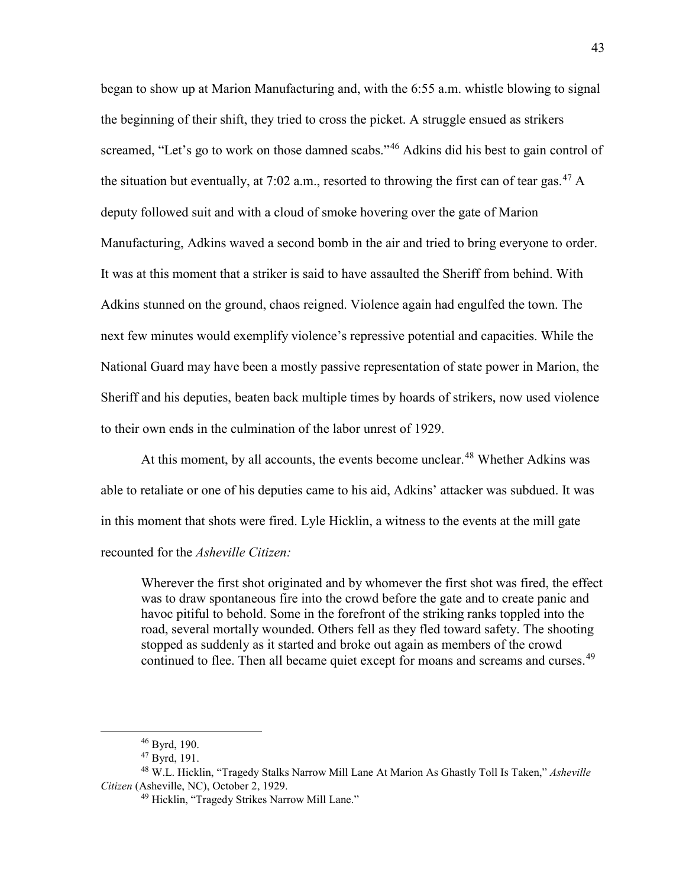began to show up at Marion Manufacturing and, with the 6:55 a.m. whistle blowing to signal the beginning of their shift, they tried to cross the picket. A struggle ensued as strikers screamed, "Let's go to work on those damned scabs."[46] Adkins did his best to gain control of the situation but eventually, at 7:02 a.m., resorted to throwing the first can of tear gas.[47] A deputy followed suit and with a cloud of smoke hovering over the gate of Marion Manufacturing, Adkins waved a second bomb in the air and tried to bring everyone to order. It was at this moment that a striker is said to have assaulted the Sheriff from behind. With Adkins stunned on the ground, chaos reigned. Violence again had engulfed the town. The next few minutes would exemplify violence's repressive potential and capacities. While the National Guard may have been a mostly passive representation of state power in Marion, the Sheriff and his deputies, beaten back multiple times by hoards of strikers, now used violence to their own ends in the culmination of the labor unrest of 1929.

At this moment, by all accounts, the events become unclear.[48] Whether Adkins was able to retaliate or one of his deputies came to his aid, Adkins' attacker was subdued. It was in this moment that shots were fired. Lyle Hicklin, a witness to the events at the mill gate recounted for the *Asheville Citizen:*

> Wherever the first shot originated and by whomever the first shot was fired, the effect was to draw spontaneous fire into the crowd before the gate and to create panic and havoc pitiful to behold. Some in the forefront of the striking ranks toppled into the road, several mortally wounded. Others fell as they fled toward safety. The shooting stopped as suddenly as it started and broke out again as members of the crowd continued to flee. Then all became quiet except for moans and screams and curses.[49]

---

[46] Byrd, 190.

[47] Byrd, 191.

[48] W.L. Hicklin, "Tragedy Stalks Narrow Mill Lane At Marion As Ghastly Toll Is Taken," *Asheville Citizen* (Asheville, NC), October 2, 1929.

[49] Hicklin, "Tragedy Strikes Narrow Mill Lane."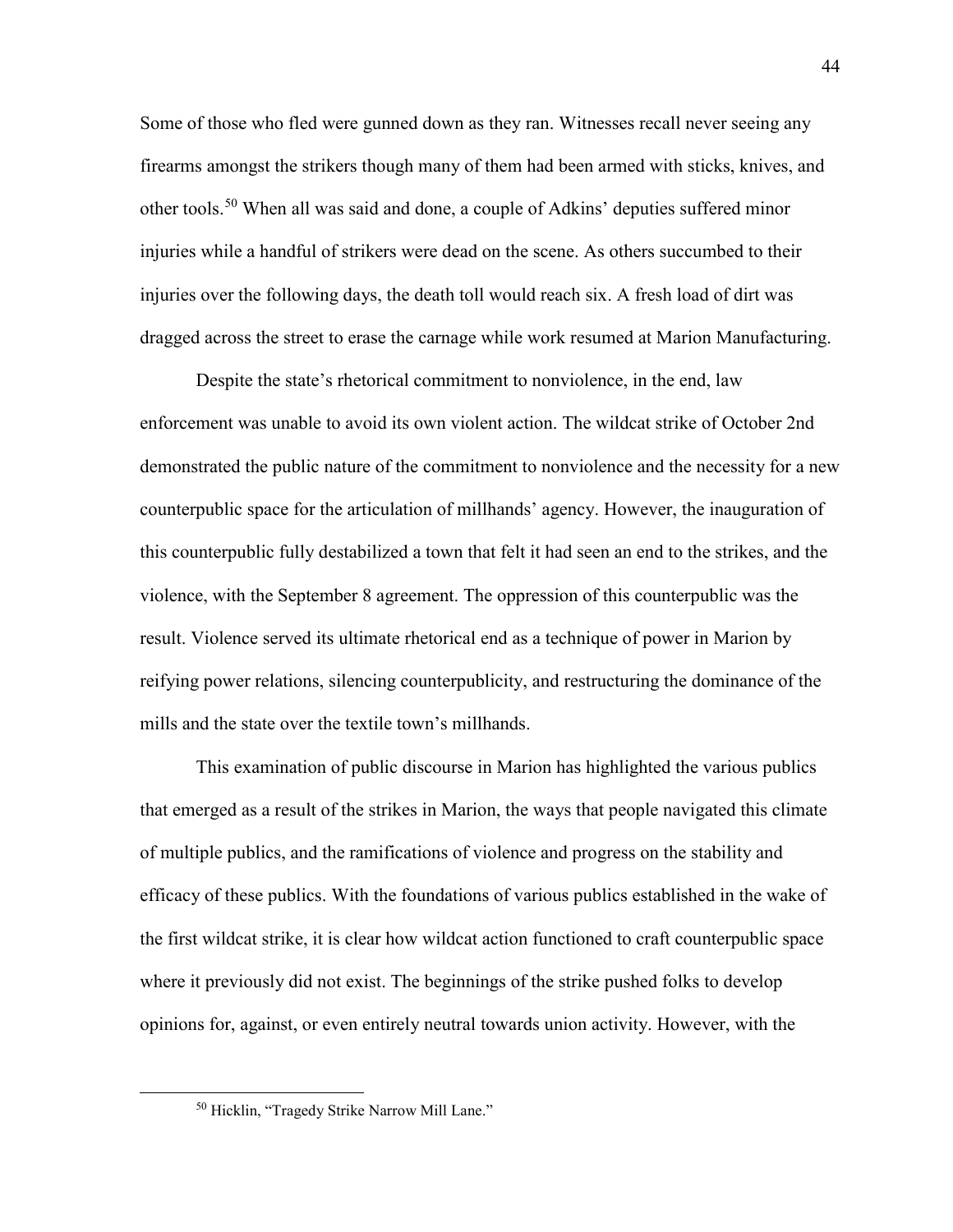Some of those who fled were gunned down as they ran. Witnesses recall never seeing any firearms amongst the strikers though many of them had been armed with sticks, knives, and other tools.[50] When all was said and done, a couple of Adkins' deputies suffered minor injuries while a handful of strikers were dead on the scene. As others succumbed to their injuries over the following days, the death toll would reach six. A fresh load of dirt was dragged across the street to erase the carnage while work resumed at Marion Manufacturing.

Despite the state's rhetorical commitment to nonviolence, in the end, law enforcement was unable to avoid its own violent action. The wildcat strike of October 2nd demonstrated the public nature of the commitment to nonviolence and the necessity for a new counterpublic space for the articulation of millhands' agency. However, the inauguration of this counterpublic fully destabilized a town that felt it had seen an end to the strikes, and the violence, with the September 8 agreement. The oppression of this counterpublic was the result. Violence served its ultimate rhetorical end as a technique of power in Marion by reifying power relations, silencing counterpublicity, and restructuring the dominance of the mills and the state over the textile town's millhands.

This examination of public discourse in Marion has highlighted the various publics that emerged as a result of the strikes in Marion, the ways that people navigated this climate of multiple publics, and the ramifications of violence and progress on the stability and efficacy of these publics. With the foundations of various publics established in the wake of the first wildcat strike, it is clear how wildcat action functioned to craft counterpublic space where it previously did not exist. The beginnings of the strike pushed folks to develop opinions for, against, or even entirely neutral towards union activity. However, with the

[50] Hicklin, "Tragedy Strike Narrow Mill Lane."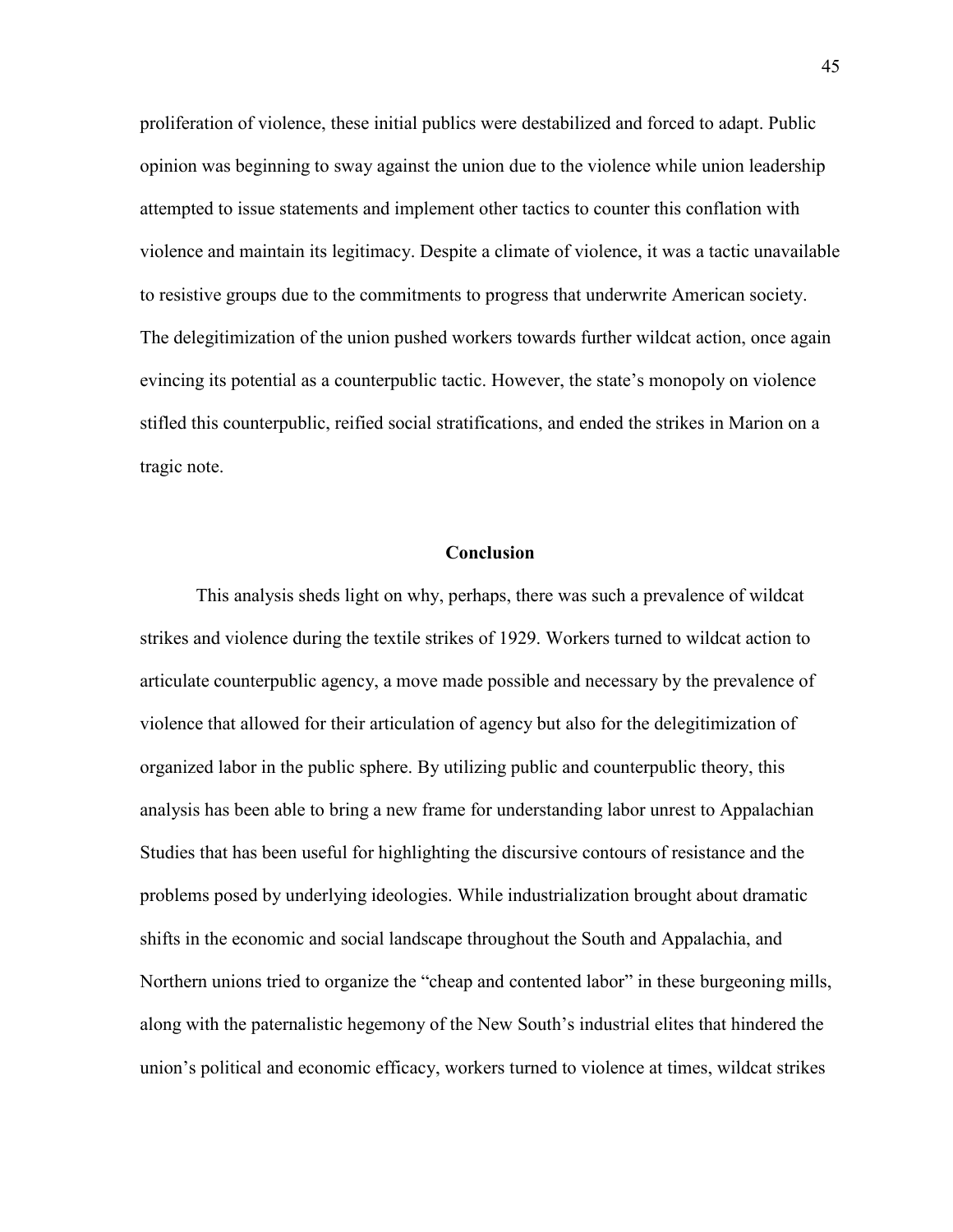proliferation of violence, these initial publics were destabilized and forced to adapt. Public opinion was beginning to sway against the union due to the violence while union leadership attempted to issue statements and implement other tactics to counter this conflation with violence and maintain its legitimacy. Despite a climate of violence, it was a tactic unavailable to resistive groups due to the commitments to progress that underwrite American society. The delegitimization of the union pushed workers towards further wildcat action, once again evincing its potential as a counterpublic tactic. However, the state's monopoly on violence stifled this counterpublic, reified social stratifications, and ended the strikes in Marion on a tragic note.

## Conclusion

This analysis sheds light on why, perhaps, there was such a prevalence of wildcat strikes and violence during the textile strikes of 1929. Workers turned to wildcat action to articulate counterpublic agency, a move made possible and necessary by the prevalence of violence that allowed for their articulation of agency but also for the delegitimization of organized labor in the public sphere. By utilizing public and counterpublic theory, this analysis has been able to bring a new frame for understanding labor unrest to Appalachian Studies that has been useful for highlighting the discursive contours of resistance and the problems posed by underlying ideologies. While industrialization brought about dramatic shifts in the economic and social landscape throughout the South and Appalachia, and Northern unions tried to organize the "cheap and contented labor" in these burgeoning mills, along with the paternalistic hegemony of the New South's industrial elites that hindered the union's political and economic efficacy, workers turned to violence at times, wildcat strikes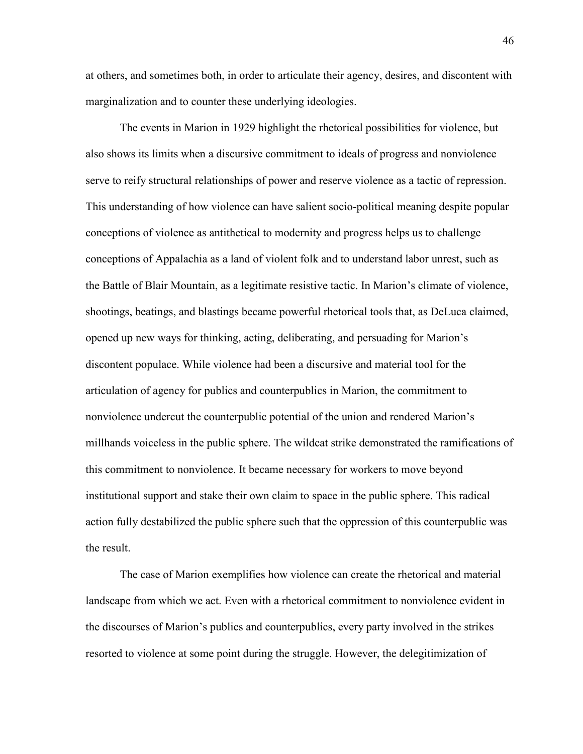at others, and sometimes both, in order to articulate their agency, desires, and discontent with marginalization and to counter these underlying ideologies.

The events in Marion in 1929 highlight the rhetorical possibilities for violence, but also shows its limits when a discursive commitment to ideals of progress and nonviolence serve to reify structural relationships of power and reserve violence as a tactic of repression. This understanding of how violence can have salient socio-political meaning despite popular conceptions of violence as antithetical to modernity and progress helps us to challenge conceptions of Appalachia as a land of violent folk and to understand labor unrest, such as the Battle of Blair Mountain, as a legitimate resistive tactic. In Marion's climate of violence, shootings, beatings, and blastings became powerful rhetorical tools that, as DeLuca claimed, opened up new ways for thinking, acting, deliberating, and persuading for Marion's discontent populace. While violence had been a discursive and material tool for the articulation of agency for publics and counterpublics in Marion, the commitment to nonviolence undercut the counterpublic potential of the union and rendered Marion's millhands voiceless in the public sphere. The wildcat strike demonstrated the ramifications of this commitment to nonviolence. It became necessary for workers to move beyond institutional support and stake their own claim to space in the public sphere. This radical action fully destabilized the public sphere such that the oppression of this counterpublic was the result.

The case of Marion exemplifies how violence can create the rhetorical and material landscape from which we act. Even with a rhetorical commitment to nonviolence evident in the discourses of Marion's publics and counterpublics, every party involved in the strikes resorted to violence at some point during the struggle. However, the delegitimization of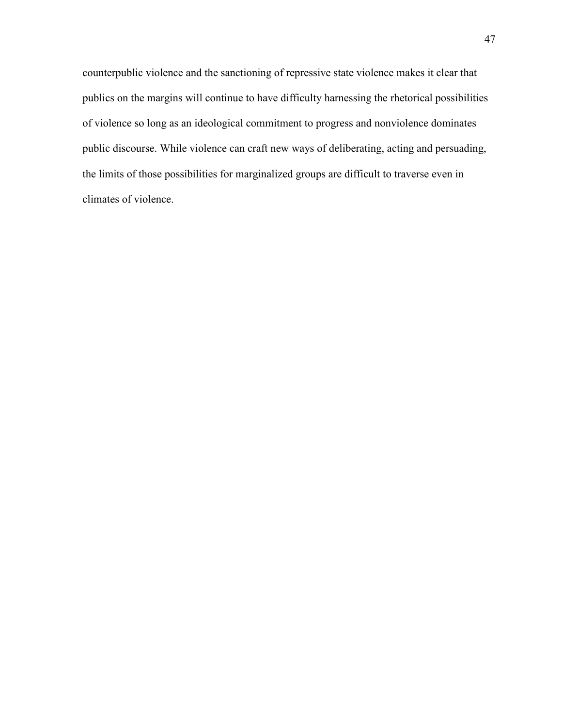counterpublic violence and the sanctioning of repressive state violence makes it clear that publics on the margins will continue to have difficulty harnessing the rhetorical possibilities of violence so long as an ideological commitment to progress and nonviolence dominates public discourse. While violence can craft new ways of deliberating, acting and persuading, the limits of those possibilities for marginalized groups are difficult to traverse even in climates of violence.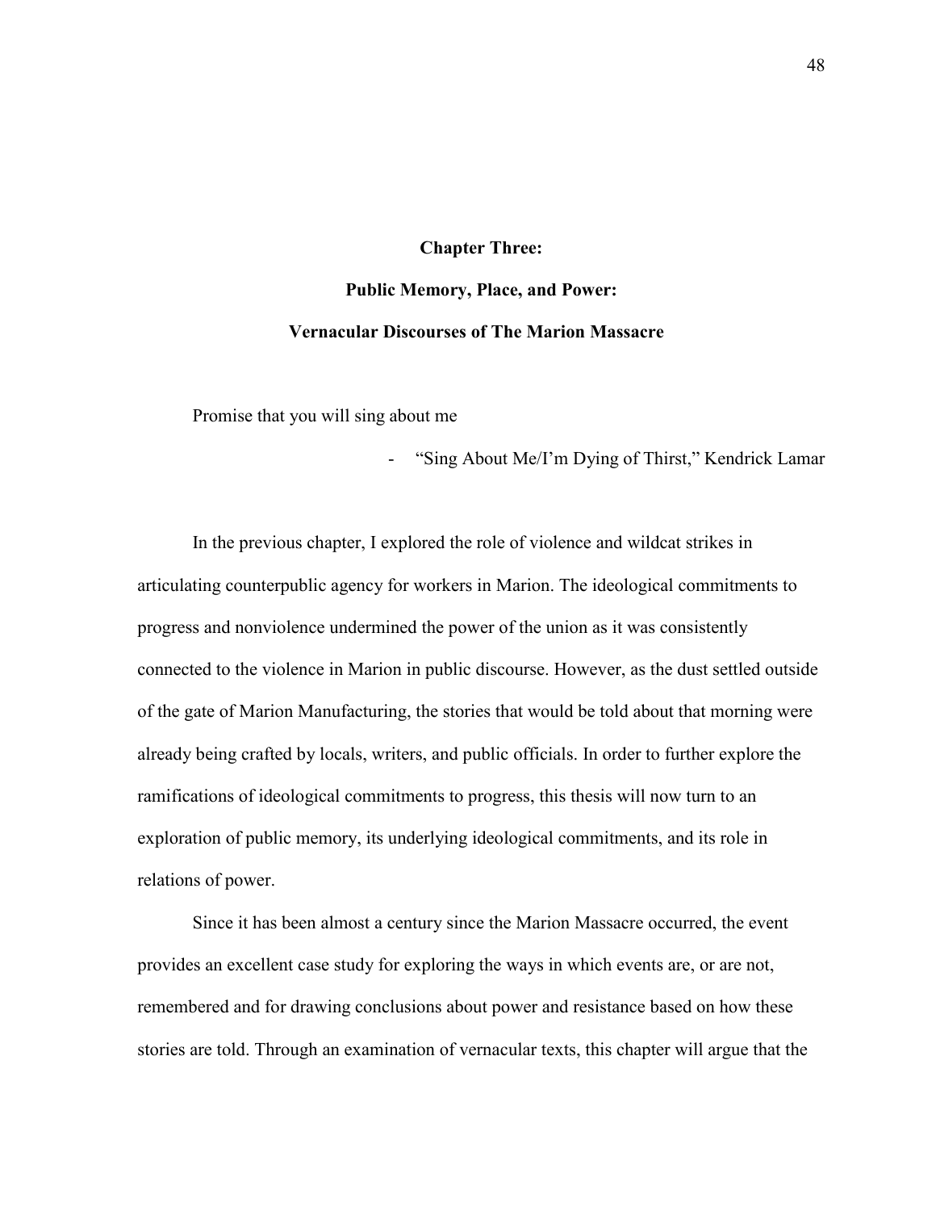# Chapter Three:

## Public Memory, Place, and Power:

## Vernacular Discourses of The Marion Massacre

Promise that you will sing about me

- "Sing About Me/I'm Dying of Thirst," Kendrick Lamar

In the previous chapter, I explored the role of violence and wildcat strikes in articulating counterpublic agency for workers in Marion. The ideological commitments to progress and nonviolence undermined the power of the union as it was consistently connected to the violence in Marion in public discourse. However, as the dust settled outside of the gate of Marion Manufacturing, the stories that would be told about that morning were already being crafted by locals, writers, and public officials. In order to further explore the ramifications of ideological commitments to progress, this thesis will now turn to an exploration of public memory, its underlying ideological commitments, and its role in relations of power.

Since it has been almost a century since the Marion Massacre occurred, the event provides an excellent case study for exploring the ways in which events are, or are not, remembered and for drawing conclusions about power and resistance based on how these stories are told. Through an examination of vernacular texts, this chapter will argue that the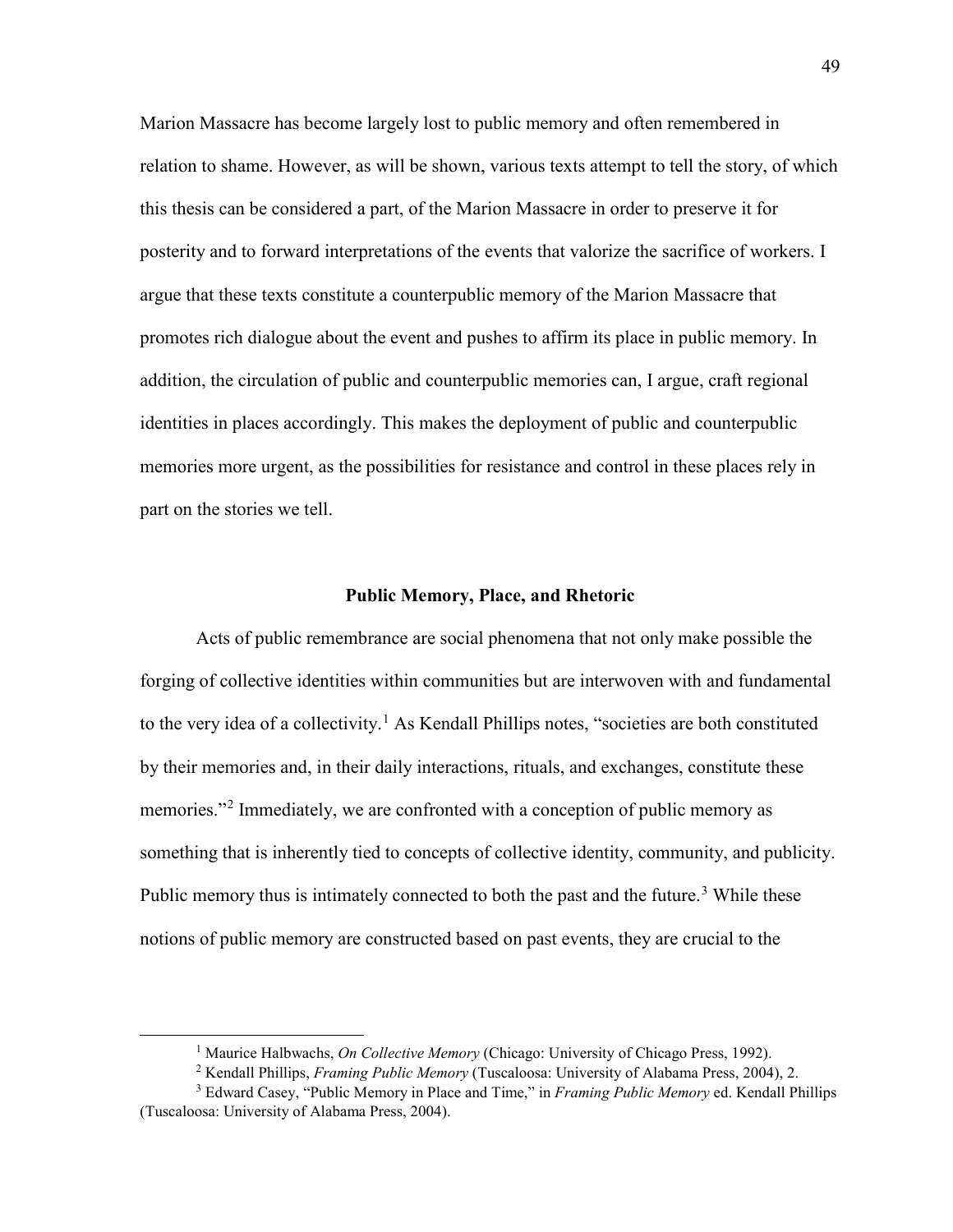Marion Massacre has become largely lost to public memory and often remembered in relation to shame. However, as will be shown, various texts attempt to tell the story, of which this thesis can be considered a part, of the Marion Massacre in order to preserve it for posterity and to forward interpretations of the events that valorize the sacrifice of workers. I argue that these texts constitute a counterpublic memory of the Marion Massacre that promotes rich dialogue about the event and pushes to affirm its place in public memory. In addition, the circulation of public and counterpublic memories can, I argue, craft regional identities in places accordingly. This makes the deployment of public and counterpublic memories more urgent, as the possibilities for resistance and control in these places rely in part on the stories we tell.

## Public Memory, Place, and Rhetoric

Acts of public remembrance are social phenomena that not only make possible the forging of collective identities within communities but are interwoven with and fundamental to the very idea of a collectivity.[1] As Kendall Phillips notes, "societies are both constituted by their memories and, in their daily interactions, rituals, and exchanges, constitute these memories."[2] Immediately, we are confronted with a conception of public memory as something that is inherently tied to concepts of collective identity, community, and publicity. Public memory thus is intimately connected to both the past and the future.[3] While these notions of public memory are constructed based on past events, they are crucial to the

[1] Maurice Halbwachs, *On Collective Memory* (Chicago: University of Chicago Press, 1992).

[2] Kendall Phillips, *Framing Public Memory* (Tuscaloosa: University of Alabama Press, 2004), 2.

[3] Edward Casey, "Public Memory in Place and Time," in *Framing Public Memory* ed. Kendall Phillips (Tuscaloosa: University of Alabama Press, 2004).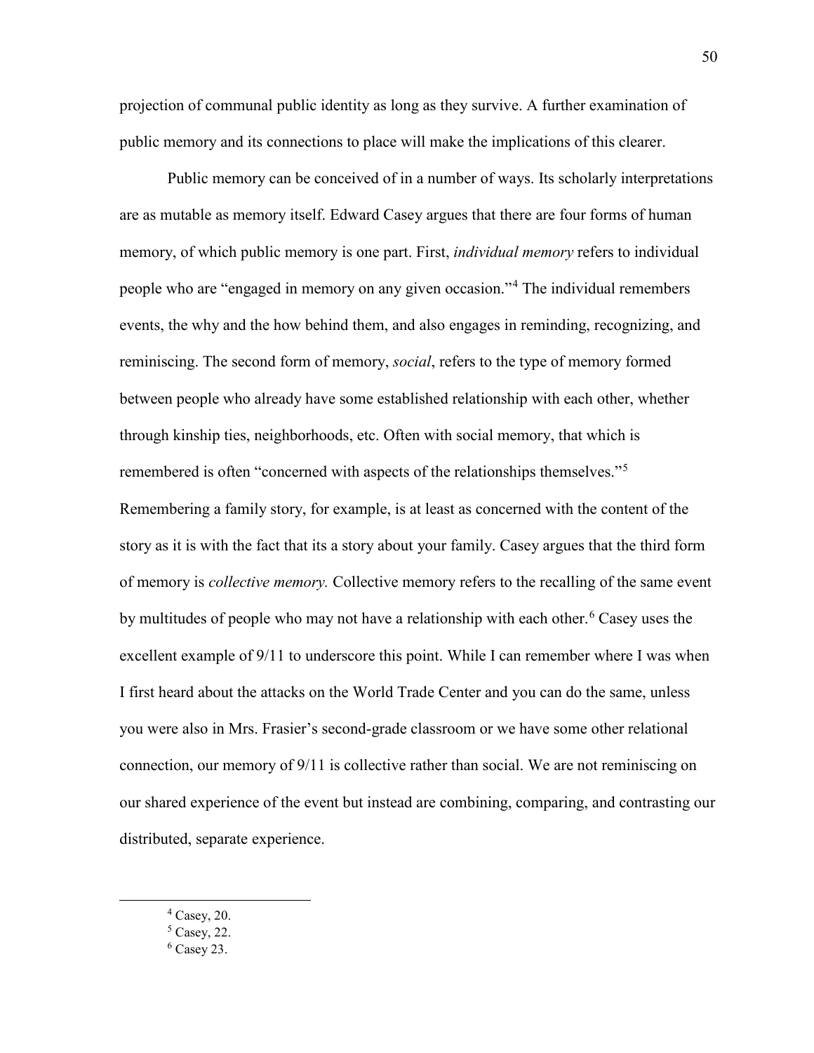projection of communal public identity as long as they survive. A further examination of public memory and its connections to place will make the implications of this clearer.

Public memory can be conceived of in a number of ways. Its scholarly interpretations are as mutable as memory itself. Edward Casey argues that there are four forms of human memory, of which public memory is one part. First, *individual memory* refers to individual people who are "engaged in memory on any given occasion."[4] The individual remembers events, the why and the how behind them, and also engages in reminding, recognizing, and reminiscing. The second form of memory, *social*, refers to the type of memory formed between people who already have some established relationship with each other, whether through kinship ties, neighborhoods, etc. Often with social memory, that which is remembered is often "concerned with aspects of the relationships themselves."[5] Remembering a family story, for example, is at least as concerned with the content of the story as it is with the fact that its a story about your family. Casey argues that the third form of memory is *collective memory.* Collective memory refers to the recalling of the same event by multitudes of people who may not have a relationship with each other.[6] Casey uses the excellent example of 9/11 to underscore this point. While I can remember where I was when I first heard about the attacks on the World Trade Center and you can do the same, unless you were also in Mrs. Frasier's second-grade classroom or we have some other relational connection, our memory of 9/11 is collective rather than social. We are not reminiscing on our shared experience of the event but instead are combining, comparing, and contrasting our distributed, separate experience.

---

[4] Casey, 20.

[5] Casey, 22.

[6] Casey 23.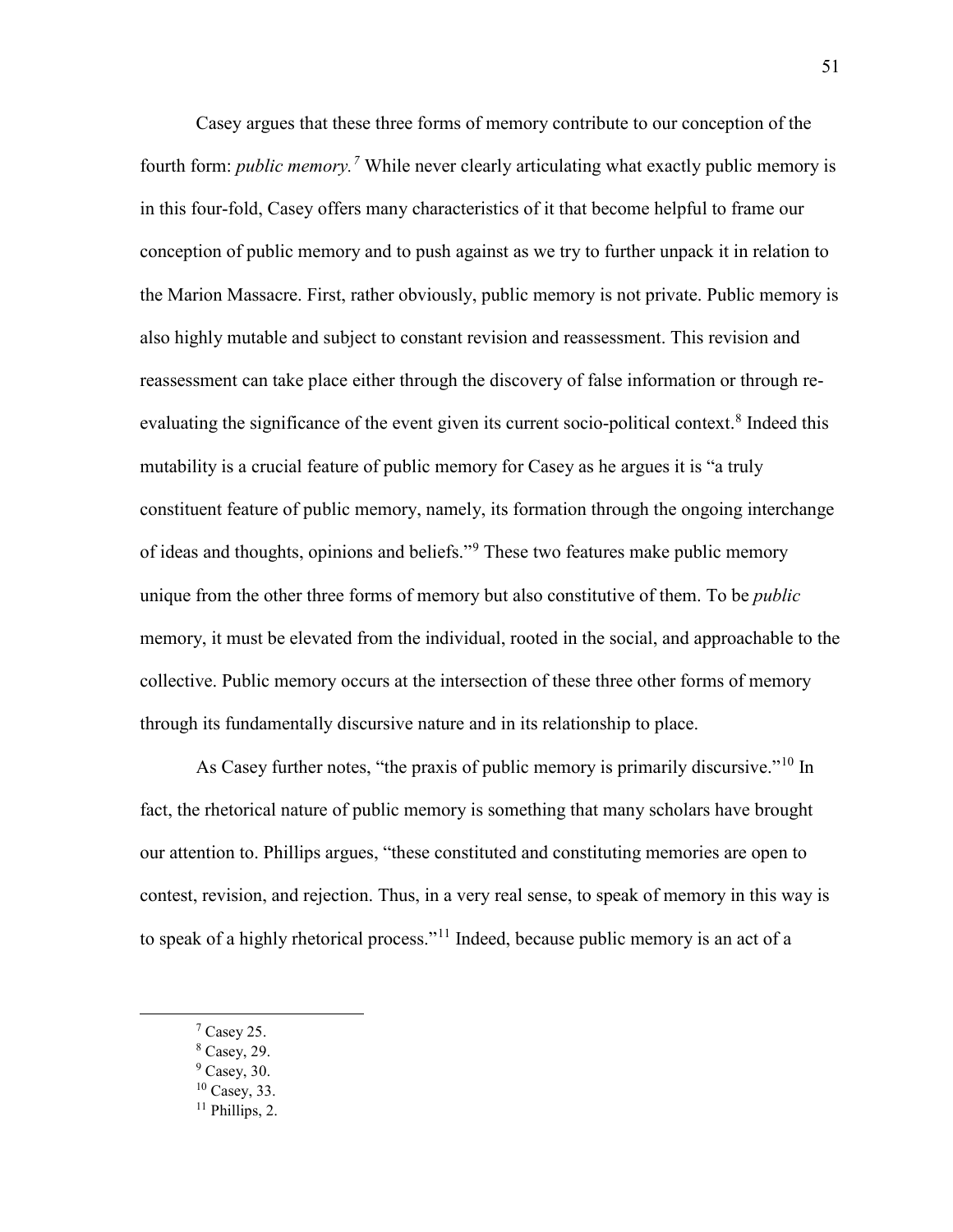Casey argues that these three forms of memory contribute to our conception of the fourth form: *public memory.*[7] While never clearly articulating what exactly public memory is in this four-fold, Casey offers many characteristics of it that become helpful to frame our conception of public memory and to push against as we try to further unpack it in relation to the Marion Massacre. First, rather obviously, public memory is not private. Public memory is also highly mutable and subject to constant revision and reassessment. This revision and reassessment can take place either through the discovery of false information or through re-evaluating the significance of the event given its current socio-political context.[8] Indeed this mutability is a crucial feature of public memory for Casey as he argues it is "a truly constituent feature of public memory, namely, its formation through the ongoing interchange of ideas and thoughts, opinions and beliefs."[9] These two features make public memory unique from the other three forms of memory but also constitutive of them. To be *public* memory, it must be elevated from the individual, rooted in the social, and approachable to the collective. Public memory occurs at the intersection of these three other forms of memory through its fundamentally discursive nature and in its relationship to place.

As Casey further notes, "the praxis of public memory is primarily discursive."[10] In fact, the rhetorical nature of public memory is something that many scholars have brought our attention to. Phillips argues, "these constituted and constituting memories are open to contest, revision, and rejection. Thus, in a very real sense, to speak of memory in this way is to speak of a highly rhetorical process."[11] Indeed, because public memory is an act of a

---

[7] Casey 25.

[8] Casey, 29.

[9] Casey, 30.

[10] Casey, 33.

[11] Phillips, 2.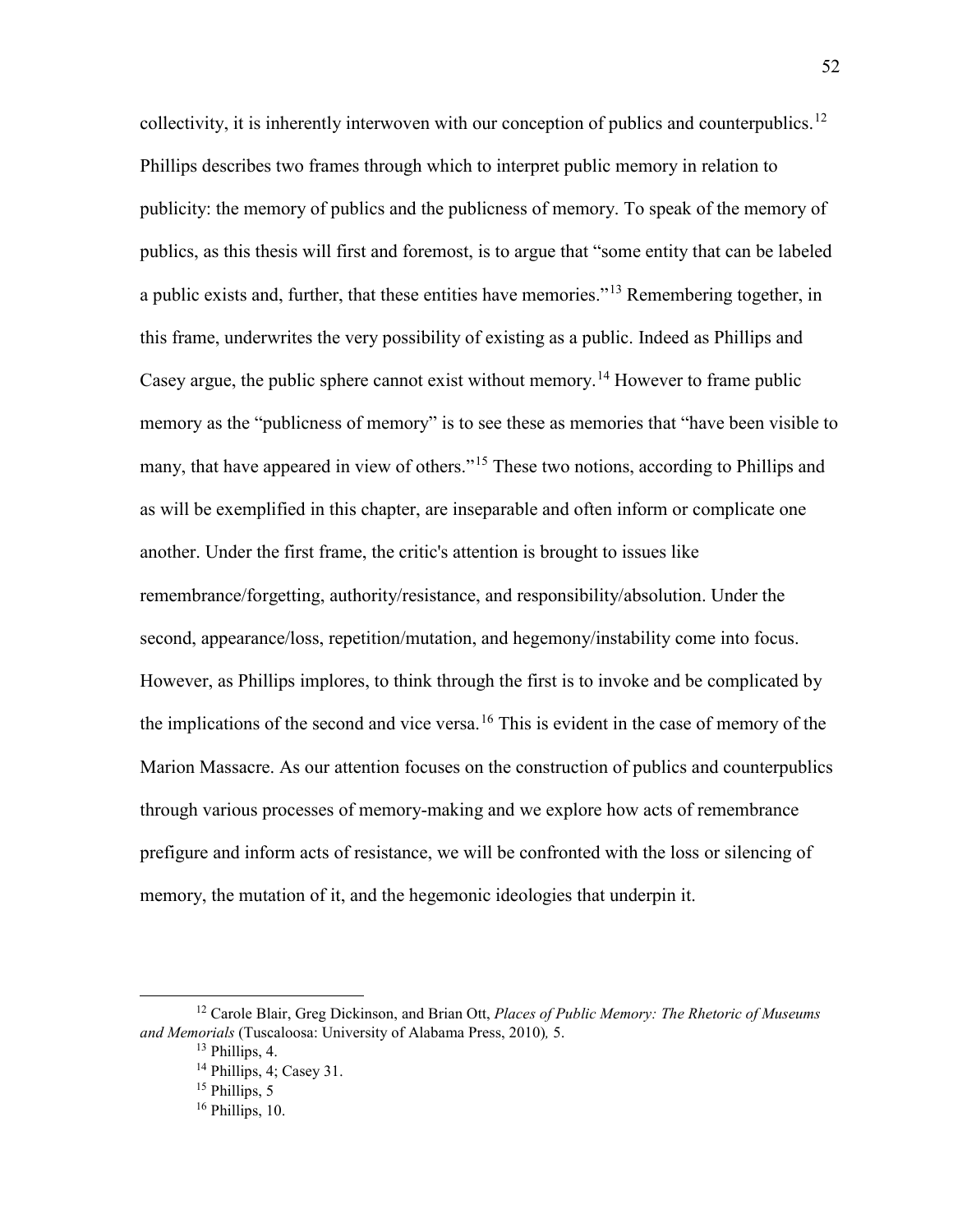collectivity, it is inherently interwoven with our conception of publics and counterpublics.[12] Phillips describes two frames through which to interpret public memory in relation to publicity: the memory of publics and the publicness of memory. To speak of the memory of publics, as this thesis will first and foremost, is to argue that "some entity that can be labeled a public exists and, further, that these entities have memories."[13] Remembering together, in this frame, underwrites the very possibility of existing as a public. Indeed as Phillips and Casey argue, the public sphere cannot exist without memory.[14] However to frame public memory as the "publicness of memory" is to see these as memories that "have been visible to many, that have appeared in view of others."[15] These two notions, according to Phillips and as will be exemplified in this chapter, are inseparable and often inform or complicate one another. Under the first frame, the critic's attention is brought to issues like remembrance/forgetting, authority/resistance, and responsibility/absolution. Under the second, appearance/loss, repetition/mutation, and hegemony/instability come into focus. However, as Phillips implores, to think through the first is to invoke and be complicated by the implications of the second and vice versa.[16] This is evident in the case of memory of the Marion Massacre. As our attention focuses on the construction of publics and counterpublics through various processes of memory-making and we explore how acts of remembrance prefigure and inform acts of resistance, we will be confronted with the loss or silencing of memory, the mutation of it, and the hegemonic ideologies that underpin it.

---

[12] Carole Blair, Greg Dickinson, and Brian Ott, *Places of Public Memory: The Rhetoric of Museums and Memorials* (Tuscaloosa: University of Alabama Press, 2010)*,* 5.

[13] Phillips, 4.

[14] Phillips, 4; Casey 31.

[15] Phillips, 5

[16] Phillips, 10.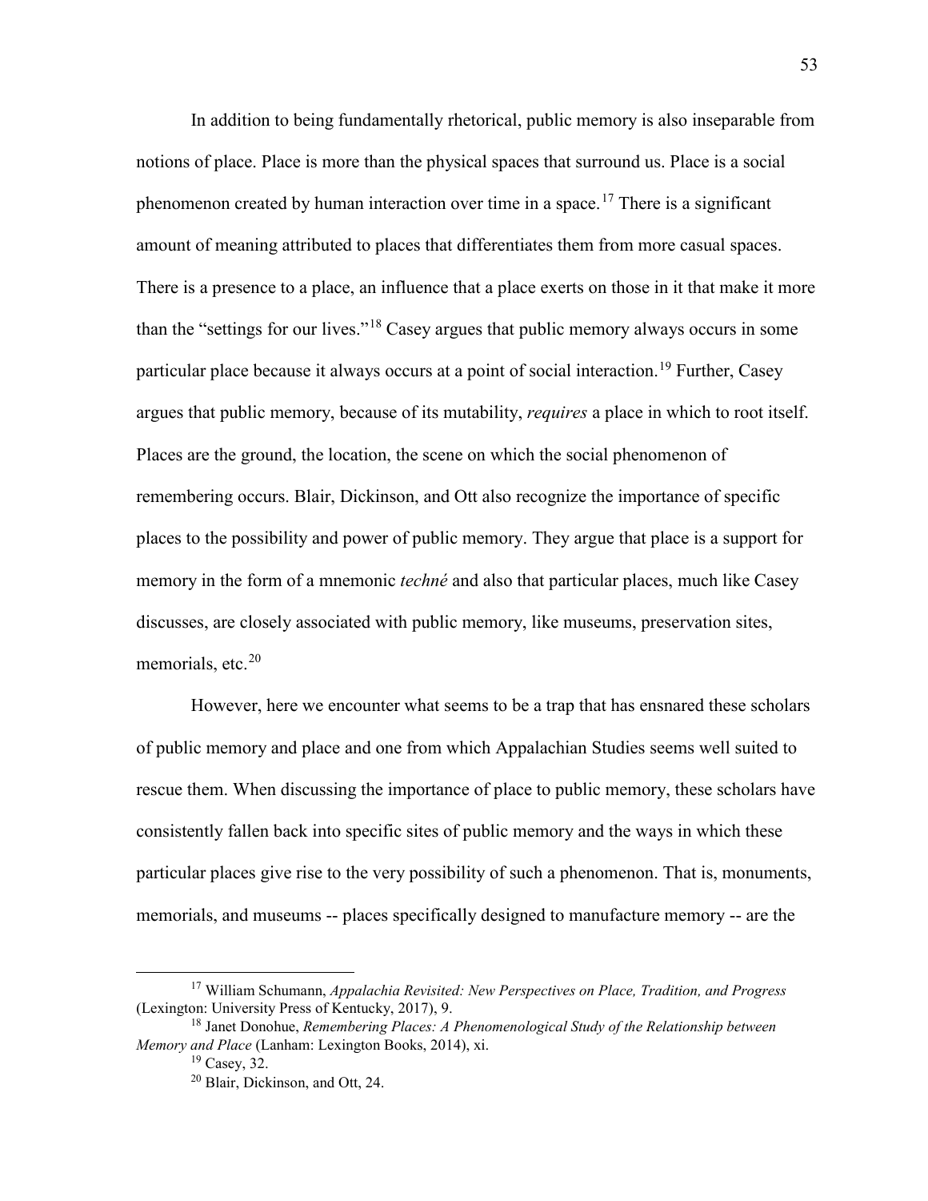In addition to being fundamentally rhetorical, public memory is also inseparable from notions of place. Place is more than the physical spaces that surround us. Place is a social phenomenon created by human interaction over time in a space.[17] There is a significant amount of meaning attributed to places that differentiates them from more casual spaces. There is a presence to a place, an influence that a place exerts on those in it that make it more than the "settings for our lives."[18] Casey argues that public memory always occurs in some particular place because it always occurs at a point of social interaction.[19] Further, Casey argues that public memory, because of its mutability, *requires* a place in which to root itself. Places are the ground, the location, the scene on which the social phenomenon of remembering occurs. Blair, Dickinson, and Ott also recognize the importance of specific places to the possibility and power of public memory. They argue that place is a support for memory in the form of a mnemonic *techné* and also that particular places, much like Casey discusses, are closely associated with public memory, like museums, preservation sites, memorials, etc.[20]

However, here we encounter what seems to be a trap that has ensnared these scholars of public memory and place and one from which Appalachian Studies seems well suited to rescue them. When discussing the importance of place to public memory, these scholars have consistently fallen back into specific sites of public memory and the ways in which these particular places give rise to the very possibility of such a phenomenon. That is, monuments, memorials, and museums -- places specifically designed to manufacture memory -- are the

---

[17] William Schumann, *Appalachia Revisited: New Perspectives on Place, Tradition, and Progress* (Lexington: University Press of Kentucky, 2017), 9.

[18] Janet Donohue, *Remembering Places: A Phenomenological Study of the Relationship between Memory and Place* (Lanham: Lexington Books, 2014), xi.

[19] Casey, 32.

[20] Blair, Dickinson, and Ott, 24.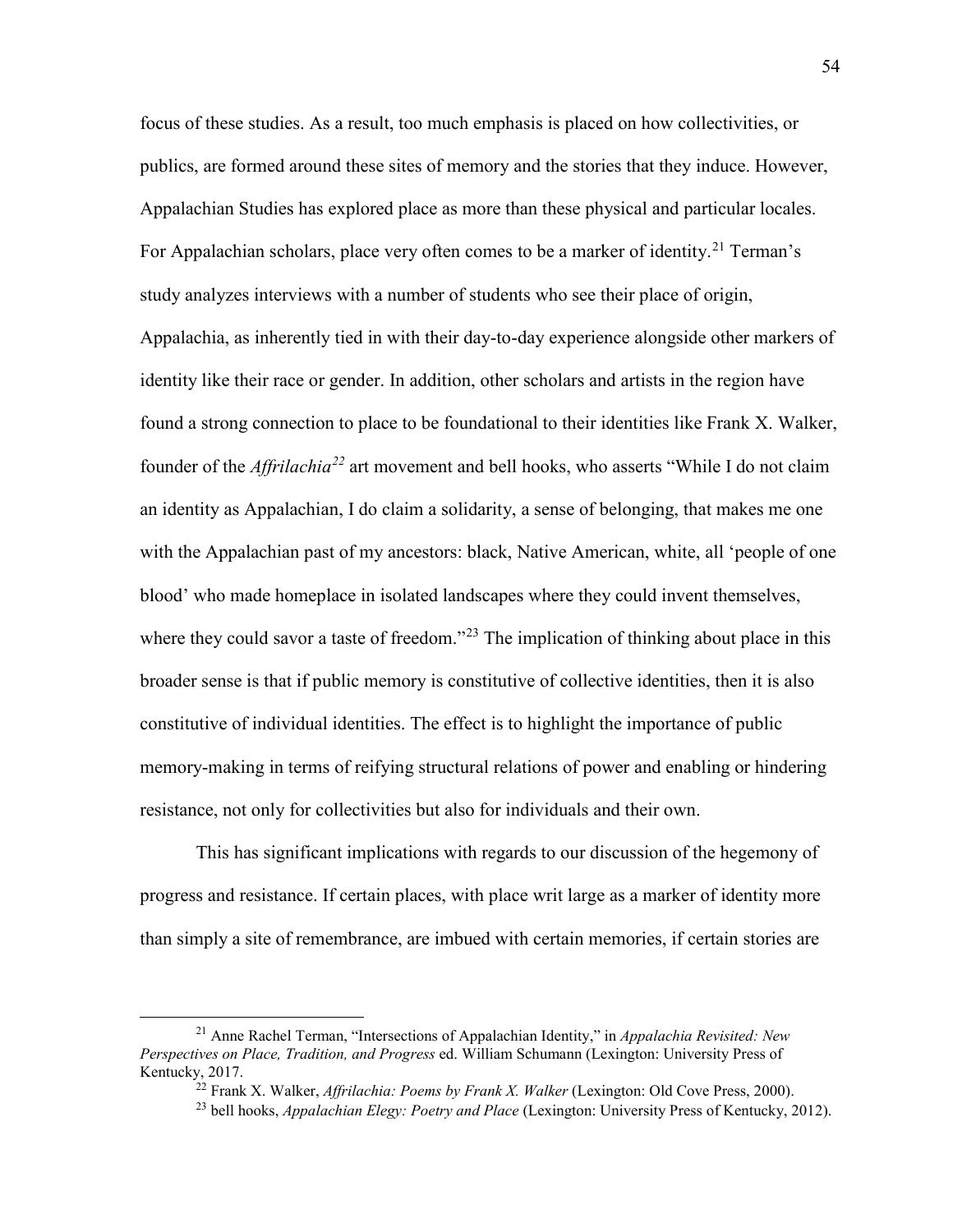focus of these studies. As a result, too much emphasis is placed on how collectivities, or publics, are formed around these sites of memory and the stories that they induce. However, Appalachian Studies has explored place as more than these physical and particular locales. For Appalachian scholars, place very often comes to be a marker of identity.[21] Terman's study analyzes interviews with a number of students who see their place of origin, Appalachia, as inherently tied in with their day-to-day experience alongside other markers of identity like their race or gender. In addition, other scholars and artists in the region have found a strong connection to place to be foundational to their identities like Frank X. Walker, founder of the *Affrilachia*[22] art movement and bell hooks, who asserts "While I do not claim an identity as Appalachian, I do claim a solidarity, a sense of belonging, that makes me one with the Appalachian past of my ancestors: black, Native American, white, all 'people of one blood' who made homeplace in isolated landscapes where they could invent themselves, where they could savor a taste of freedom."[23] The implication of thinking about place in this broader sense is that if public memory is constitutive of collective identities, then it is also constitutive of individual identities. The effect is to highlight the importance of public memory-making in terms of reifying structural relations of power and enabling or hindering resistance, not only for collectivities but also for individuals and their own.

This has significant implications with regards to our discussion of the hegemony of progress and resistance. If certain places, with place writ large as a marker of identity more than simply a site of remembrance, are imbued with certain memories, if certain stories are

---

[21] Anne Rachel Terman, "Intersections of Appalachian Identity," in *Appalachia Revisited: New Perspectives on Place, Tradition, and Progress* ed. William Schumann (Lexington: University Press of Kentucky, 2017.

[22] Frank X. Walker, *Affrilachia: Poems by Frank X. Walker* (Lexington: Old Cove Press, 2000).

[23] bell hooks, *Appalachian Elegy: Poetry and Place* (Lexington: University Press of Kentucky, 2012).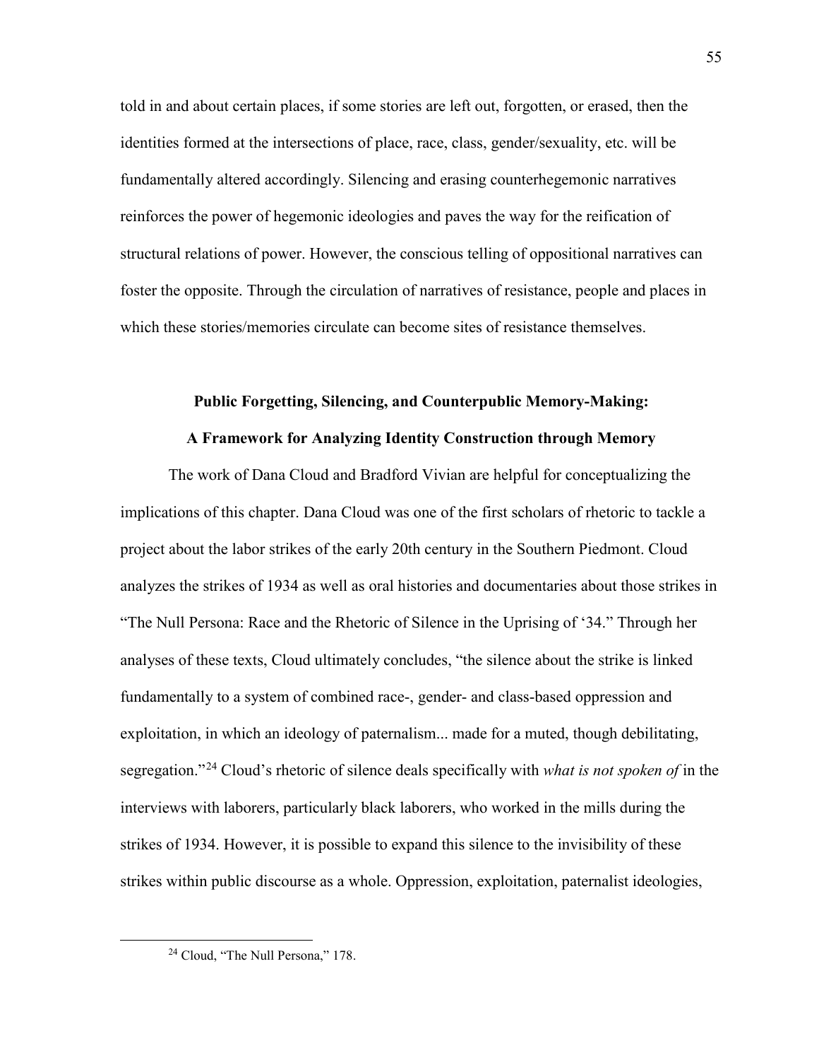told in and about certain places, if some stories are left out, forgotten, or erased, then the identities formed at the intersections of place, race, class, gender/sexuality, etc. will be fundamentally altered accordingly. Silencing and erasing counterhegemonic narratives reinforces the power of hegemonic ideologies and paves the way for the reification of structural relations of power. However, the conscious telling of oppositional narratives can foster the opposite. Through the circulation of narratives of resistance, people and places in which these stories/memories circulate can become sites of resistance themselves.

## Public Forgetting, Silencing, and Counterpublic Memory-Making: A Framework for Analyzing Identity Construction through Memory

The work of Dana Cloud and Bradford Vivian are helpful for conceptualizing the implications of this chapter. Dana Cloud was one of the first scholars of rhetoric to tackle a project about the labor strikes of the early 20th century in the Southern Piedmont. Cloud analyzes the strikes of 1934 as well as oral histories and documentaries about those strikes in "The Null Persona: Race and the Rhetoric of Silence in the Uprising of '34." Through her analyses of these texts, Cloud ultimately concludes, "the silence about the strike is linked fundamentally to a system of combined race-, gender- and class-based oppression and exploitation, in which an ideology of paternalism... made for a muted, though debilitating, segregation."[24] Cloud's rhetoric of silence deals specifically with *what is not spoken of* in the interviews with laborers, particularly black laborers, who worked in the mills during the strikes of 1934. However, it is possible to expand this silence to the invisibility of these strikes within public discourse as a whole. Oppression, exploitation, paternalist ideologies,

[24] Cloud, "The Null Persona," 178.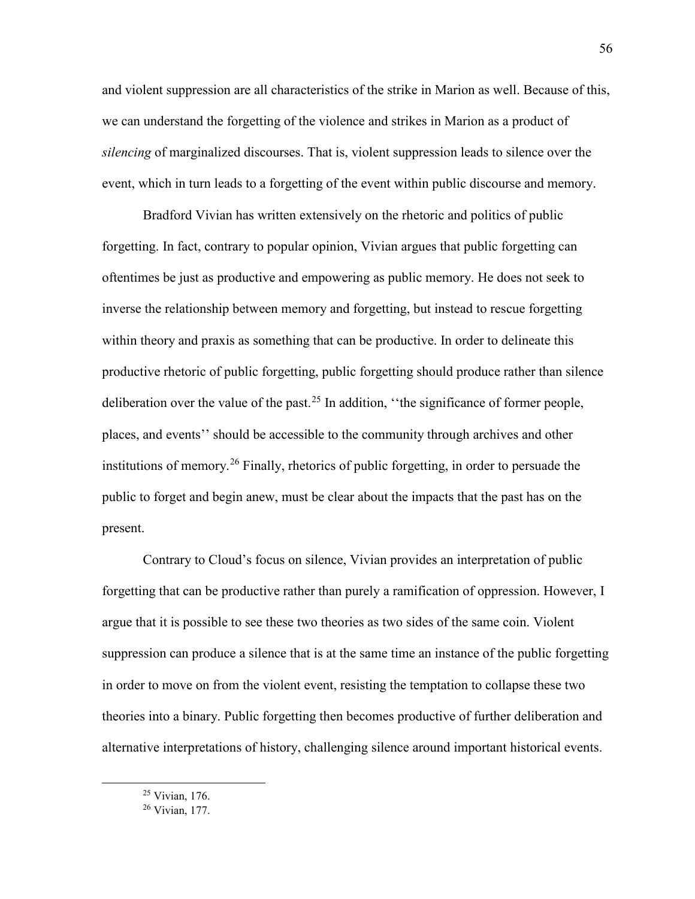and violent suppression are all characteristics of the strike in Marion as well. Because of this, we can understand the forgetting of the violence and strikes in Marion as a product of *silencing* of marginalized discourses. That is, violent suppression leads to silence over the event, which in turn leads to a forgetting of the event within public discourse and memory.

Bradford Vivian has written extensively on the rhetoric and politics of public forgetting. In fact, contrary to popular opinion, Vivian argues that public forgetting can oftentimes be just as productive and empowering as public memory. He does not seek to inverse the relationship between memory and forgetting, but instead to rescue forgetting within theory and praxis as something that can be productive. In order to delineate this productive rhetoric of public forgetting, public forgetting should produce rather than silence deliberation over the value of the past.[25] In addition, ''the significance of former people, places, and events'' should be accessible to the community through archives and other institutions of memory.[26] Finally, rhetorics of public forgetting, in order to persuade the public to forget and begin anew, must be clear about the impacts that the past has on the present.

Contrary to Cloud's focus on silence, Vivian provides an interpretation of public forgetting that can be productive rather than purely a ramification of oppression. However, I argue that it is possible to see these two theories as two sides of the same coin. Violent suppression can produce a silence that is at the same time an instance of the public forgetting in order to move on from the violent event, resisting the temptation to collapse these two theories into a binary. Public forgetting then becomes productive of further deliberation and alternative interpretations of history, challenging silence around important historical events.

[25] Vivian, 176.

[26] Vivian, 177.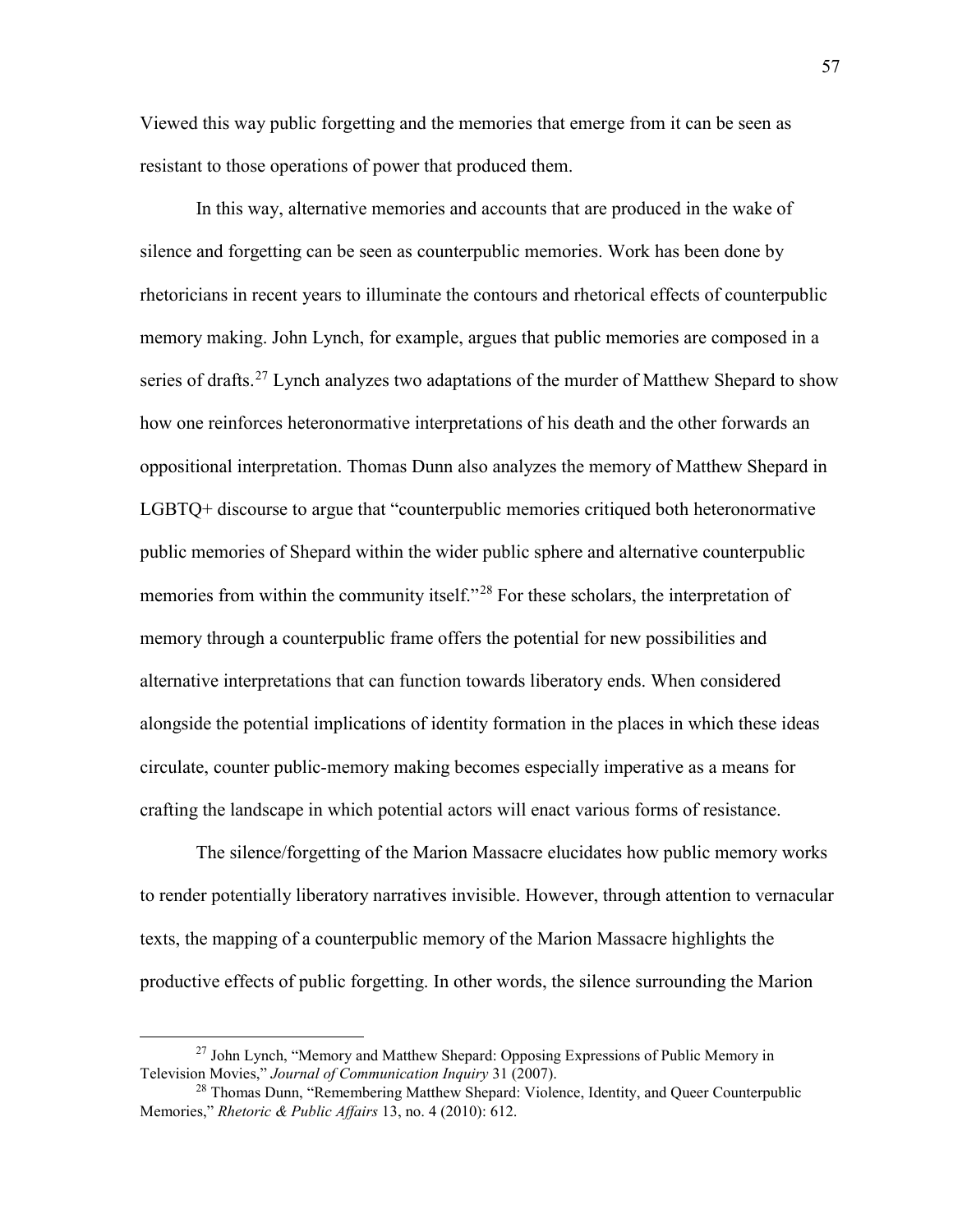Viewed this way public forgetting and the memories that emerge from it can be seen as resistant to those operations of power that produced them.

In this way, alternative memories and accounts that are produced in the wake of silence and forgetting can be seen as counterpublic memories. Work has been done by rhetoricians in recent years to illuminate the contours and rhetorical effects of counterpublic memory making. John Lynch, for example, argues that public memories are composed in a series of drafts.[27] Lynch analyzes two adaptations of the murder of Matthew Shepard to show how one reinforces heteronormative interpretations of his death and the other forwards an oppositional interpretation. Thomas Dunn also analyzes the memory of Matthew Shepard in LGBTQ+ discourse to argue that "counterpublic memories critiqued both heteronormative public memories of Shepard within the wider public sphere and alternative counterpublic memories from within the community itself."[28] For these scholars, the interpretation of memory through a counterpublic frame offers the potential for new possibilities and alternative interpretations that can function towards liberatory ends. When considered alongside the potential implications of identity formation in the places in which these ideas circulate, counter public-memory making becomes especially imperative as a means for crafting the landscape in which potential actors will enact various forms of resistance.

The silence/forgetting of the Marion Massacre elucidates how public memory works to render potentially liberatory narratives invisible. However, through attention to vernacular texts, the mapping of a counterpublic memory of the Marion Massacre highlights the productive effects of public forgetting. In other words, the silence surrounding the Marion

---

[27] John Lynch, "Memory and Matthew Shepard: Opposing Expressions of Public Memory in Television Movies," *Journal of Communication Inquiry* 31 (2007).

[28] Thomas Dunn, "Remembering Matthew Shepard: Violence, Identity, and Queer Counterpublic Memories," *Rhetoric & Public Affairs* 13, no. 4 (2010): 612.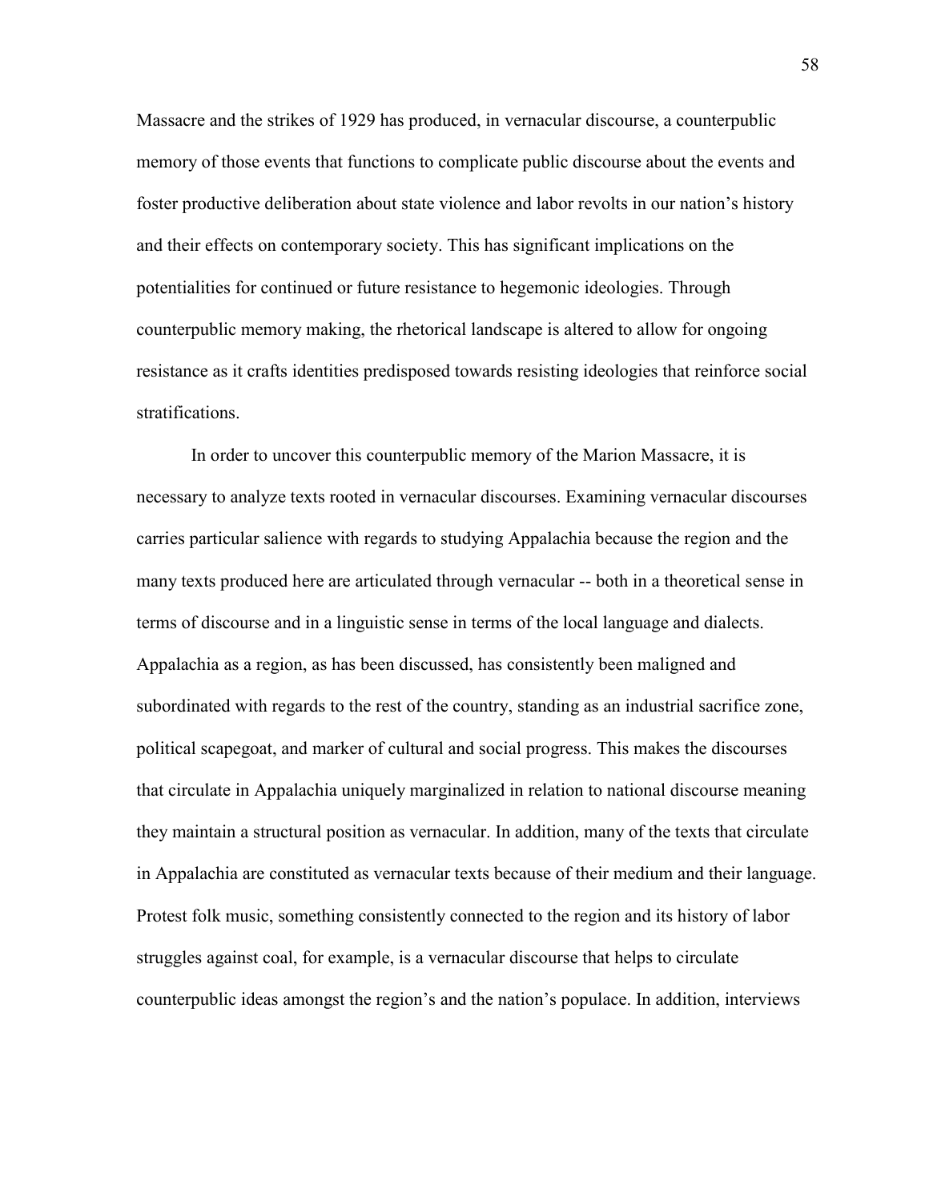Massacre and the strikes of 1929 has produced, in vernacular discourse, a counterpublic memory of those events that functions to complicate public discourse about the events and foster productive deliberation about state violence and labor revolts in our nation's history and their effects on contemporary society. This has significant implications on the potentialities for continued or future resistance to hegemonic ideologies. Through counterpublic memory making, the rhetorical landscape is altered to allow for ongoing resistance as it crafts identities predisposed towards resisting ideologies that reinforce social stratifications.

In order to uncover this counterpublic memory of the Marion Massacre, it is necessary to analyze texts rooted in vernacular discourses. Examining vernacular discourses carries particular salience with regards to studying Appalachia because the region and the many texts produced here are articulated through vernacular -- both in a theoretical sense in terms of discourse and in a linguistic sense in terms of the local language and dialects. Appalachia as a region, as has been discussed, has consistently been maligned and subordinated with regards to the rest of the country, standing as an industrial sacrifice zone, political scapegoat, and marker of cultural and social progress. This makes the discourses that circulate in Appalachia uniquely marginalized in relation to national discourse meaning they maintain a structural position as vernacular. In addition, many of the texts that circulate in Appalachia are constituted as vernacular texts because of their medium and their language. Protest folk music, something consistently connected to the region and its history of labor struggles against coal, for example, is a vernacular discourse that helps to circulate counterpublic ideas amongst the region's and the nation's populace. In addition, interviews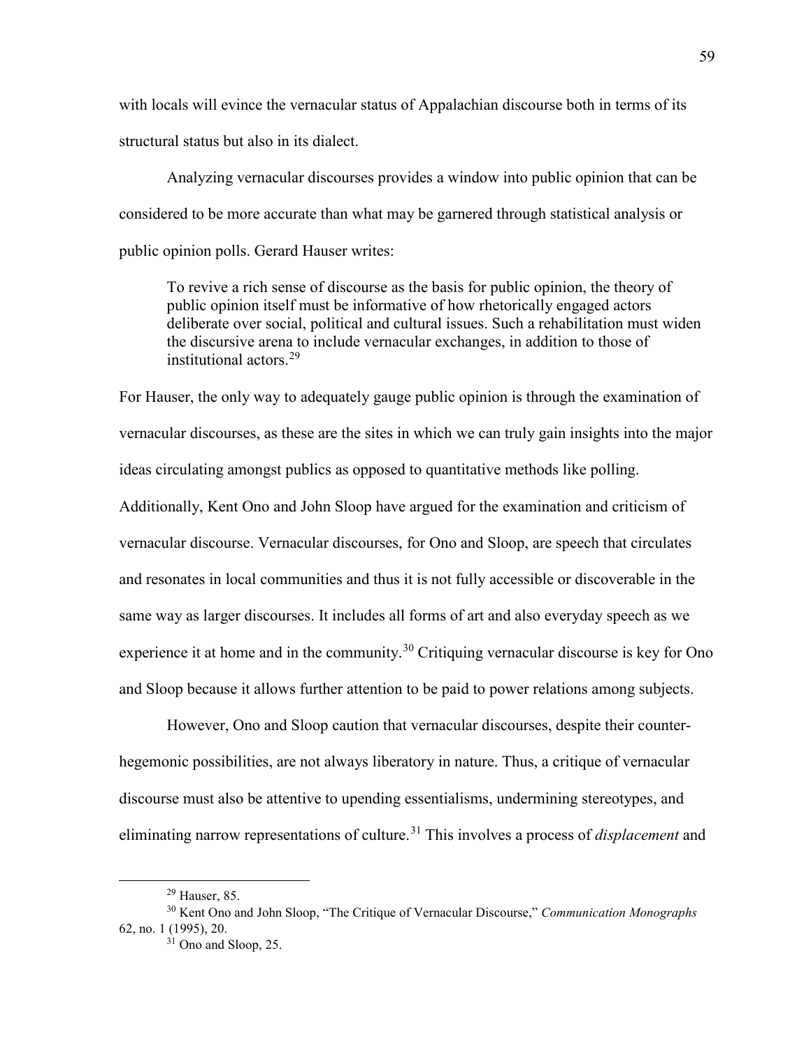with locals will evince the vernacular status of Appalachian discourse both in terms of its structural status but also in its dialect.

Analyzing vernacular discourses provides a window into public opinion that can be considered to be more accurate than what may be garnered through statistical analysis or public opinion polls. Gerard Hauser writes:

> To revive a rich sense of discourse as the basis for public opinion, the theory of public opinion itself must be informative of how rhetorically engaged actors deliberate over social, political and cultural issues. Such a rehabilitation must widen the discursive arena to include vernacular exchanges, in addition to those of institutional actors.[29]

For Hauser, the only way to adequately gauge public opinion is through the examination of vernacular discourses, as these are the sites in which we can truly gain insights into the major ideas circulating amongst publics as opposed to quantitative methods like polling. Additionally, Kent Ono and John Sloop have argued for the examination and criticism of vernacular discourse. Vernacular discourses, for Ono and Sloop, are speech that circulates and resonates in local communities and thus it is not fully accessible or discoverable in the same way as larger discourses. It includes all forms of art and also everyday speech as we experience it at home and in the community.[30] Critiquing vernacular discourse is key for Ono and Sloop because it allows further attention to be paid to power relations among subjects.

However, Ono and Sloop caution that vernacular discourses, despite their counter-hegemonic possibilities, are not always liberatory in nature. Thus, a critique of vernacular discourse must also be attentive to upending essentialisms, undermining stereotypes, and eliminating narrow representations of culture.[31] This involves a process of *displacement* and

---

[29] Hauser, 85.

[30] Kent Ono and John Sloop, "The Critique of Vernacular Discourse," *Communication Monographs* 62, no. 1 (1995), 20.

[31] Ono and Sloop, 25.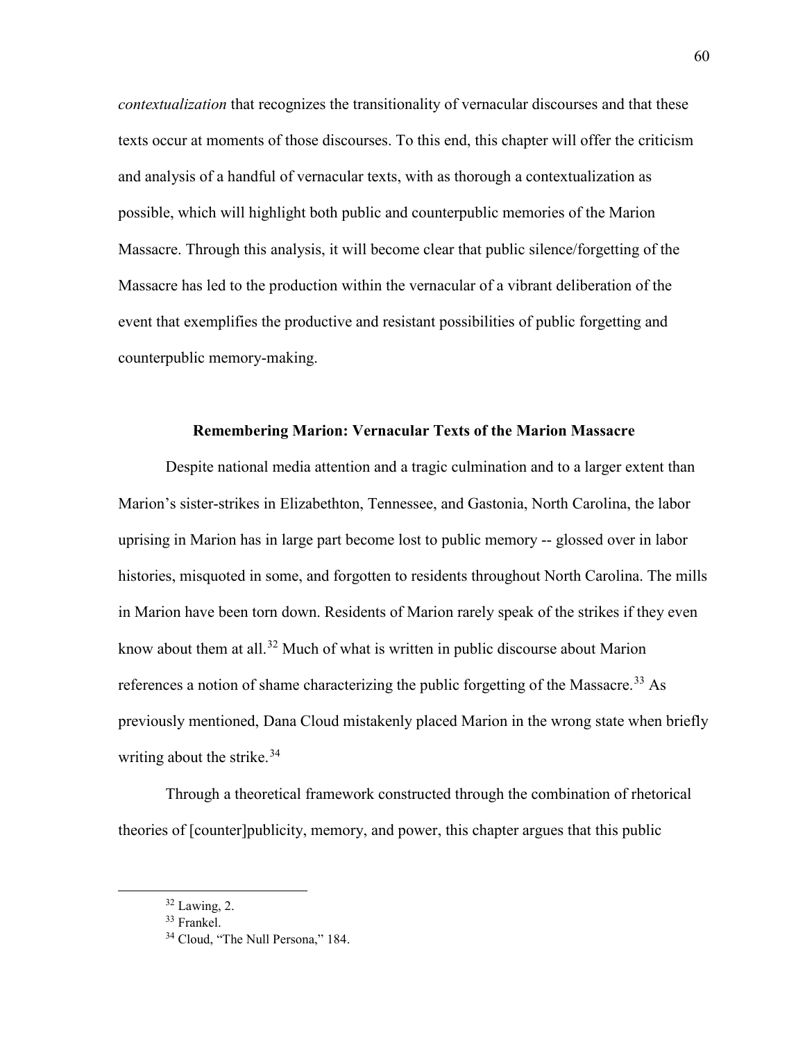*contextualization* that recognizes the transitionality of vernacular discourses and that these texts occur at moments of those discourses. To this end, this chapter will offer the criticism and analysis of a handful of vernacular texts, with as thorough a contextualization as possible, which will highlight both public and counterpublic memories of the Marion Massacre. Through this analysis, it will become clear that public silence/forgetting of the Massacre has led to the production within the vernacular of a vibrant deliberation of the event that exemplifies the productive and resistant possibilities of public forgetting and counterpublic memory-making.

## Remembering Marion: Vernacular Texts of the Marion Massacre

Despite national media attention and a tragic culmination and to a larger extent than Marion's sister-strikes in Elizabethton, Tennessee, and Gastonia, North Carolina, the labor uprising in Marion has in large part become lost to public memory -- glossed over in labor histories, misquoted in some, and forgotten to residents throughout North Carolina. The mills in Marion have been torn down. Residents of Marion rarely speak of the strikes if they even know about them at all.[32] Much of what is written in public discourse about Marion references a notion of shame characterizing the public forgetting of the Massacre.[33] As previously mentioned, Dana Cloud mistakenly placed Marion in the wrong state when briefly writing about the strike.[34]

Through a theoretical framework constructed through the combination of rhetorical theories of [counter]publicity, memory, and power, this chapter argues that this public

---

[32] Lawing, 2.

[33] Frankel.

[34] Cloud, "The Null Persona," 184.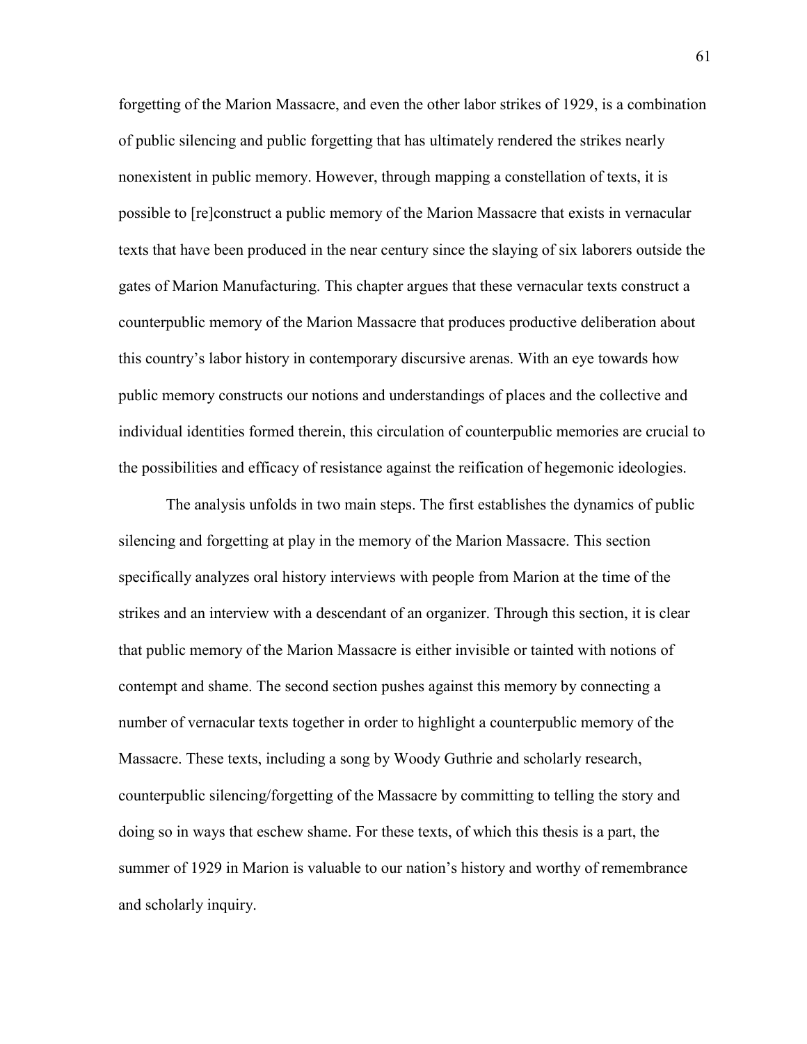forgetting of the Marion Massacre, and even the other labor strikes of 1929, is a combination of public silencing and public forgetting that has ultimately rendered the strikes nearly nonexistent in public memory. However, through mapping a constellation of texts, it is possible to [re]construct a public memory of the Marion Massacre that exists in vernacular texts that have been produced in the near century since the slaying of six laborers outside the gates of Marion Manufacturing. This chapter argues that these vernacular texts construct a counterpublic memory of the Marion Massacre that produces productive deliberation about this country's labor history in contemporary discursive arenas. With an eye towards how public memory constructs our notions and understandings of places and the collective and individual identities formed therein, this circulation of counterpublic memories are crucial to the possibilities and efficacy of resistance against the reification of hegemonic ideologies.

The analysis unfolds in two main steps. The first establishes the dynamics of public silencing and forgetting at play in the memory of the Marion Massacre. This section specifically analyzes oral history interviews with people from Marion at the time of the strikes and an interview with a descendant of an organizer. Through this section, it is clear that public memory of the Marion Massacre is either invisible or tainted with notions of contempt and shame. The second section pushes against this memory by connecting a number of vernacular texts together in order to highlight a counterpublic memory of the Massacre. These texts, including a song by Woody Guthrie and scholarly research, counterpublic silencing/forgetting of the Massacre by committing to telling the story and doing so in ways that eschew shame. For these texts, of which this thesis is a part, the summer of 1929 in Marion is valuable to our nation's history and worthy of remembrance and scholarly inquiry.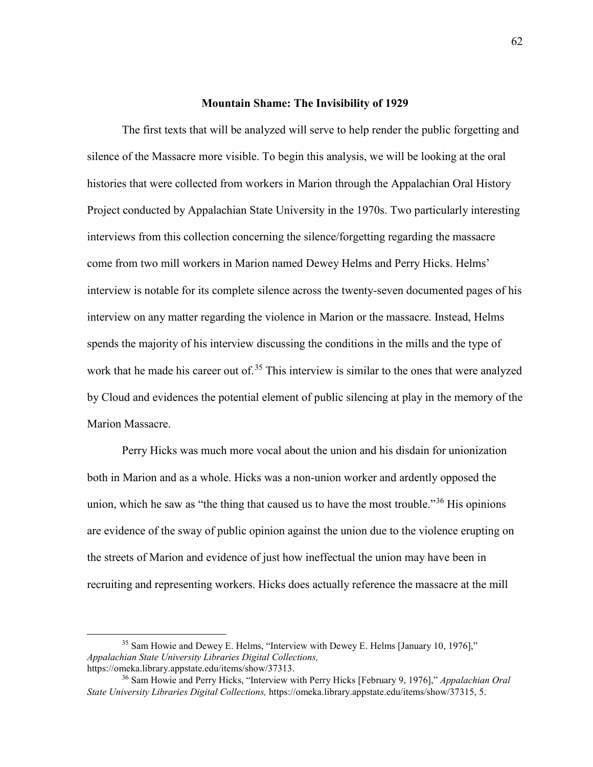## Mountain Shame: The Invisibility of 1929

The first texts that will be analyzed will serve to help render the public forgetting and silence of the Massacre more visible. To begin this analysis, we will be looking at the oral histories that were collected from workers in Marion through the Appalachian Oral History Project conducted by Appalachian State University in the 1970s. Two particularly interesting interviews from this collection concerning the silence/forgetting regarding the massacre come from two mill workers in Marion named Dewey Helms and Perry Hicks. Helms' interview is notable for its complete silence across the twenty-seven documented pages of his interview on any matter regarding the violence in Marion or the massacre. Instead, Helms spends the majority of his interview discussing the conditions in the mills and the type of work that he made his career out of.[35] This interview is similar to the ones that were analyzed by Cloud and evidences the potential element of public silencing at play in the memory of the Marion Massacre.

Perry Hicks was much more vocal about the union and his disdain for unionization both in Marion and as a whole. Hicks was a non-union worker and ardently opposed the union, which he saw as "the thing that caused us to have the most trouble."[36] His opinions are evidence of the sway of public opinion against the union due to the violence erupting on the streets of Marion and evidence of just how ineffectual the union may have been in recruiting and representing workers. Hicks does actually reference the massacre at the mill

---

[35] Sam Howie and Dewey E. Helms, "Interview with Dewey E. Helms [January 10, 1976]," *Appalachian State University Libraries Digital Collections,* https://omeka.library.appstate.edu/items/show/37313.

[36] Sam Howie and Perry Hicks, "Interview with Perry Hicks [February 9, 1976]," *Appalachian Oral State University Libraries Digital Collections,* https://omeka.library.appstate.edu/items/show/37315, 5.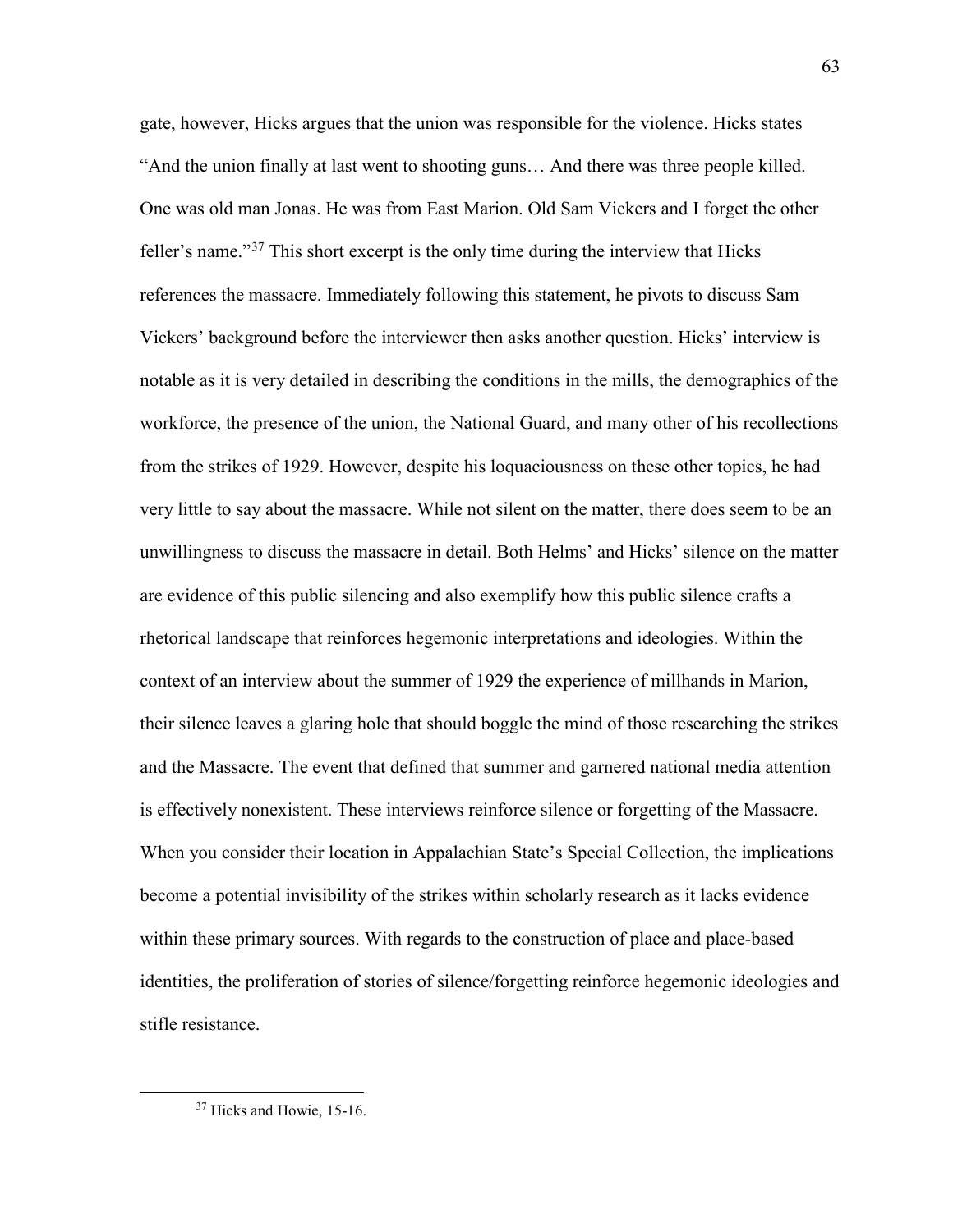gate, however, Hicks argues that the union was responsible for the violence. Hicks states "And the union finally at last went to shooting guns… And there was three people killed. One was old man Jonas. He was from East Marion. Old Sam Vickers and I forget the other feller's name."[37] This short excerpt is the only time during the interview that Hicks references the massacre. Immediately following this statement, he pivots to discuss Sam Vickers' background before the interviewer then asks another question. Hicks' interview is notable as it is very detailed in describing the conditions in the mills, the demographics of the workforce, the presence of the union, the National Guard, and many other of his recollections from the strikes of 1929. However, despite his loquaciousness on these other topics, he had very little to say about the massacre. While not silent on the matter, there does seem to be an unwillingness to discuss the massacre in detail. Both Helms' and Hicks' silence on the matter are evidence of this public silencing and also exemplify how this public silence crafts a rhetorical landscape that reinforces hegemonic interpretations and ideologies. Within the context of an interview about the summer of 1929 the experience of millhands in Marion, their silence leaves a glaring hole that should boggle the mind of those researching the strikes and the Massacre. The event that defined that summer and garnered national media attention is effectively nonexistent. These interviews reinforce silence or forgetting of the Massacre. When you consider their location in Appalachian State's Special Collection, the implications become a potential invisibility of the strikes within scholarly research as it lacks evidence within these primary sources. With regards to the construction of place and place-based identities, the proliferation of stories of silence/forgetting reinforce hegemonic ideologies and stifle resistance.

[37] Hicks and Howie, 15-16.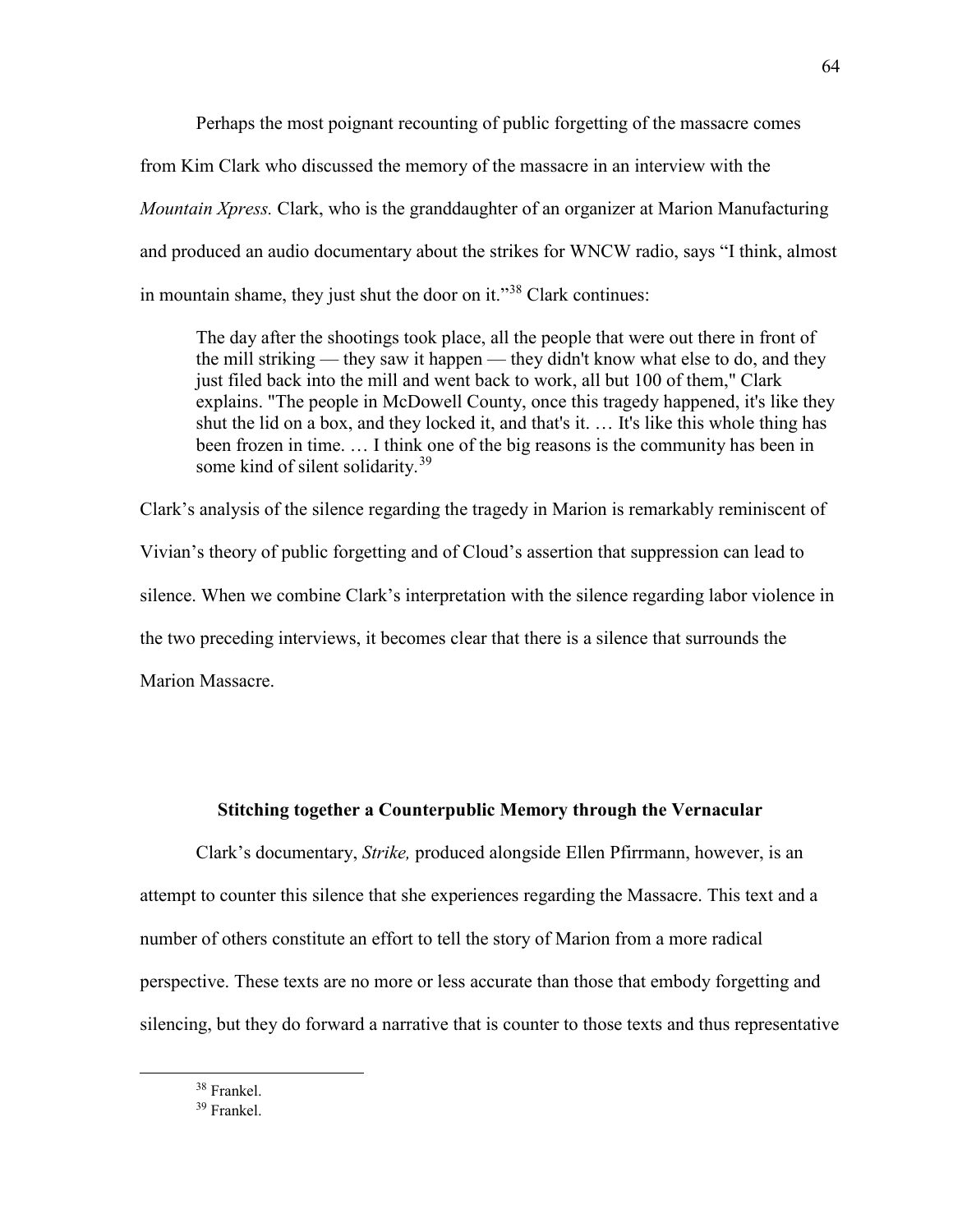Perhaps the most poignant recounting of public forgetting of the massacre comes from Kim Clark who discussed the memory of the massacre in an interview with the *Mountain Xpress.* Clark, who is the granddaughter of an organizer at Marion Manufacturing and produced an audio documentary about the strikes for WNCW radio, says "I think, almost in mountain shame, they just shut the door on it."[38] Clark continues:

> The day after the shootings took place, all the people that were out there in front of the mill striking — they saw it happen — they didn't know what else to do, and they just filed back into the mill and went back to work, all but 100 of them," Clark explains. "The people in McDowell County, once this tragedy happened, it's like they shut the lid on a box, and they locked it, and that's it. … It's like this whole thing has been frozen in time. … I think one of the big reasons is the community has been in some kind of silent solidarity.[39]

Clark's analysis of the silence regarding the tragedy in Marion is remarkably reminiscent of Vivian's theory of public forgetting and of Cloud's assertion that suppression can lead to silence. When we combine Clark's interpretation with the silence regarding labor violence in the two preceding interviews, it becomes clear that there is a silence that surrounds the Marion Massacre.

### Stitching together a Counterpublic Memory through the Vernacular

Clark's documentary, *Strike,* produced alongside Ellen Pfirrmann, however, is an attempt to counter this silence that she experiences regarding the Massacre. This text and a number of others constitute an effort to tell the story of Marion from a more radical perspective. These texts are no more or less accurate than those that embody forgetting and silencing, but they do forward a narrative that is counter to those texts and thus representative

---

[38] Frankel.

[39] Frankel.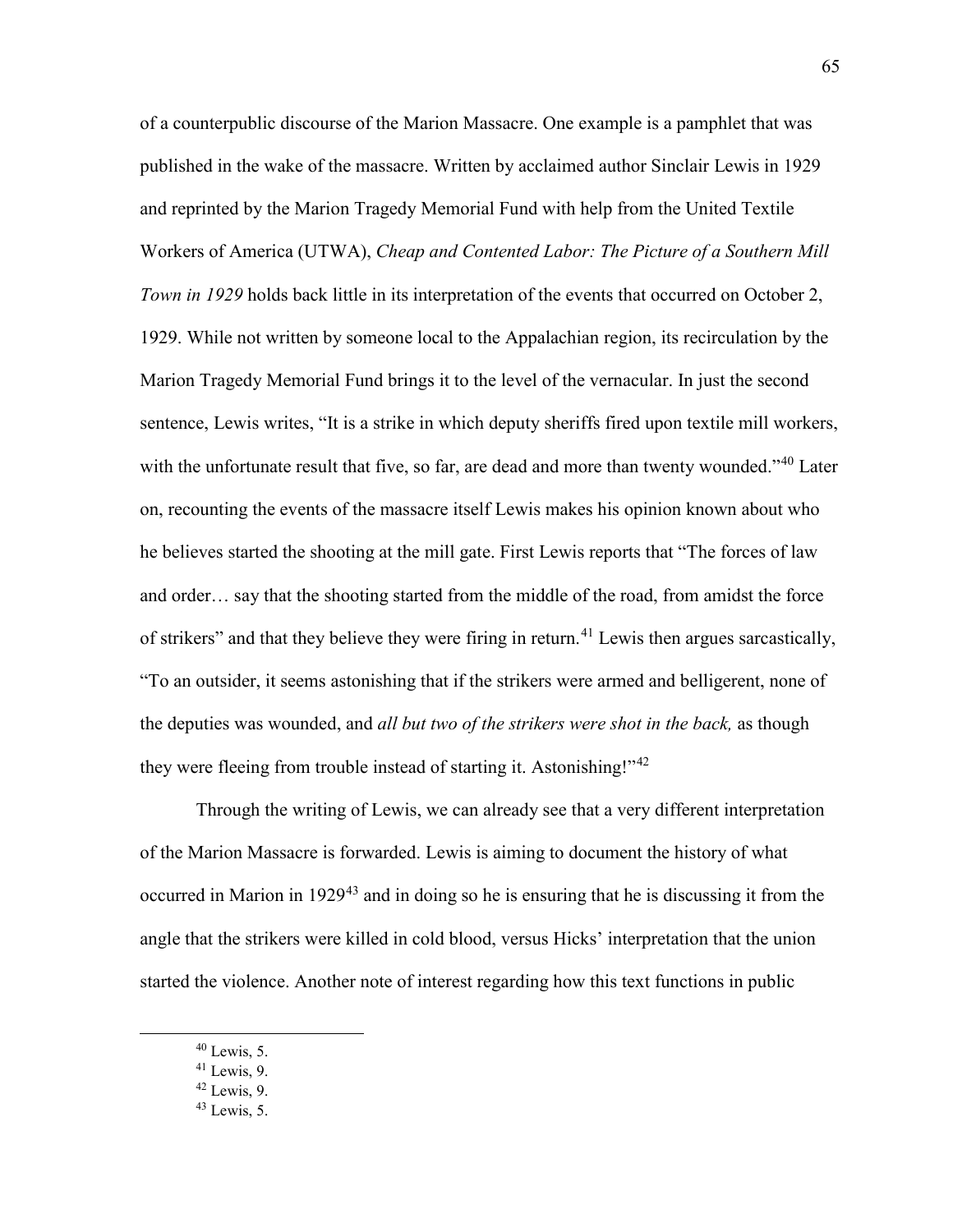of a counterpublic discourse of the Marion Massacre. One example is a pamphlet that was published in the wake of the massacre. Written by acclaimed author Sinclair Lewis in 1929 and reprinted by the Marion Tragedy Memorial Fund with help from the United Textile Workers of America (UTWA), *Cheap and Contented Labor: The Picture of a Southern Mill Town in 1929* holds back little in its interpretation of the events that occurred on October 2, 1929. While not written by someone local to the Appalachian region, its recirculation by the Marion Tragedy Memorial Fund brings it to the level of the vernacular. In just the second sentence, Lewis writes, "It is a strike in which deputy sheriffs fired upon textile mill workers, with the unfortunate result that five, so far, are dead and more than twenty wounded."[40] Later on, recounting the events of the massacre itself Lewis makes his opinion known about who he believes started the shooting at the mill gate. First Lewis reports that "The forces of law and order… say that the shooting started from the middle of the road, from amidst the force of strikers" and that they believe they were firing in return.[41] Lewis then argues sarcastically, "To an outsider, it seems astonishing that if the strikers were armed and belligerent, none of the deputies was wounded, and *all but two of the strikers were shot in the back,* as though they were fleeing from trouble instead of starting it. Astonishing!"[42]

Through the writing of Lewis, we can already see that a very different interpretation of the Marion Massacre is forwarded. Lewis is aiming to document the history of what occurred in Marion in 1929[43] and in doing so he is ensuring that he is discussing it from the angle that the strikers were killed in cold blood, versus Hicks' interpretation that the union started the violence. Another note of interest regarding how this text functions in public

---

[40] Lewis, 5.

[41] Lewis, 9.

[42] Lewis, 9.

[43] Lewis, 5.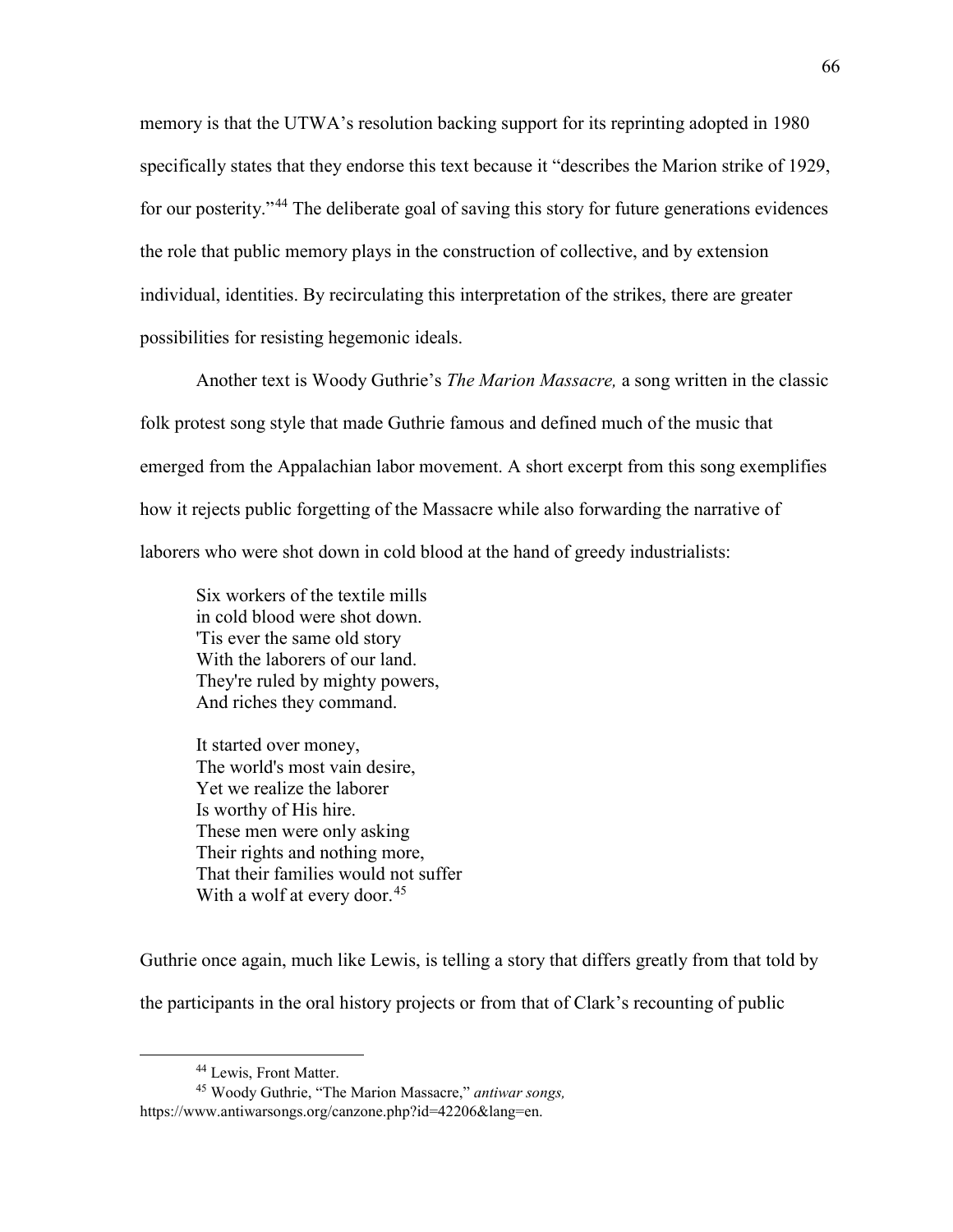memory is that the UTWA's resolution backing support for its reprinting adopted in 1980 specifically states that they endorse this text because it "describes the Marion strike of 1929, for our posterity."[44] The deliberate goal of saving this story for future generations evidences the role that public memory plays in the construction of collective, and by extension individual, identities. By recirculating this interpretation of the strikes, there are greater possibilities for resisting hegemonic ideals.

Another text is Woody Guthrie's *The Marion Massacre,* a song written in the classic folk protest song style that made Guthrie famous and defined much of the music that emerged from the Appalachian labor movement. A short excerpt from this song exemplifies how it rejects public forgetting of the Massacre while also forwarding the narrative of laborers who were shot down in cold blood at the hand of greedy industrialists:

> Six workers of the textile mills
> in cold blood were shot down.
> 'Tis ever the same old story
> With the laborers of our land.
> They're ruled by mighty powers,
> And riches they command.
>
> It started over money,
> The world's most vain desire,
> Yet we realize the laborer
> Is worthy of His hire.
> These men were only asking
> Their rights and nothing more,
> That their families would not suffer
> With a wolf at every door.[45]

Guthrie once again, much like Lewis, is telling a story that differs greatly from that told by the participants in the oral history projects or from that of Clark's recounting of public

---

[44] Lewis, Front Matter.

[45] Woody Guthrie, "The Marion Massacre," *antiwar songs,* https://www.antiwarsongs.org/canzone.php?id=42206&lang=en.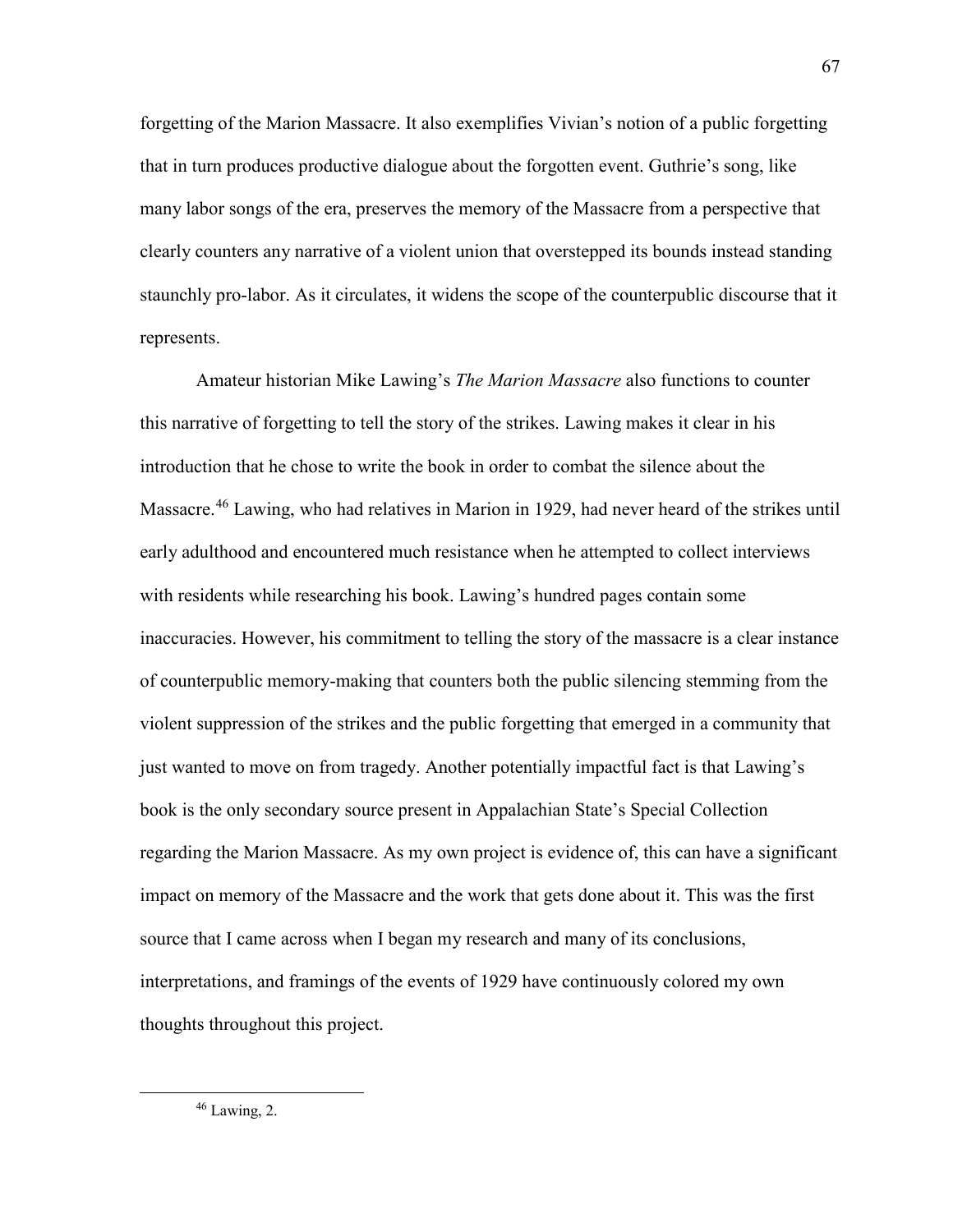forgetting of the Marion Massacre. It also exemplifies Vivian's notion of a public forgetting that in turn produces productive dialogue about the forgotten event. Guthrie's song, like many labor songs of the era, preserves the memory of the Massacre from a perspective that clearly counters any narrative of a violent union that overstepped its bounds instead standing staunchly pro-labor. As it circulates, it widens the scope of the counterpublic discourse that it represents.

Amateur historian Mike Lawing's *The Marion Massacre* also functions to counter this narrative of forgetting to tell the story of the strikes. Lawing makes it clear in his introduction that he chose to write the book in order to combat the silence about the Massacre.[46] Lawing, who had relatives in Marion in 1929, had never heard of the strikes until early adulthood and encountered much resistance when he attempted to collect interviews with residents while researching his book. Lawing's hundred pages contain some inaccuracies. However, his commitment to telling the story of the massacre is a clear instance of counterpublic memory-making that counters both the public silencing stemming from the violent suppression of the strikes and the public forgetting that emerged in a community that just wanted to move on from tragedy. Another potentially impactful fact is that Lawing's book is the only secondary source present in Appalachian State's Special Collection regarding the Marion Massacre. As my own project is evidence of, this can have a significant impact on memory of the Massacre and the work that gets done about it. This was the first source that I came across when I began my research and many of its conclusions, interpretations, and framings of the events of 1929 have continuously colored my own thoughts throughout this project.

---

[46] Lawing, 2.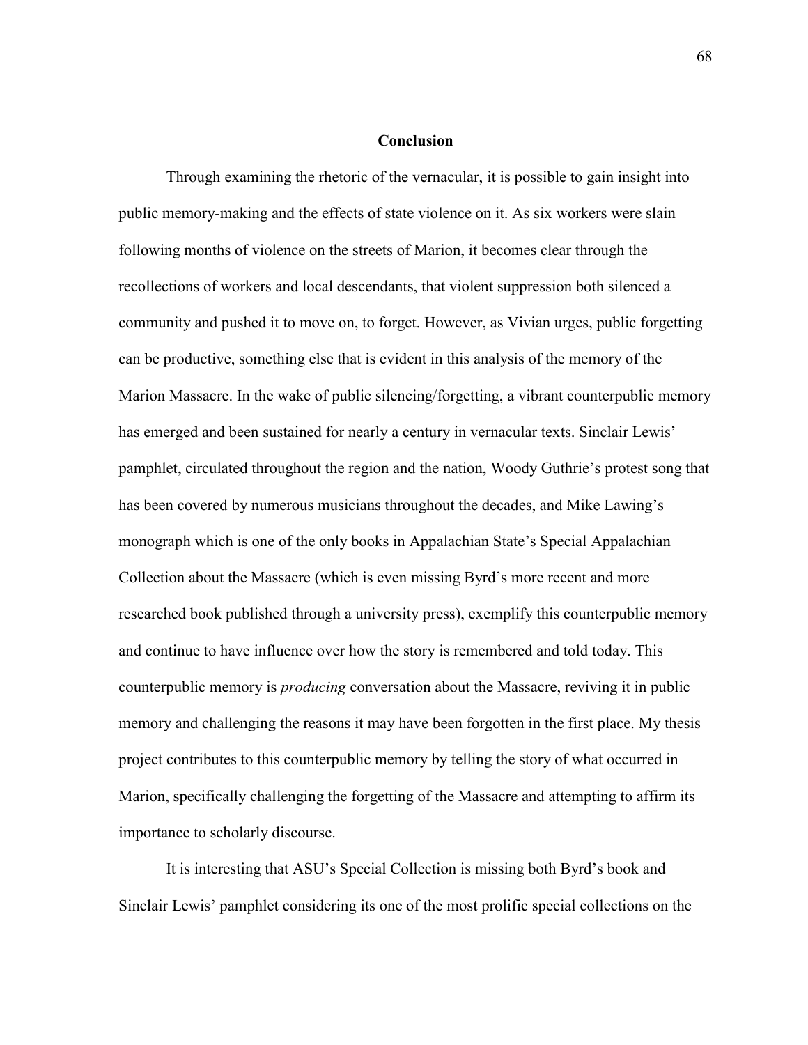# Conclusion

Through examining the rhetoric of the vernacular, it is possible to gain insight into public memory-making and the effects of state violence on it. As six workers were slain following months of violence on the streets of Marion, it becomes clear through the recollections of workers and local descendants, that violent suppression both silenced a community and pushed it to move on, to forget. However, as Vivian urges, public forgetting can be productive, something else that is evident in this analysis of the memory of the Marion Massacre. In the wake of public silencing/forgetting, a vibrant counterpublic memory has emerged and been sustained for nearly a century in vernacular texts. Sinclair Lewis' pamphlet, circulated throughout the region and the nation, Woody Guthrie's protest song that has been covered by numerous musicians throughout the decades, and Mike Lawing's monograph which is one of the only books in Appalachian State's Special Appalachian Collection about the Massacre (which is even missing Byrd's more recent and more researched book published through a university press), exemplify this counterpublic memory and continue to have influence over how the story is remembered and told today. This counterpublic memory is *producing* conversation about the Massacre, reviving it in public memory and challenging the reasons it may have been forgotten in the first place. My thesis project contributes to this counterpublic memory by telling the story of what occurred in Marion, specifically challenging the forgetting of the Massacre and attempting to affirm its importance to scholarly discourse.

It is interesting that ASU's Special Collection is missing both Byrd's book and Sinclair Lewis' pamphlet considering its one of the most prolific special collections on the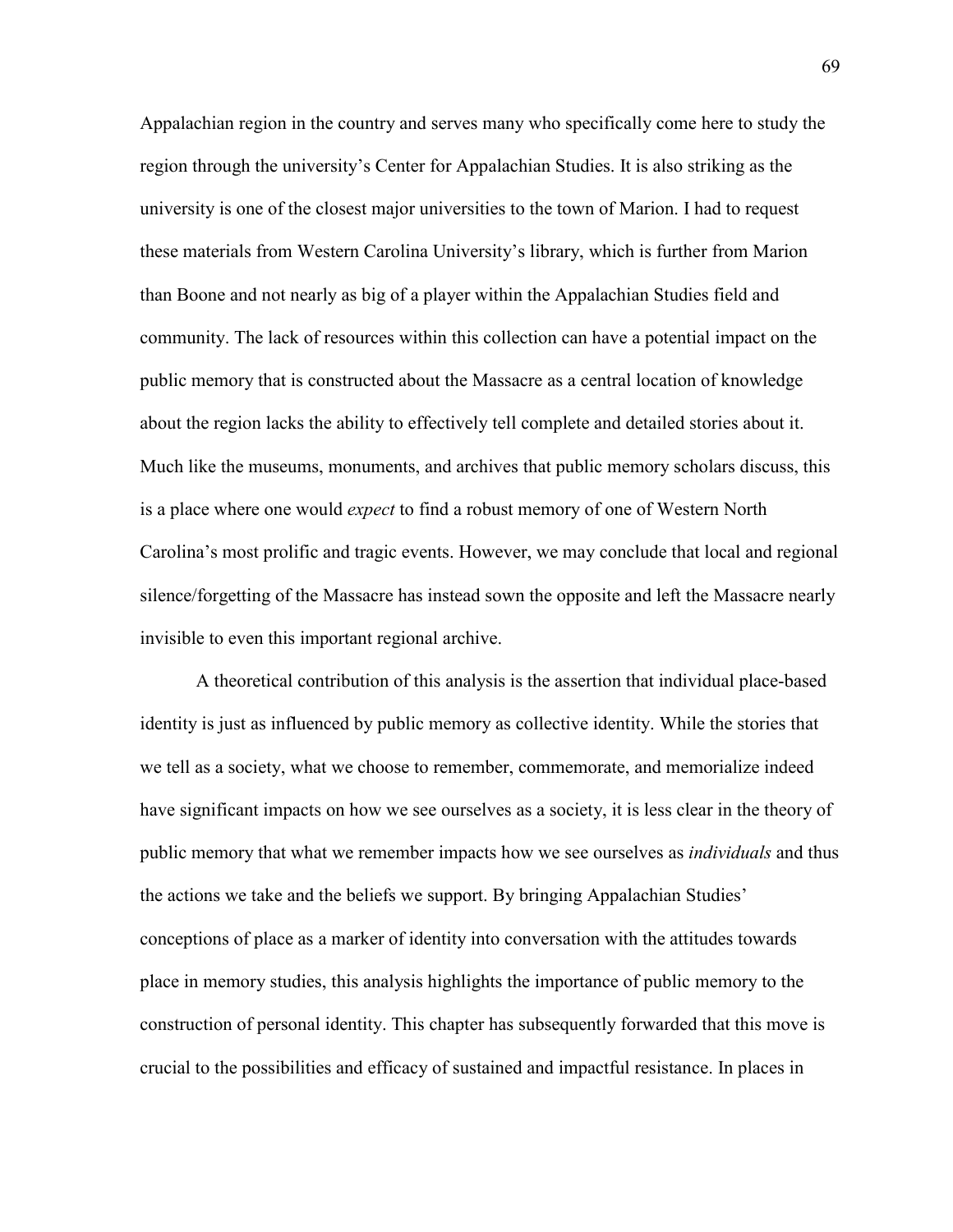Appalachian region in the country and serves many who specifically come here to study the region through the university's Center for Appalachian Studies. It is also striking as the university is one of the closest major universities to the town of Marion. I had to request these materials from Western Carolina University's library, which is further from Marion than Boone and not nearly as big of a player within the Appalachian Studies field and community. The lack of resources within this collection can have a potential impact on the public memory that is constructed about the Massacre as a central location of knowledge about the region lacks the ability to effectively tell complete and detailed stories about it. Much like the museums, monuments, and archives that public memory scholars discuss, this is a place where one would *expect* to find a robust memory of one of Western North Carolina's most prolific and tragic events. However, we may conclude that local and regional silence/forgetting of the Massacre has instead sown the opposite and left the Massacre nearly invisible to even this important regional archive.

A theoretical contribution of this analysis is the assertion that individual place-based identity is just as influenced by public memory as collective identity. While the stories that we tell as a society, what we choose to remember, commemorate, and memorialize indeed have significant impacts on how we see ourselves as a society, it is less clear in the theory of public memory that what we remember impacts how we see ourselves as *individuals* and thus the actions we take and the beliefs we support. By bringing Appalachian Studies' conceptions of place as a marker of identity into conversation with the attitudes towards place in memory studies, this analysis highlights the importance of public memory to the construction of personal identity. This chapter has subsequently forwarded that this move is crucial to the possibilities and efficacy of sustained and impactful resistance. In places in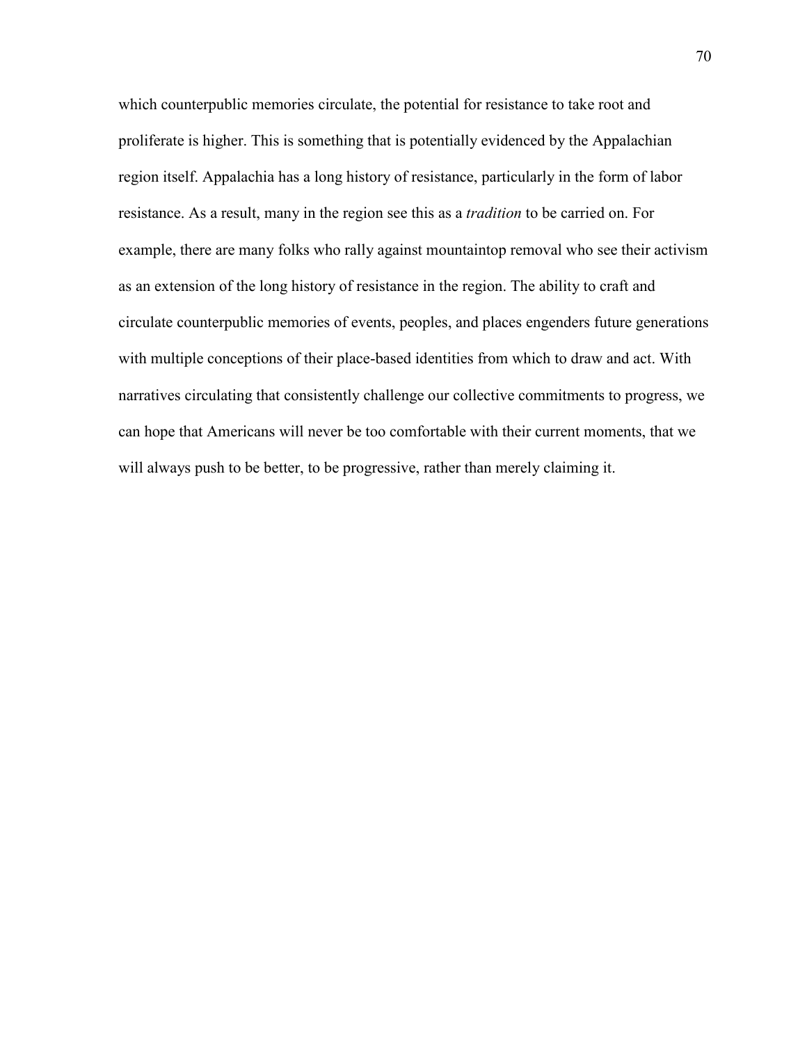which counterpublic memories circulate, the potential for resistance to take root and proliferate is higher. This is something that is potentially evidenced by the Appalachian region itself. Appalachia has a long history of resistance, particularly in the form of labor resistance. As a result, many in the region see this as a *tradition* to be carried on. For example, there are many folks who rally against mountaintop removal who see their activism as an extension of the long history of resistance in the region. The ability to craft and circulate counterpublic memories of events, peoples, and places engenders future generations with multiple conceptions of their place-based identities from which to draw and act. With narratives circulating that consistently challenge our collective commitments to progress, we can hope that Americans will never be too comfortable with their current moments, that we will always push to be better, to be progressive, rather than merely claiming it.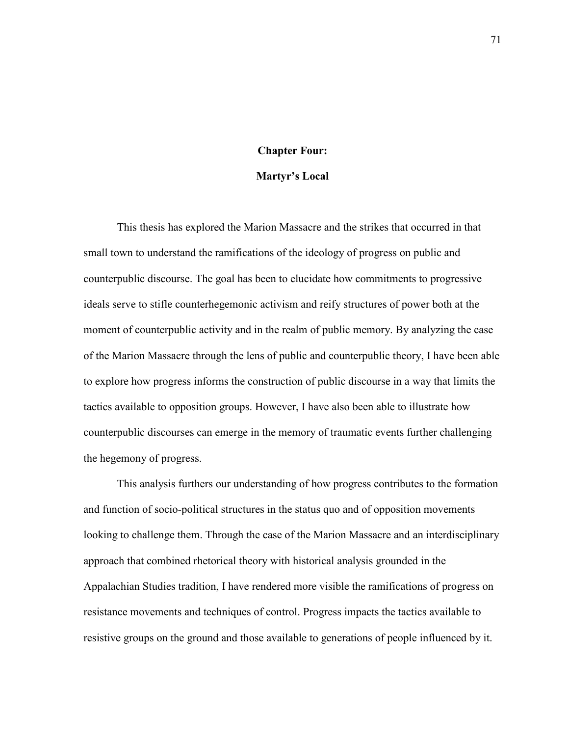# Chapter Four:

## Martyr's Local

This thesis has explored the Marion Massacre and the strikes that occurred in that small town to understand the ramifications of the ideology of progress on public and counterpublic discourse. The goal has been to elucidate how commitments to progressive ideals serve to stifle counterhegemonic activism and reify structures of power both at the moment of counterpublic activity and in the realm of public memory. By analyzing the case of the Marion Massacre through the lens of public and counterpublic theory, I have been able to explore how progress informs the construction of public discourse in a way that limits the tactics available to opposition groups. However, I have also been able to illustrate how counterpublic discourses can emerge in the memory of traumatic events further challenging the hegemony of progress.

This analysis furthers our understanding of how progress contributes to the formation and function of socio-political structures in the status quo and of opposition movements looking to challenge them. Through the case of the Marion Massacre and an interdisciplinary approach that combined rhetorical theory with historical analysis grounded in the Appalachian Studies tradition, I have rendered more visible the ramifications of progress on resistance movements and techniques of control. Progress impacts the tactics available to resistive groups on the ground and those available to generations of people influenced by it.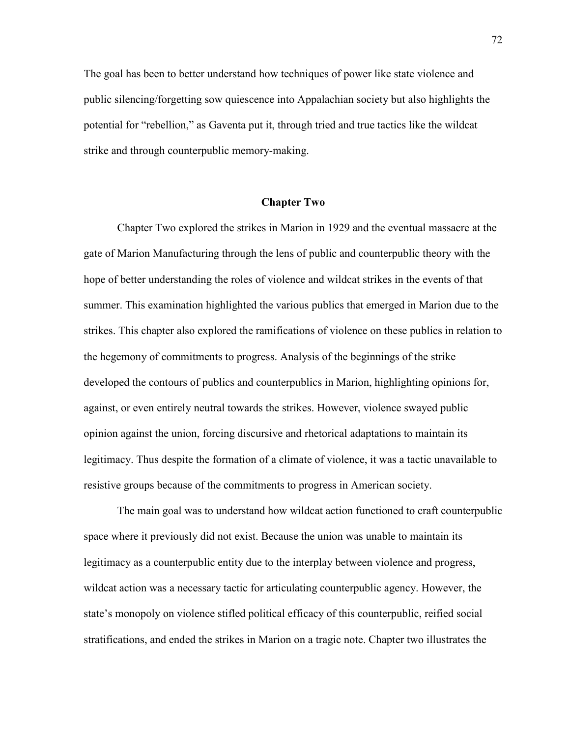The goal has been to better understand how techniques of power like state violence and public silencing/forgetting sow quiescence into Appalachian society but also highlights the potential for "rebellion," as Gaventa put it, through tried and true tactics like the wildcat strike and through counterpublic memory-making.

## Chapter Two

Chapter Two explored the strikes in Marion in 1929 and the eventual massacre at the gate of Marion Manufacturing through the lens of public and counterpublic theory with the hope of better understanding the roles of violence and wildcat strikes in the events of that summer. This examination highlighted the various publics that emerged in Marion due to the strikes. This chapter also explored the ramifications of violence on these publics in relation to the hegemony of commitments to progress. Analysis of the beginnings of the strike developed the contours of publics and counterpublics in Marion, highlighting opinions for, against, or even entirely neutral towards the strikes. However, violence swayed public opinion against the union, forcing discursive and rhetorical adaptations to maintain its legitimacy. Thus despite the formation of a climate of violence, it was a tactic unavailable to resistive groups because of the commitments to progress in American society.

The main goal was to understand how wildcat action functioned to craft counterpublic space where it previously did not exist. Because the union was unable to maintain its legitimacy as a counterpublic entity due to the interplay between violence and progress, wildcat action was a necessary tactic for articulating counterpublic agency. However, the state's monopoly on violence stifled political efficacy of this counterpublic, reified social stratifications, and ended the strikes in Marion on a tragic note. Chapter two illustrates the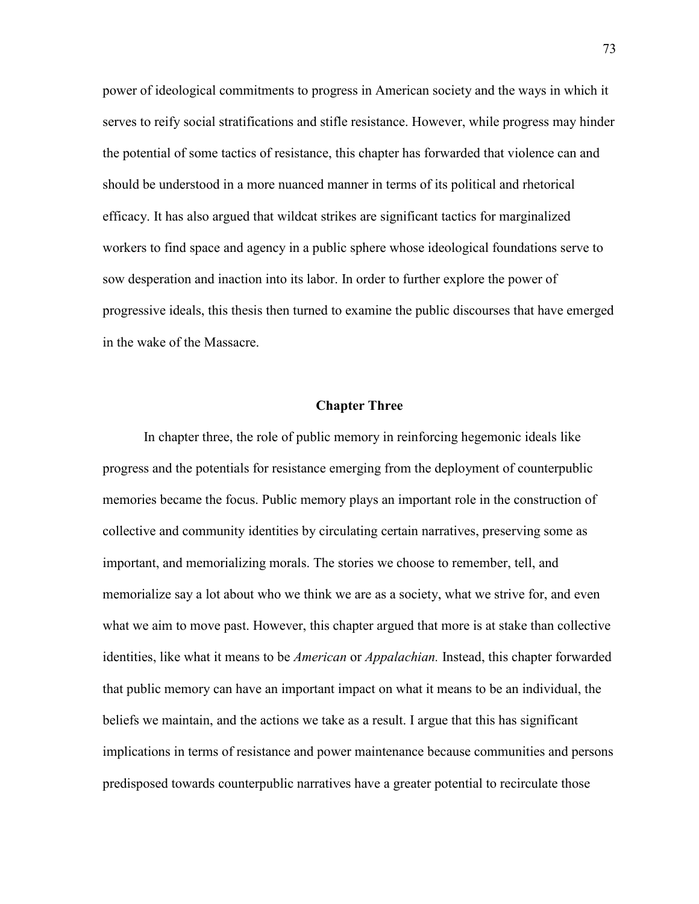power of ideological commitments to progress in American society and the ways in which it serves to reify social stratifications and stifle resistance. However, while progress may hinder the potential of some tactics of resistance, this chapter has forwarded that violence can and should be understood in a more nuanced manner in terms of its political and rhetorical efficacy. It has also argued that wildcat strikes are significant tactics for marginalized workers to find space and agency in a public sphere whose ideological foundations serve to sow desperation and inaction into its labor. In order to further explore the power of progressive ideals, this thesis then turned to examine the public discourses that have emerged in the wake of the Massacre.

### Chapter Three

In chapter three, the role of public memory in reinforcing hegemonic ideals like progress and the potentials for resistance emerging from the deployment of counterpublic memories became the focus. Public memory plays an important role in the construction of collective and community identities by circulating certain narratives, preserving some as important, and memorializing morals. The stories we choose to remember, tell, and memorialize say a lot about who we think we are as a society, what we strive for, and even what we aim to move past. However, this chapter argued that more is at stake than collective identities, like what it means to be *American* or *Appalachian.* Instead, this chapter forwarded that public memory can have an important impact on what it means to be an individual, the beliefs we maintain, and the actions we take as a result. I argue that this has significant implications in terms of resistance and power maintenance because communities and persons predisposed towards counterpublic narratives have a greater potential to recirculate those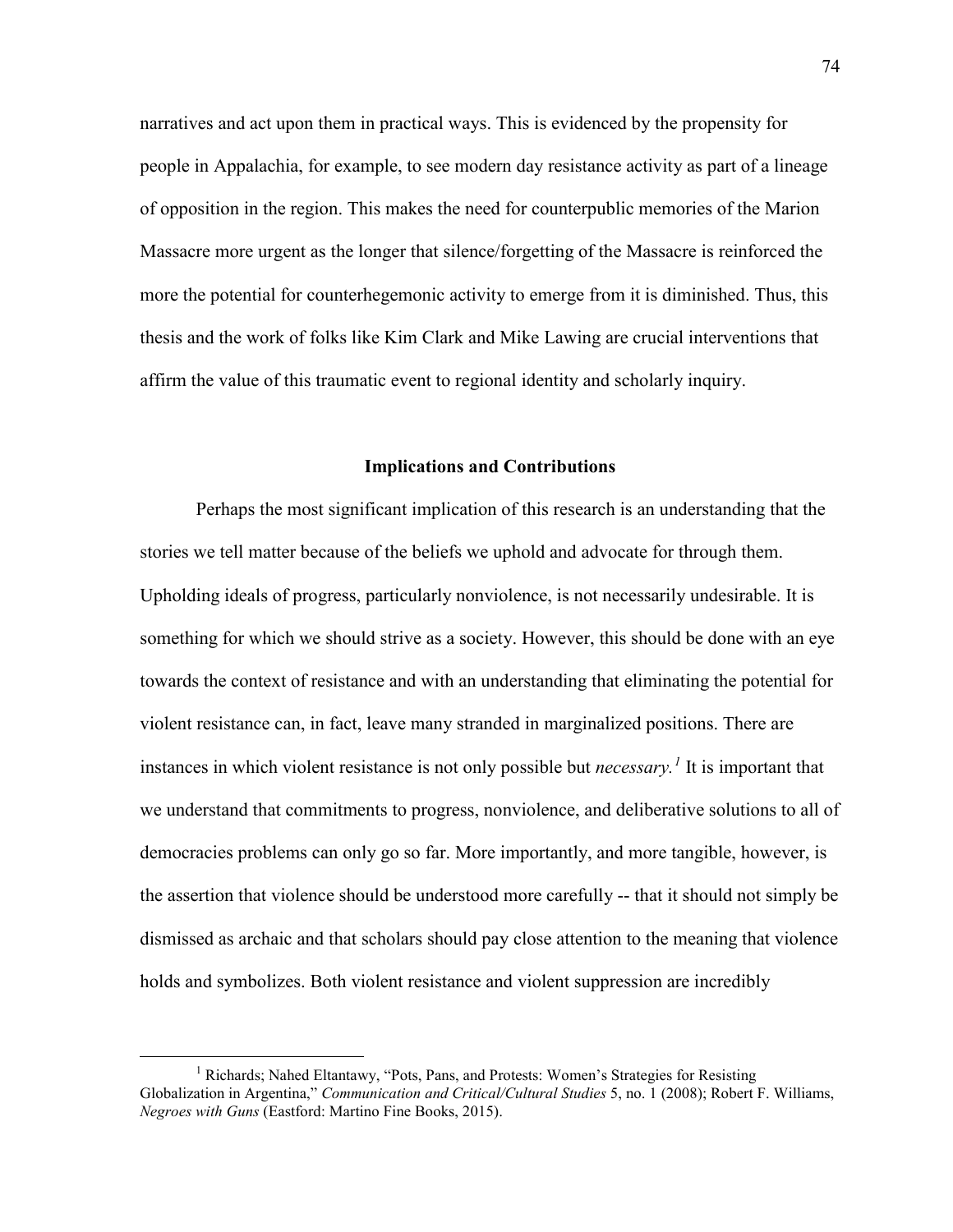narratives and act upon them in practical ways. This is evidenced by the propensity for people in Appalachia, for example, to see modern day resistance activity as part of a lineage of opposition in the region. This makes the need for counterpublic memories of the Marion Massacre more urgent as the longer that silence/forgetting of the Massacre is reinforced the more the potential for counterhegemonic activity to emerge from it is diminished. Thus, this thesis and the work of folks like Kim Clark and Mike Lawing are crucial interventions that affirm the value of this traumatic event to regional identity and scholarly inquiry.

## Implications and Contributions

Perhaps the most significant implication of this research is an understanding that the stories we tell matter because of the beliefs we uphold and advocate for through them. Upholding ideals of progress, particularly nonviolence, is not necessarily undesirable. It is something for which we should strive as a society. However, this should be done with an eye towards the context of resistance and with an understanding that eliminating the potential for violent resistance can, in fact, leave many stranded in marginalized positions. There are instances in which violent resistance is not only possible but *necessary.*[1] It is important that we understand that commitments to progress, nonviolence, and deliberative solutions to all of democracies problems can only go so far. More importantly, and more tangible, however, is the assertion that violence should be understood more carefully -- that it should not simply be dismissed as archaic and that scholars should pay close attention to the meaning that violence holds and symbolizes. Both violent resistance and violent suppression are incredibly

[1] Richards; Nahed Eltantawy, "Pots, Pans, and Protests: Women's Strategies for Resisting Globalization in Argentina," *Communication and Critical/Cultural Studies* 5, no. 1 (2008); Robert F. Williams, *Negroes with Guns* (Eastford: Martino Fine Books, 2015).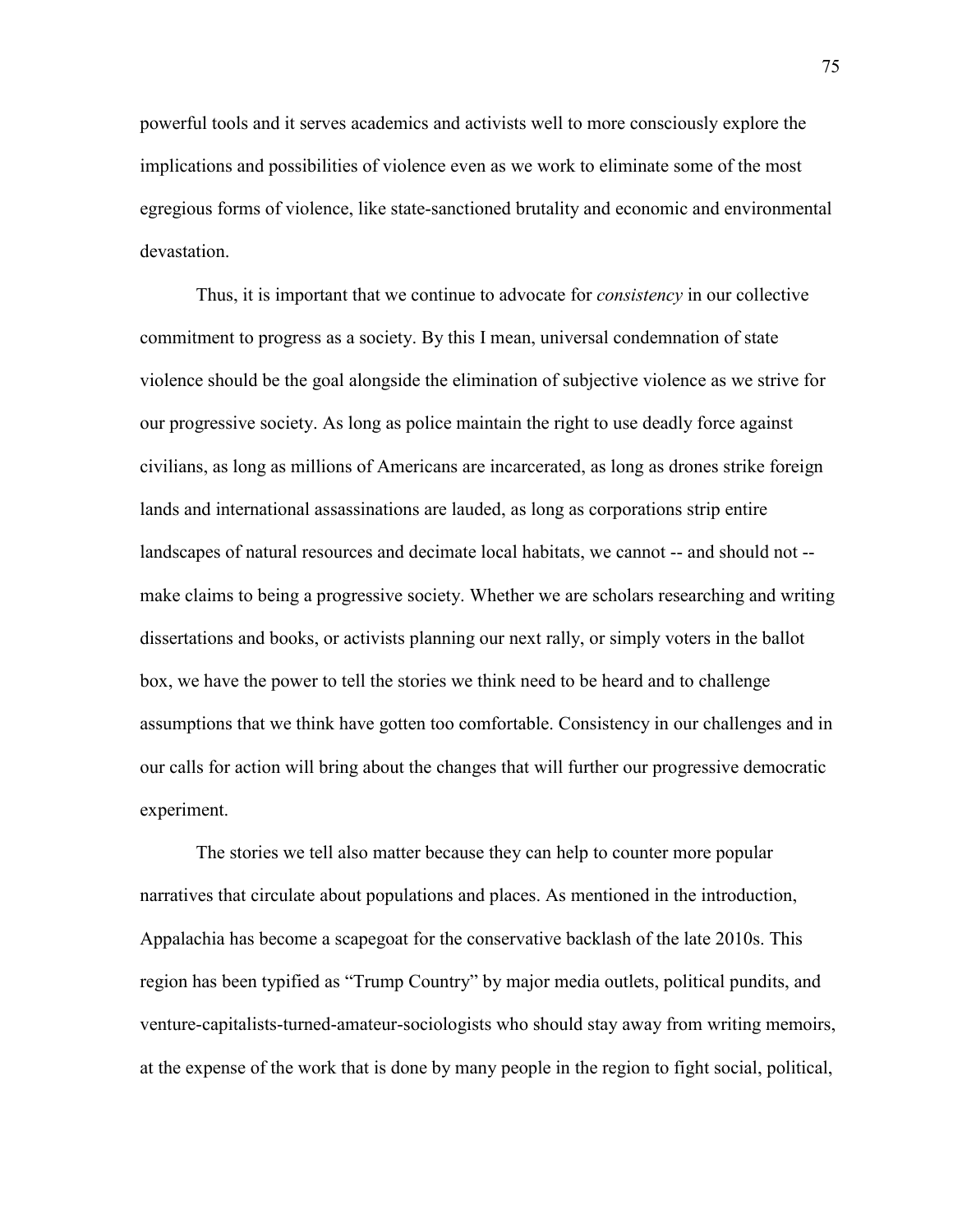powerful tools and it serves academics and activists well to more consciously explore the implications and possibilities of violence even as we work to eliminate some of the most egregious forms of violence, like state-sanctioned brutality and economic and environmental devastation.

Thus, it is important that we continue to advocate for *consistency* in our collective commitment to progress as a society. By this I mean, universal condemnation of state violence should be the goal alongside the elimination of subjective violence as we strive for our progressive society. As long as police maintain the right to use deadly force against civilians, as long as millions of Americans are incarcerated, as long as drones strike foreign lands and international assassinations are lauded, as long as corporations strip entire landscapes of natural resources and decimate local habitats, we cannot -- and should not -- make claims to being a progressive society. Whether we are scholars researching and writing dissertations and books, or activists planning our next rally, or simply voters in the ballot box, we have the power to tell the stories we think need to be heard and to challenge assumptions that we think have gotten too comfortable. Consistency in our challenges and in our calls for action will bring about the changes that will further our progressive democratic experiment.

The stories we tell also matter because they can help to counter more popular narratives that circulate about populations and places. As mentioned in the introduction, Appalachia has become a scapegoat for the conservative backlash of the late 2010s. This region has been typified as "Trump Country" by major media outlets, political pundits, and venture-capitalists-turned-amateur-sociologists who should stay away from writing memoirs, at the expense of the work that is done by many people in the region to fight social, political,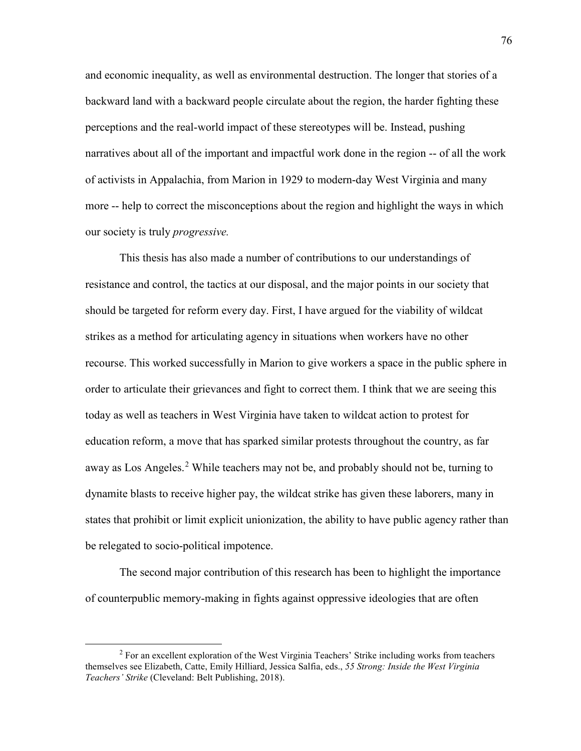and economic inequality, as well as environmental destruction. The longer that stories of a backward land with a backward people circulate about the region, the harder fighting these perceptions and the real-world impact of these stereotypes will be. Instead, pushing narratives about all of the important and impactful work done in the region -- of all the work of activists in Appalachia, from Marion in 1929 to modern-day West Virginia and many more -- help to correct the misconceptions about the region and highlight the ways in which our society is truly *progressive.*

This thesis has also made a number of contributions to our understandings of resistance and control, the tactics at our disposal, and the major points in our society that should be targeted for reform every day. First, I have argued for the viability of wildcat strikes as a method for articulating agency in situations when workers have no other recourse. This worked successfully in Marion to give workers a space in the public sphere in order to articulate their grievances and fight to correct them. I think that we are seeing this today as well as teachers in West Virginia have taken to wildcat action to protest for education reform, a move that has sparked similar protests throughout the country, as far away as Los Angeles.[2] While teachers may not be, and probably should not be, turning to dynamite blasts to receive higher pay, the wildcat strike has given these laborers, many in states that prohibit or limit explicit unionization, the ability to have public agency rather than be relegated to socio-political impotence.

The second major contribution of this research has been to highlight the importance of counterpublic memory-making in fights against oppressive ideologies that are often

[2] For an excellent exploration of the West Virginia Teachers' Strike including works from teachers themselves see Elizabeth, Catte, Emily Hilliard, Jessica Salfia, eds., *55 Strong: Inside the West Virginia Teachers' Strike* (Cleveland: Belt Publishing, 2018).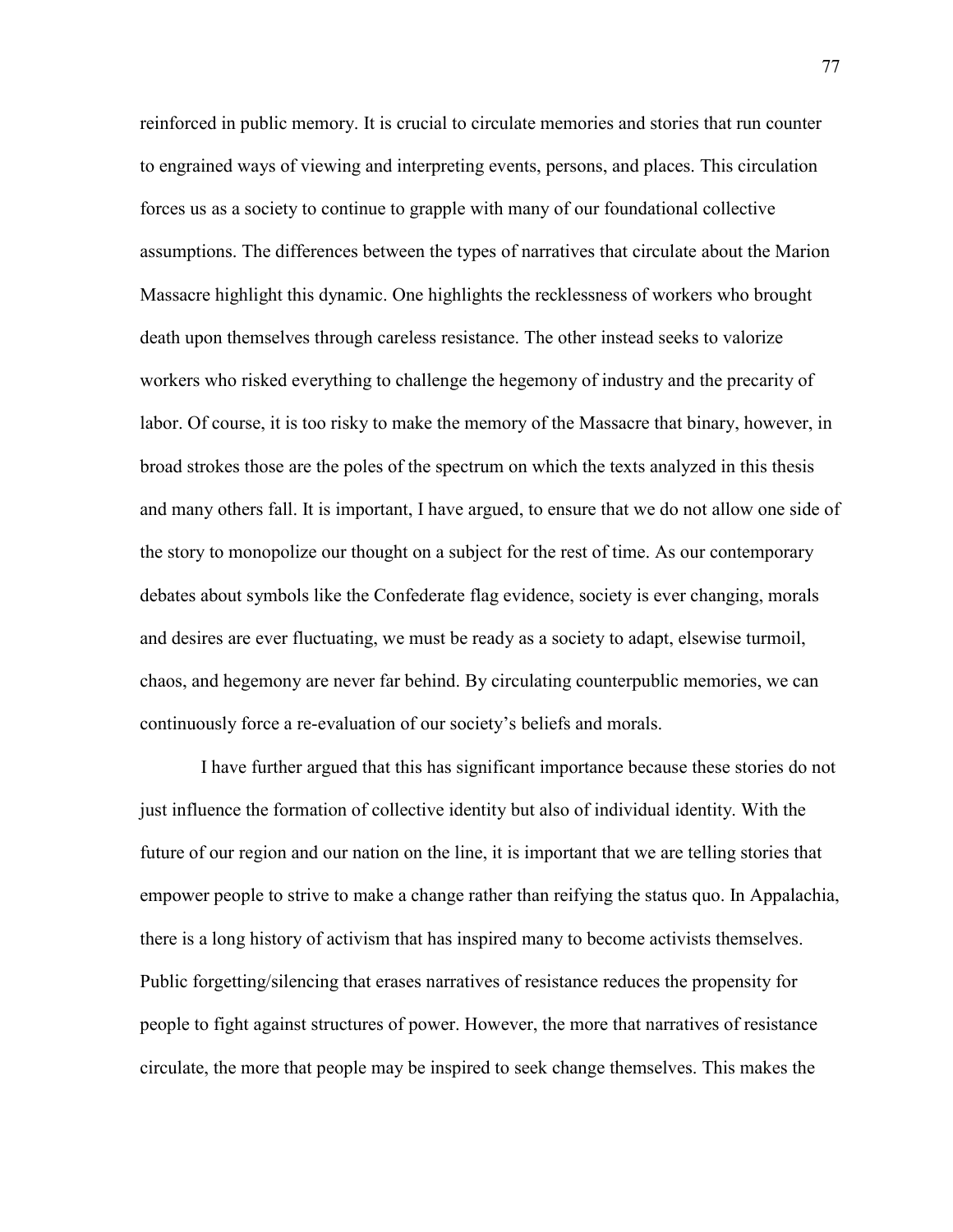reinforced in public memory. It is crucial to circulate memories and stories that run counter to engrained ways of viewing and interpreting events, persons, and places. This circulation forces us as a society to continue to grapple with many of our foundational collective assumptions. The differences between the types of narratives that circulate about the Marion Massacre highlight this dynamic. One highlights the recklessness of workers who brought death upon themselves through careless resistance. The other instead seeks to valorize workers who risked everything to challenge the hegemony of industry and the precarity of labor. Of course, it is too risky to make the memory of the Massacre that binary, however, in broad strokes those are the poles of the spectrum on which the texts analyzed in this thesis and many others fall. It is important, I have argued, to ensure that we do not allow one side of the story to monopolize our thought on a subject for the rest of time. As our contemporary debates about symbols like the Confederate flag evidence, society is ever changing, morals and desires are ever fluctuating, we must be ready as a society to adapt, elsewise turmoil, chaos, and hegemony are never far behind. By circulating counterpublic memories, we can continuously force a re-evaluation of our society's beliefs and morals.

I have further argued that this has significant importance because these stories do not just influence the formation of collective identity but also of individual identity. With the future of our region and our nation on the line, it is important that we are telling stories that empower people to strive to make a change rather than reifying the status quo. In Appalachia, there is a long history of activism that has inspired many to become activists themselves. Public forgetting/silencing that erases narratives of resistance reduces the propensity for people to fight against structures of power. However, the more that narratives of resistance circulate, the more that people may be inspired to seek change themselves. This makes the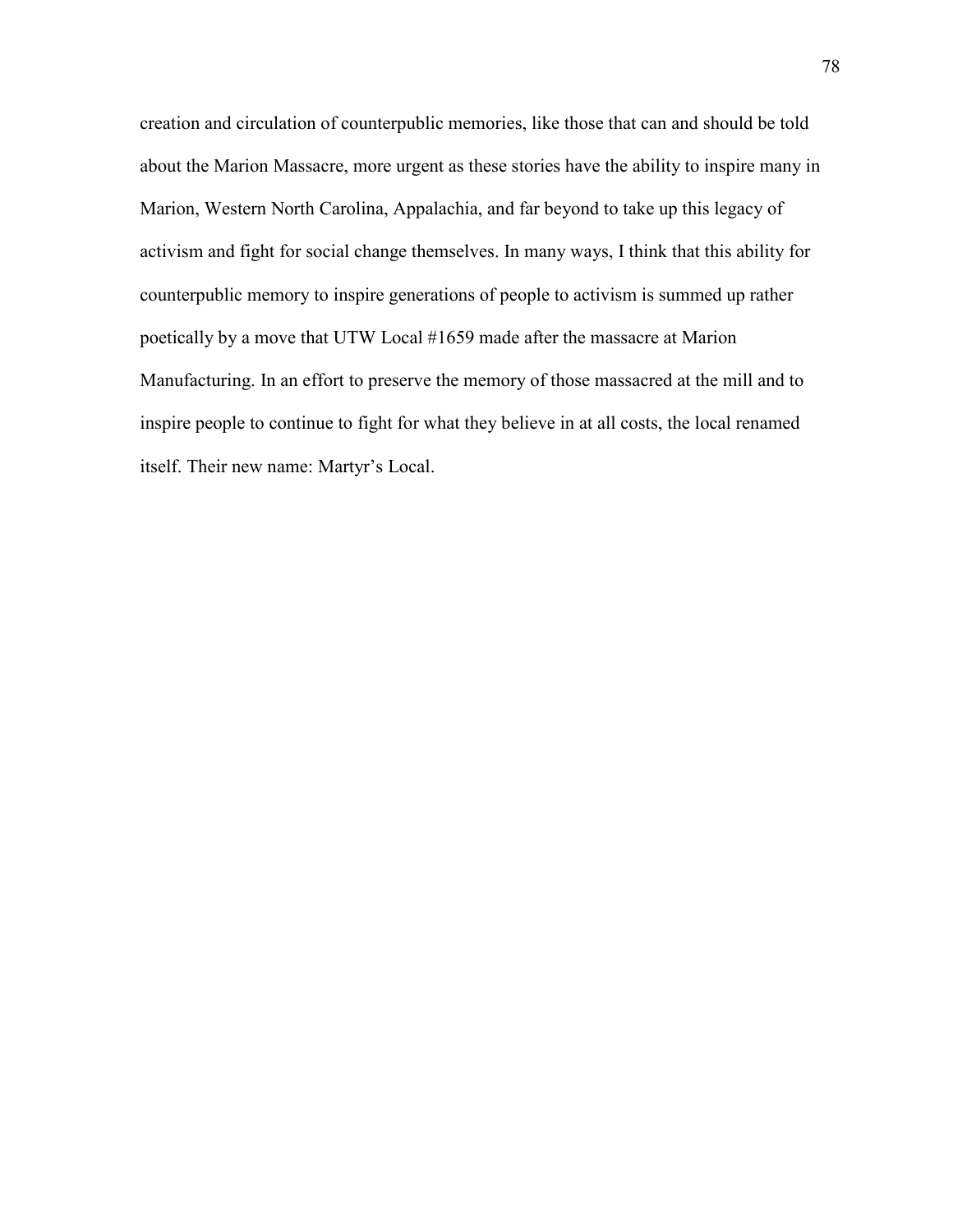creation and circulation of counterpublic memories, like those that can and should be told about the Marion Massacre, more urgent as these stories have the ability to inspire many in Marion, Western North Carolina, Appalachia, and far beyond to take up this legacy of activism and fight for social change themselves. In many ways, I think that this ability for counterpublic memory to inspire generations of people to activism is summed up rather poetically by a move that UTW Local #1659 made after the massacre at Marion Manufacturing. In an effort to preserve the memory of those massacred at the mill and to inspire people to continue to fight for what they believe in at all costs, the local renamed itself. Their new name: Martyr's Local.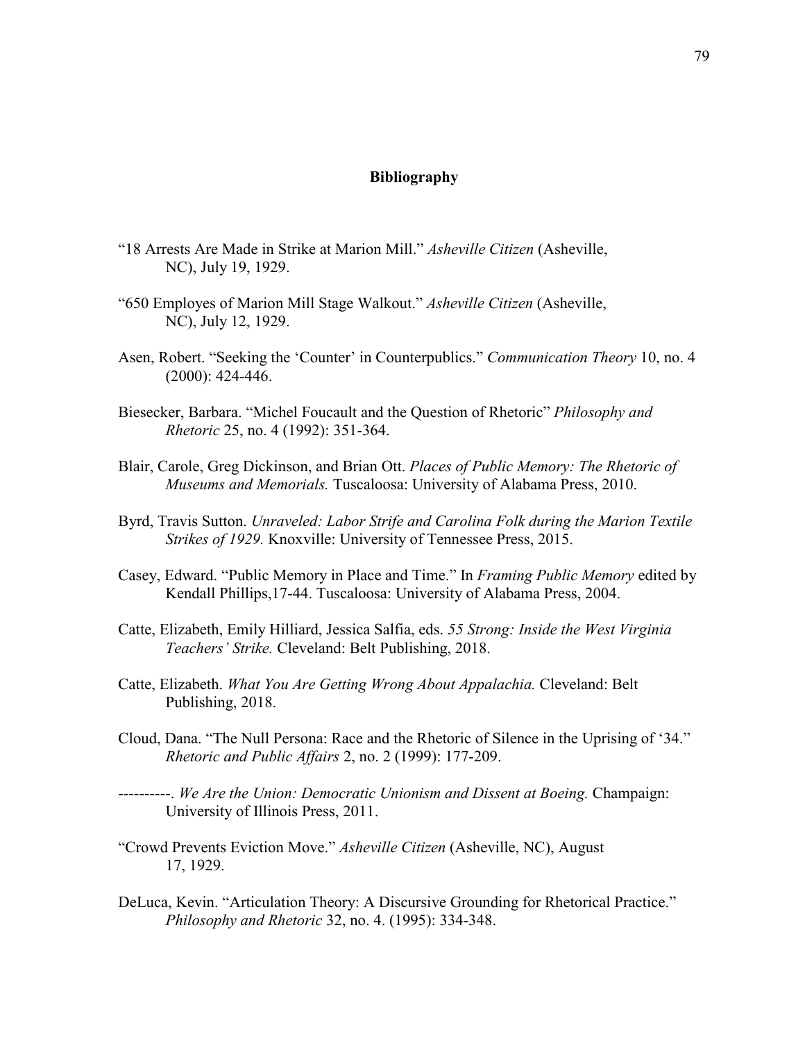## Bibliography

"18 Arrests Are Made in Strike at Marion Mill." *Asheville Citizen* (Asheville, NC), July 19, 1929.

"650 Employes of Marion Mill Stage Walkout." *Asheville Citizen* (Asheville, NC), July 12, 1929.

Asen, Robert. "Seeking the 'Counter' in Counterpublics." *Communication Theory* 10, no. 4 (2000): 424-446.

Biesecker, Barbara. "Michel Foucault and the Question of Rhetoric" *Philosophy and Rhetoric* 25, no. 4 (1992): 351-364.

Blair, Carole, Greg Dickinson, and Brian Ott. *Places of Public Memory: The Rhetoric of Museums and Memorials.* Tuscaloosa: University of Alabama Press, 2010.

Byrd, Travis Sutton. *Unraveled: Labor Strife and Carolina Folk during the Marion Textile Strikes of 1929.* Knoxville: University of Tennessee Press, 2015.

Casey, Edward. "Public Memory in Place and Time." In *Framing Public Memory* edited by Kendall Phillips,17-44. Tuscaloosa: University of Alabama Press, 2004.

Catte, Elizabeth, Emily Hilliard, Jessica Salfia, eds. *55 Strong: Inside the West Virginia Teachers' Strike.* Cleveland: Belt Publishing, 2018.

Catte, Elizabeth. *What You Are Getting Wrong About Appalachia.* Cleveland: Belt Publishing, 2018.

Cloud, Dana. "The Null Persona: Race and the Rhetoric of Silence in the Uprising of '34." *Rhetoric and Public Affairs* 2, no. 2 (1999): 177-209.

----------. *We Are the Union: Democratic Unionism and Dissent at Boeing.* Champaign: University of Illinois Press, 2011.

"Crowd Prevents Eviction Move." *Asheville Citizen* (Asheville, NC), August 17, 1929.

DeLuca, Kevin. "Articulation Theory: A Discursive Grounding for Rhetorical Practice." *Philosophy and Rhetoric* 32, no. 4. (1995): 334-348.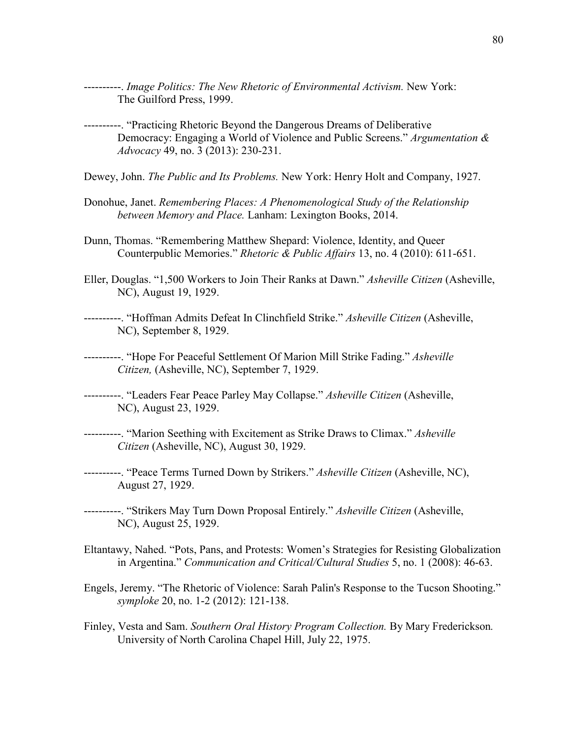----------. *Image Politics: The New Rhetoric of Environmental Activism.* New York: The Guilford Press, 1999.

----------. "Practicing Rhetoric Beyond the Dangerous Dreams of Deliberative Democracy: Engaging a World of Violence and Public Screens." *Argumentation & Advocacy* 49, no. 3 (2013): 230-231.

Dewey, John. *The Public and Its Problems.* New York: Henry Holt and Company, 1927.

Donohue, Janet. *Remembering Places: A Phenomenological Study of the Relationship between Memory and Place.* Lanham: Lexington Books, 2014.

Dunn, Thomas. "Remembering Matthew Shepard: Violence, Identity, and Queer Counterpublic Memories." *Rhetoric & Public Affairs* 13, no. 4 (2010): 611-651.

Eller, Douglas. "1,500 Workers to Join Their Ranks at Dawn." *Asheville Citizen* (Asheville, NC), August 19, 1929.

----------. "Hoffman Admits Defeat In Clinchfield Strike." *Asheville Citizen* (Asheville, NC), September 8, 1929.

----------. "Hope For Peaceful Settlement Of Marion Mill Strike Fading." *Asheville Citizen,* (Asheville, NC), September 7, 1929.

----------. "Leaders Fear Peace Parley May Collapse." *Asheville Citizen* (Asheville, NC), August 23, 1929.

----------. "Marion Seething with Excitement as Strike Draws to Climax." *Asheville Citizen* (Asheville, NC), August 30, 1929.

----------. "Peace Terms Turned Down by Strikers." *Asheville Citizen* (Asheville, NC), August 27, 1929.

----------. "Strikers May Turn Down Proposal Entirely." *Asheville Citizen* (Asheville, NC), August 25, 1929.

Eltantawy, Nahed. "Pots, Pans, and Protests: Women's Strategies for Resisting Globalization in Argentina." *Communication and Critical/Cultural Studies* 5, no. 1 (2008): 46-63.

Engels, Jeremy. "The Rhetoric of Violence: Sarah Palin's Response to the Tucson Shooting." *symploke* 20, no. 1-2 (2012): 121-138.

Finley, Vesta and Sam. *Southern Oral History Program Collection.* By Mary Frederickson*.* University of North Carolina Chapel Hill, July 22, 1975.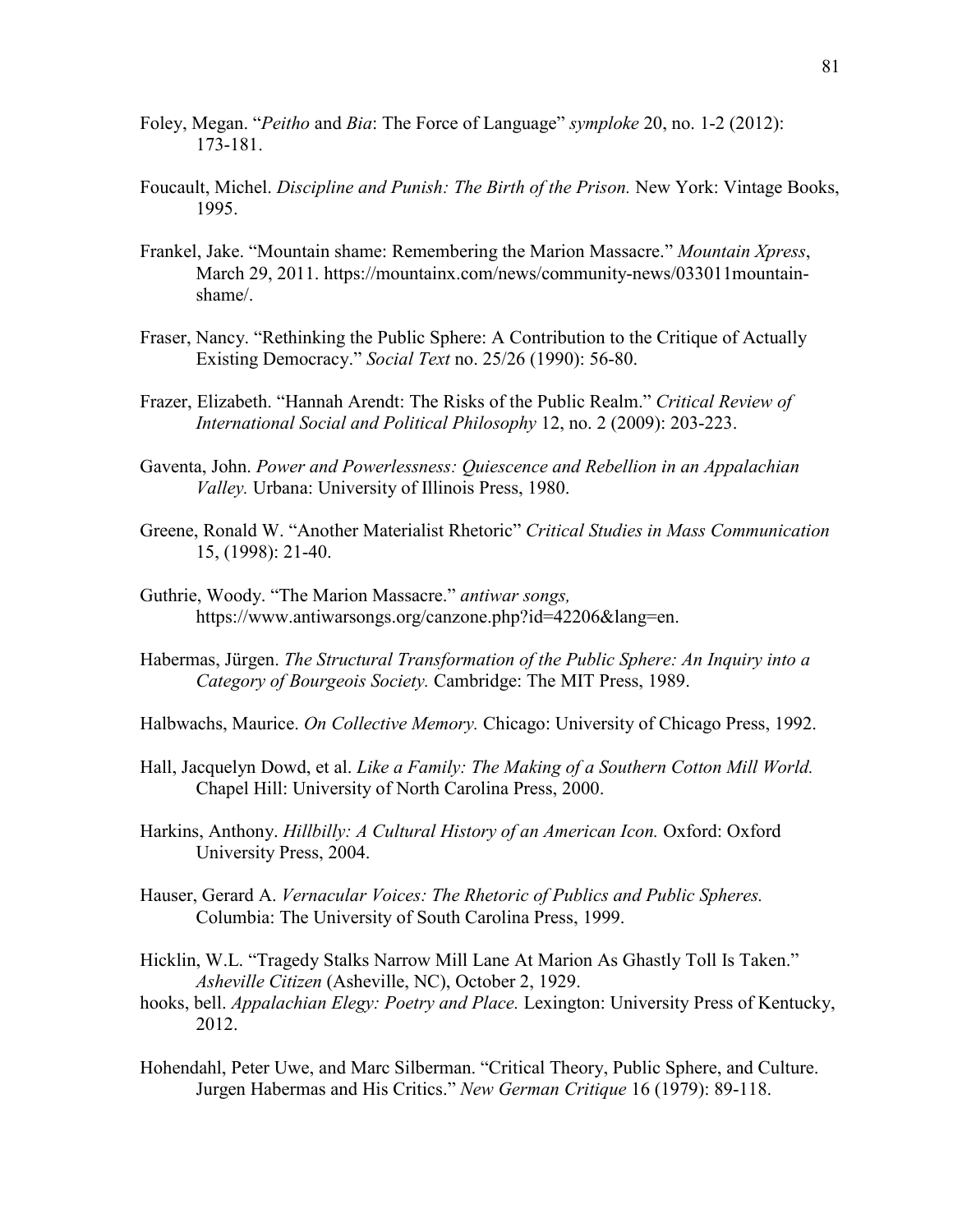Foley, Megan. "*Peitho* and *Bia*: The Force of Language" *symploke* 20, no. 1-2 (2012): 173-181.

Foucault, Michel. *Discipline and Punish: The Birth of the Prison.* New York: Vintage Books, 1995.

Frankel, Jake. "Mountain shame: Remembering the Marion Massacre." *Mountain Xpress*, March 29, 2011. https://mountainx.com/news/community-news/033011mountain-shame/.

Fraser, Nancy. "Rethinking the Public Sphere: A Contribution to the Critique of Actually Existing Democracy." *Social Text* no. 25/26 (1990): 56-80.

Frazer, Elizabeth. "Hannah Arendt: The Risks of the Public Realm." *Critical Review of International Social and Political Philosophy* 12, no. 2 (2009): 203-223.

Gaventa, John. *Power and Powerlessness: Quiescence and Rebellion in an Appalachian Valley.* Urbana: University of Illinois Press, 1980.

Greene, Ronald W. "Another Materialist Rhetoric" *Critical Studies in Mass Communication* 15, (1998): 21-40.

Guthrie, Woody. "The Marion Massacre." *antiwar songs,* https://www.antiwarsongs.org/canzone.php?id=42206&lang=en.

Habermas, Jürgen. *The Structural Transformation of the Public Sphere: An Inquiry into a Category of Bourgeois Society.* Cambridge: The MIT Press, 1989.

Halbwachs, Maurice. *On Collective Memory.* Chicago: University of Chicago Press, 1992.

Hall, Jacquelyn Dowd, et al. *Like a Family: The Making of a Southern Cotton Mill World.* Chapel Hill: University of North Carolina Press, 2000.

Harkins, Anthony. *Hillbilly: A Cultural History of an American Icon.* Oxford: Oxford University Press, 2004.

Hauser, Gerard A. *Vernacular Voices: The Rhetoric of Publics and Public Spheres.* Columbia: The University of South Carolina Press, 1999.

Hicklin, W.L. "Tragedy Stalks Narrow Mill Lane At Marion As Ghastly Toll Is Taken." *Asheville Citizen* (Asheville, NC), October 2, 1929.

hooks, bell. *Appalachian Elegy: Poetry and Place.* Lexington: University Press of Kentucky, 2012.

Hohendahl, Peter Uwe, and Marc Silberman. "Critical Theory, Public Sphere, and Culture. Jurgen Habermas and His Critics." *New German Critique* 16 (1979): 89-118.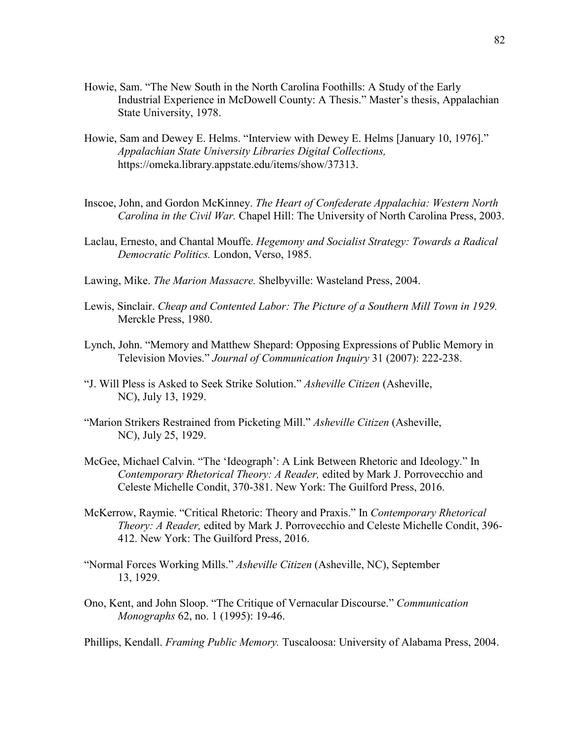Howie, Sam. "The New South in the North Carolina Foothills: A Study of the Early Industrial Experience in McDowell County: A Thesis." Master's thesis, Appalachian State University, 1978.

Howie, Sam and Dewey E. Helms. "Interview with Dewey E. Helms [January 10, 1976]." *Appalachian State University Libraries Digital Collections,* https://omeka.library.appstate.edu/items/show/37313.

Inscoe, John, and Gordon McKinney. *The Heart of Confederate Appalachia: Western North Carolina in the Civil War.* Chapel Hill: The University of North Carolina Press, 2003.

Laclau, Ernesto, and Chantal Mouffe. *Hegemony and Socialist Strategy: Towards a Radical Democratic Politics.* London, Verso, 1985.

Lawing, Mike. *The Marion Massacre.* Shelbyville: Wasteland Press, 2004.

Lewis, Sinclair. *Cheap and Contented Labor: The Picture of a Southern Mill Town in 1929.* Merckle Press, 1980.

Lynch, John. "Memory and Matthew Shepard: Opposing Expressions of Public Memory in Television Movies." *Journal of Communication Inquiry* 31 (2007): 222-238.

"J. Will Pless is Asked to Seek Strike Solution." *Asheville Citizen* (Asheville, NC), July 13, 1929.

"Marion Strikers Restrained from Picketing Mill." *Asheville Citizen* (Asheville, NC), July 25, 1929.

McGee, Michael Calvin. "The 'Ideograph': A Link Between Rhetoric and Ideology." In *Contemporary Rhetorical Theory: A Reader,* edited by Mark J. Porrovecchio and Celeste Michelle Condit, 370-381. New York: The Guilford Press, 2016.

McKerrow, Raymie. "Critical Rhetoric: Theory and Praxis." In *Contemporary Rhetorical Theory: A Reader,* edited by Mark J. Porrovecchio and Celeste Michelle Condit, 396-412. New York: The Guilford Press, 2016.

"Normal Forces Working Mills." *Asheville Citizen* (Asheville, NC), September 13, 1929.

Ono, Kent, and John Sloop. "The Critique of Vernacular Discourse." *Communication Monographs* 62, no. 1 (1995): 19-46.

Phillips, Kendall. *Framing Public Memory.* Tuscaloosa: University of Alabama Press, 2004.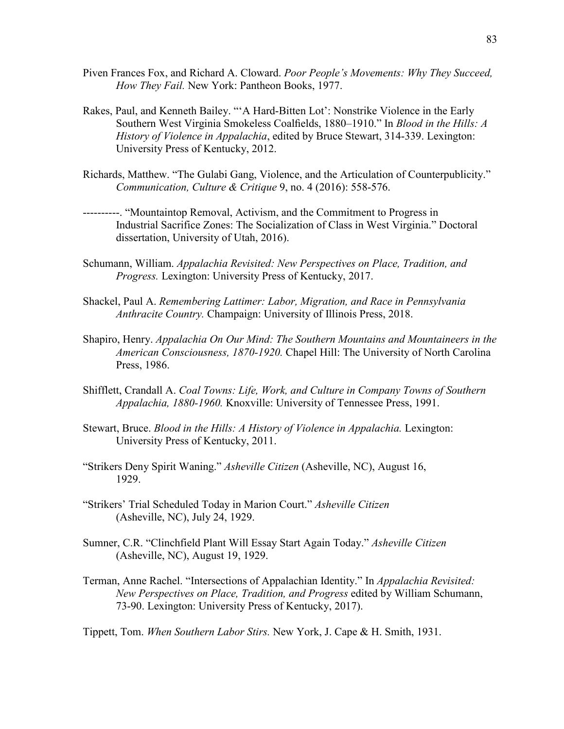Piven Frances Fox, and Richard A. Cloward. *Poor People's Movements: Why They Succeed, How They Fail.* New York: Pantheon Books, 1977.

Rakes, Paul, and Kenneth Bailey. "'A Hard-Bitten Lot': Nonstrike Violence in the Early Southern West Virginia Smokeless Coalfields, 1880–1910." In *Blood in the Hills: A History of Violence in Appalachia*, edited by Bruce Stewart, 314-339. Lexington: University Press of Kentucky, 2012.

Richards, Matthew. "The Gulabi Gang, Violence, and the Articulation of Counterpublicity." *Communication, Culture & Critique* 9, no. 4 (2016): 558-576.

----------. "Mountaintop Removal, Activism, and the Commitment to Progress in Industrial Sacrifice Zones: The Socialization of Class in West Virginia." Doctoral dissertation, University of Utah, 2016).

Schumann, William. *Appalachia Revisited: New Perspectives on Place, Tradition, and Progress.* Lexington: University Press of Kentucky, 2017.

Shackel, Paul A. *Remembering Lattimer: Labor, Migration, and Race in Pennsylvania Anthracite Country.* Champaign: University of Illinois Press, 2018.

Shapiro, Henry. *Appalachia On Our Mind: The Southern Mountains and Mountaineers in the American Consciousness, 1870-1920.* Chapel Hill: The University of North Carolina Press, 1986.

Shifflett, Crandall A. *Coal Towns: Life, Work, and Culture in Company Towns of Southern Appalachia, 1880-1960.* Knoxville: University of Tennessee Press, 1991.

Stewart, Bruce. *Blood in the Hills: A History of Violence in Appalachia.* Lexington: University Press of Kentucky, 2011.

"Strikers Deny Spirit Waning." *Asheville Citizen* (Asheville, NC), August 16, 1929.

"Strikers' Trial Scheduled Today in Marion Court." *Asheville Citizen* (Asheville, NC), July 24, 1929.

Sumner, C.R. "Clinchfield Plant Will Essay Start Again Today." *Asheville Citizen* (Asheville, NC), August 19, 1929.

Terman, Anne Rachel. "Intersections of Appalachian Identity." In *Appalachia Revisited: New Perspectives on Place, Tradition, and Progress* edited by William Schumann, 73-90. Lexington: University Press of Kentucky, 2017).

Tippett, Tom. *When Southern Labor Stirs.* New York, J. Cape & H. Smith, 1931.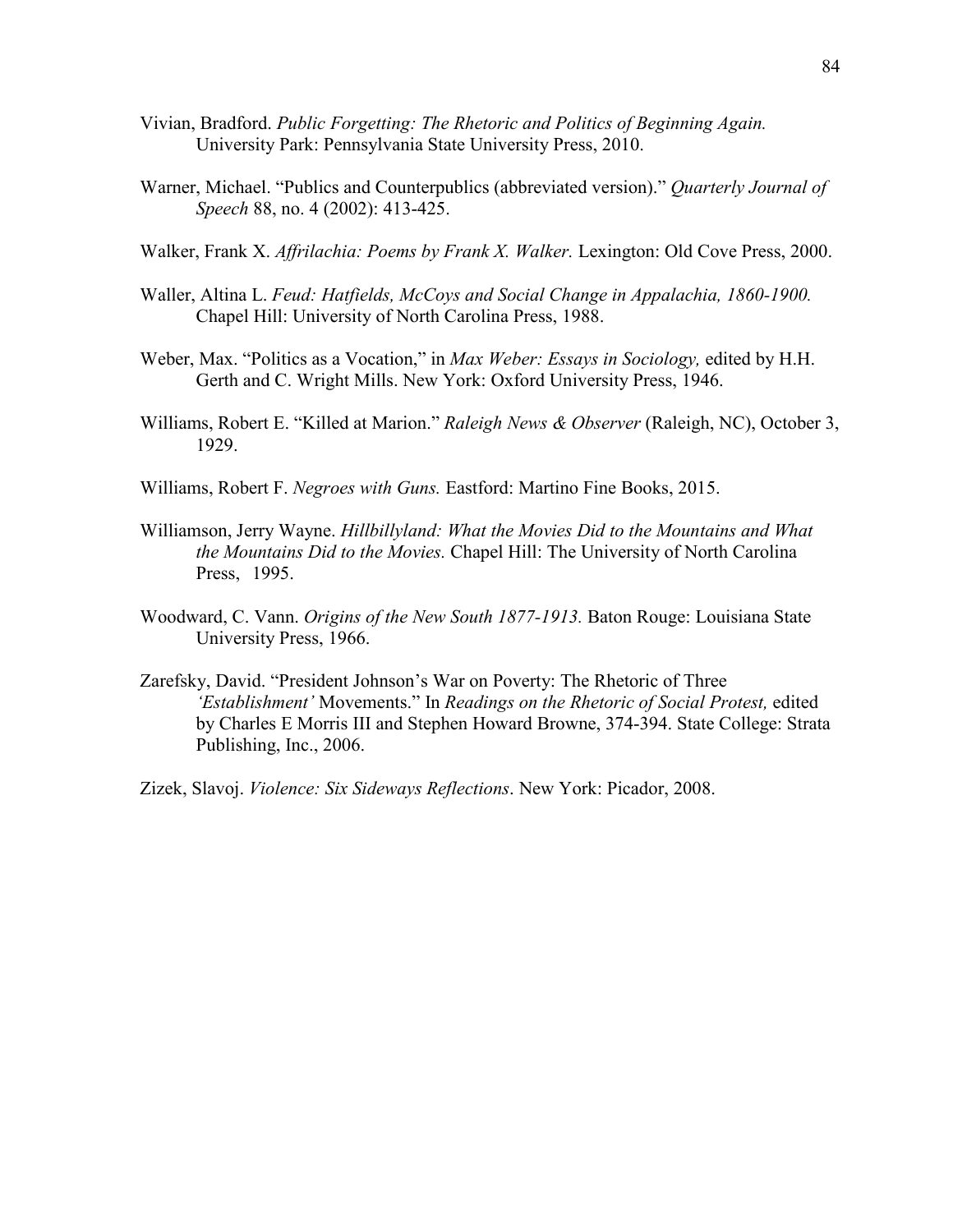Vivian, Bradford. *Public Forgetting: The Rhetoric and Politics of Beginning Again.* University Park: Pennsylvania State University Press, 2010.

Warner, Michael. "Publics and Counterpublics (abbreviated version)." *Quarterly Journal of Speech* 88, no. 4 (2002): 413-425.

Walker, Frank X. *Affrilachia: Poems by Frank X. Walker.* Lexington: Old Cove Press, 2000.

Waller, Altina L. *Feud: Hatfields, McCoys and Social Change in Appalachia, 1860-1900.* Chapel Hill: University of North Carolina Press, 1988.

Weber, Max. "Politics as a Vocation," in *Max Weber: Essays in Sociology,* edited by H.H. Gerth and C. Wright Mills. New York: Oxford University Press, 1946.

Williams, Robert E. "Killed at Marion." *Raleigh News & Observer* (Raleigh, NC), October 3, 1929.

Williams, Robert F. *Negroes with Guns.* Eastford: Martino Fine Books, 2015.

Williamson, Jerry Wayne. *Hillbillyland: What the Movies Did to the Mountains and What the Mountains Did to the Movies.* Chapel Hill: The University of North Carolina Press, 1995.

Woodward, C. Vann. *Origins of the New South 1877-1913.* Baton Rouge: Louisiana State University Press, 1966.

Zarefsky, David. "President Johnson's War on Poverty: The Rhetoric of Three *'Establishment'* Movements." In *Readings on the Rhetoric of Social Protest,* edited by Charles E Morris III and Stephen Howard Browne, 374-394. State College: Strata Publishing, Inc., 2006.

Zizek, Slavoj. *Violence: Six Sideways Reflections*. New York: Picador, 2008.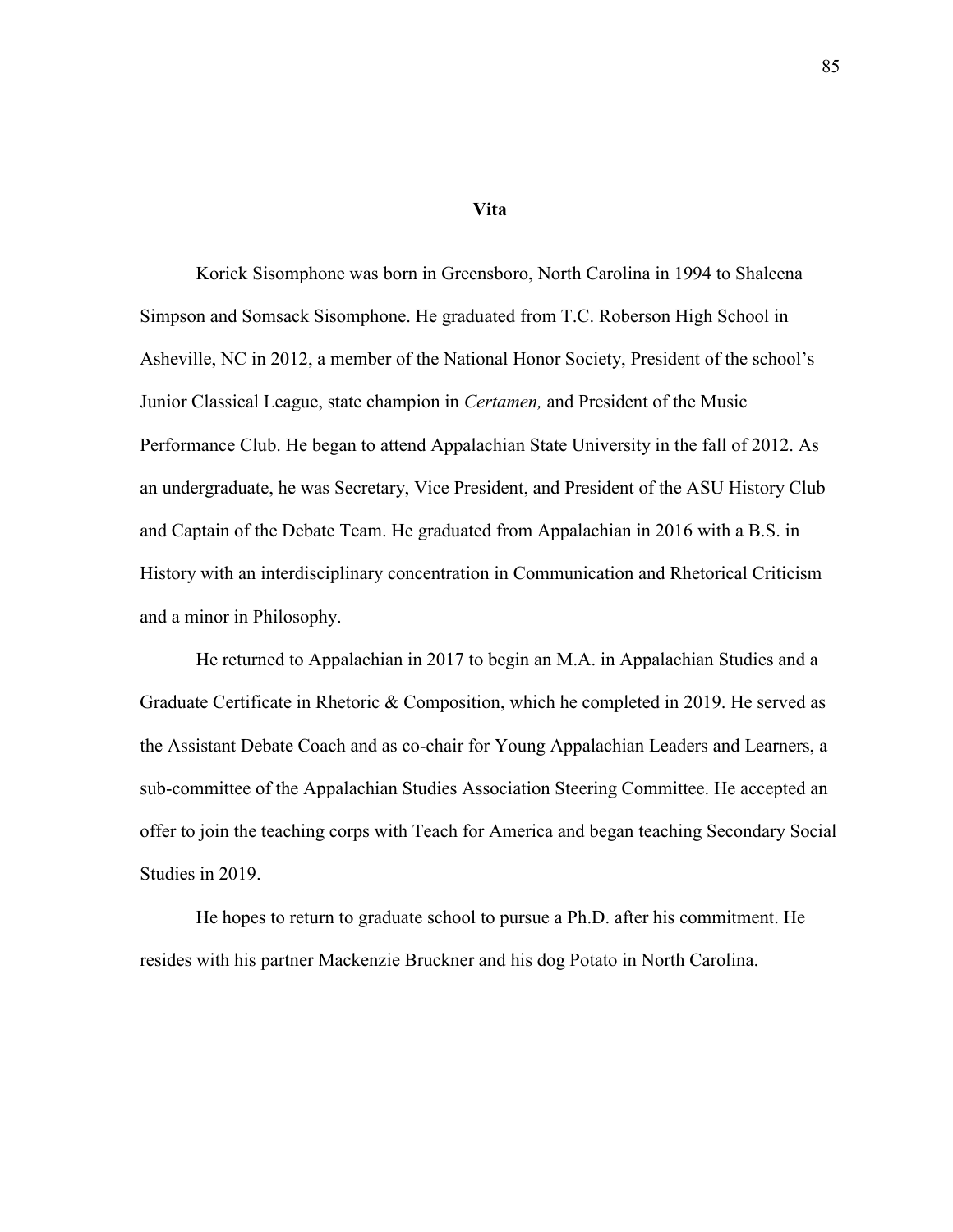# Vita

Korick Sisomphone was born in Greensboro, North Carolina in 1994 to Shaleena Simpson and Somsack Sisomphone. He graduated from T.C. Roberson High School in Asheville, NC in 2012, a member of the National Honor Society, President of the school's Junior Classical League, state champion in *Certamen,* and President of the Music Performance Club. He began to attend Appalachian State University in the fall of 2012. As an undergraduate, he was Secretary, Vice President, and President of the ASU History Club and Captain of the Debate Team. He graduated from Appalachian in 2016 with a B.S. in History with an interdisciplinary concentration in Communication and Rhetorical Criticism and a minor in Philosophy.

He returned to Appalachian in 2017 to begin an M.A. in Appalachian Studies and a Graduate Certificate in Rhetoric & Composition, which he completed in 2019. He served as the Assistant Debate Coach and as co-chair for Young Appalachian Leaders and Learners, a sub-committee of the Appalachian Studies Association Steering Committee. He accepted an offer to join the teaching corps with Teach for America and began teaching Secondary Social Studies in 2019.

He hopes to return to graduate school to pursue a Ph.D. after his commitment. He resides with his partner Mackenzie Bruckner and his dog Potato in North Carolina.